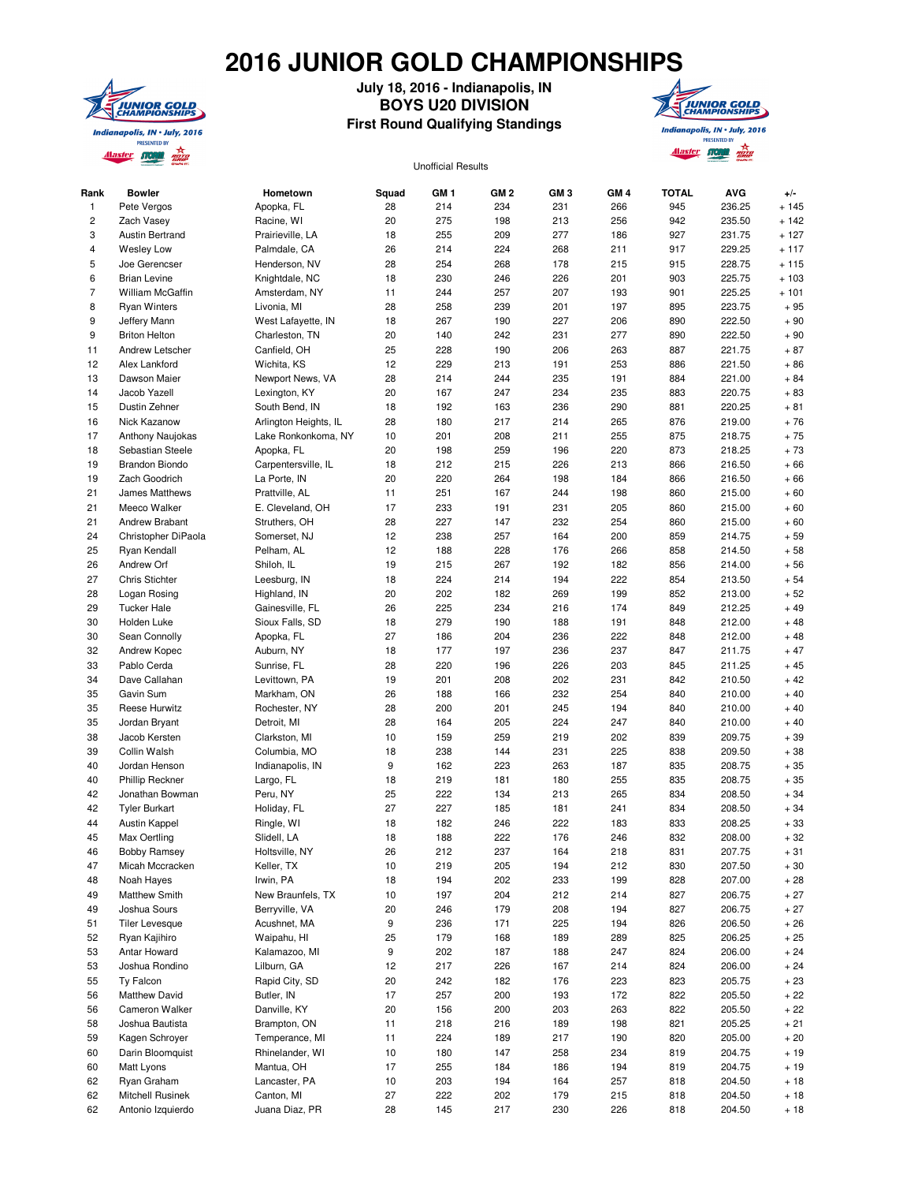# 2016 JUNIOR GOLD CHAMPIONSHIPS

**July 18, 2016 - Indianapolis, IN**

**BOYS U20 DIVISION**

**First Round Qualifying Standings**

Unofficial Results

| Rank | Bowler | Hometown | Squad | GM 1 | GM 2 | GM 3 | GM 4 | TOTAL | AVG | +/- |
|---|---|---|---|---|---|---|---|---|---|---|
| 1 | Pete Vergos | Apopka, FL | 28 | 214 | 234 | 231 | 266 | 945 | 236.25 | + 145 |
| 2 | Zach Vasey | Racine, WI | 20 | 275 | 198 | 213 | 256 | 942 | 235.50 | + 142 |
| 3 | Austin Bertrand | Prairieville, LA | 18 | 255 | 209 | 277 | 186 | 927 | 231.75 | + 127 |
| 4 | Wesley Low | Palmdale, CA | 26 | 214 | 224 | 268 | 211 | 917 | 229.25 | + 117 |
| 5 | Joe Gerencser | Henderson, NV | 28 | 254 | 268 | 178 | 215 | 915 | 228.75 | + 115 |
| 6 | Brian Levine | Knightdale, NC | 18 | 230 | 246 | 226 | 201 | 903 | 225.75 | + 103 |
| 7 | William McGaffin | Amsterdam, NY | 11 | 244 | 257 | 207 | 193 | 901 | 225.25 | + 101 |
| 8 | Ryan Winters | Livonia, MI | 28 | 258 | 239 | 201 | 197 | 895 | 223.75 | + 95 |
| 9 | Jeffery Mann | West Lafayette, IN | 18 | 267 | 190 | 227 | 206 | 890 | 222.50 | + 90 |
| 9 | Briton Helton | Charleston, TN | 20 | 140 | 242 | 231 | 277 | 890 | 222.50 | + 90 |
| 11 | Andrew Letscher | Canfield, OH | 25 | 228 | 190 | 206 | 263 | 887 | 221.75 | + 87 |
| 12 | Alex Lankford | Wichita, KS | 12 | 229 | 213 | 191 | 253 | 886 | 221.50 | + 86 |
| 13 | Dawson Maier | Newport News, VA | 28 | 214 | 244 | 235 | 191 | 884 | 221.00 | + 84 |
| 14 | Jacob Yazell | Lexington, KY | 20 | 167 | 247 | 234 | 235 | 883 | 220.75 | + 83 |
| 15 | Dustin Zehner | South Bend, IN | 18 | 192 | 163 | 236 | 290 | 881 | 220.25 | + 81 |
| 16 | Nick Kazanow | Arlington Heights, IL | 28 | 180 | 217 | 214 | 265 | 876 | 219.00 | + 76 |
| 17 | Anthony Naujokas | Lake Ronkonkoma, NY | 10 | 201 | 208 | 211 | 255 | 875 | 218.75 | + 75 |
| 18 | Sebastian Steele | Apopka, FL | 20 | 198 | 259 | 196 | 220 | 873 | 218.25 | + 73 |
| 19 | Brandon Biondo | Carpentersville, IL | 18 | 212 | 215 | 226 | 213 | 866 | 216.50 | + 66 |
| 19 | Zach Goodrich | La Porte, IN | 20 | 220 | 264 | 198 | 184 | 866 | 216.50 | + 66 |
| 21 | James Matthews | Prattville, AL | 11 | 251 | 167 | 244 | 198 | 860 | 215.00 | + 60 |
| 21 | Meeco Walker | E. Cleveland, OH | 17 | 233 | 191 | 231 | 205 | 860 | 215.00 | + 60 |
| 21 | Andrew Brabant | Struthers, OH | 28 | 227 | 147 | 232 | 254 | 860 | 215.00 | + 60 |
| 24 | Christopher DiPaola | Somerset, NJ | 12 | 238 | 257 | 164 | 200 | 859 | 214.75 | + 59 |
| 25 | Ryan Kendall | Pelham, AL | 12 | 188 | 228 | 176 | 266 | 858 | 214.50 | + 58 |
| 26 | Andrew Orf | Shiloh, IL | 19 | 215 | 267 | 192 | 182 | 856 | 214.00 | + 56 |
| 27 | Chris Stichter | Leesburg, IN | 18 | 224 | 214 | 194 | 222 | 854 | 213.50 | + 54 |
| 28 | Logan Rosing | Highland, IN | 20 | 202 | 182 | 269 | 199 | 852 | 213.00 | + 52 |
| 29 | Tucker Hale | Gainesville, FL | 26 | 225 | 234 | 216 | 174 | 849 | 212.25 | + 49 |
| 30 | Holden Luke | Sioux Falls, SD | 18 | 279 | 190 | 188 | 191 | 848 | 212.00 | + 48 |
| 30 | Sean Connolly | Apopka, FL | 27 | 186 | 204 | 236 | 222 | 848 | 212.00 | + 48 |
| 32 | Andrew Kopec | Auburn, NY | 18 | 177 | 197 | 236 | 237 | 847 | 211.75 | + 47 |
| 33 | Pablo Cerda | Sunrise, FL | 28 | 220 | 196 | 226 | 203 | 845 | 211.25 | + 45 |
| 34 | Dave Callahan | Levittown, PA | 19 | 201 | 208 | 202 | 231 | 842 | 210.50 | + 42 |
| 35 | Gavin Sum | Markham, ON | 26 | 188 | 166 | 232 | 254 | 840 | 210.00 | + 40 |
| 35 | Reese Hurwitz | Rochester, NY | 28 | 200 | 201 | 245 | 194 | 840 | 210.00 | + 40 |
| 35 | Jordan Bryant | Detroit, MI | 28 | 164 | 205 | 224 | 247 | 840 | 210.00 | + 40 |
| 38 | Jacob Kersten | Clarkston, MI | 10 | 159 | 259 | 219 | 202 | 839 | 209.75 | + 39 |
| 39 | Collin Walsh | Columbia, MO | 18 | 238 | 144 | 231 | 225 | 838 | 209.50 | + 38 |
| 40 | Jordan Henson | Indianapolis, IN | 9 | 162 | 223 | 263 | 187 | 835 | 208.75 | + 35 |
| 40 | Phillip Reckner | Largo, FL | 18 | 219 | 181 | 180 | 255 | 835 | 208.75 | + 35 |
| 42 | Jonathan Bowman | Peru, NY | 25 | 222 | 134 | 213 | 265 | 834 | 208.50 | + 34 |
| 42 | Tyler Burkart | Holiday, FL | 27 | 227 | 185 | 181 | 241 | 834 | 208.50 | + 34 |
| 44 | Austin Kappel | Ringle, WI | 18 | 182 | 246 | 222 | 183 | 833 | 208.25 | + 33 |
| 45 | Max Oertling | Slidell, LA | 18 | 188 | 222 | 176 | 246 | 832 | 208.00 | + 32 |
| 46 | Bobby Ramsey | Holtsville, NY | 26 | 212 | 237 | 164 | 218 | 831 | 207.75 | + 31 |
| 47 | Micah Mccracken | Keller, TX | 10 | 219 | 205 | 194 | 212 | 830 | 207.50 | + 30 |
| 48 | Noah Hayes | Irwin, PA | 18 | 194 | 202 | 233 | 199 | 828 | 207.00 | + 28 |
| 49 | Matthew Smith | New Braunfels, TX | 10 | 197 | 204 | 212 | 214 | 827 | 206.75 | + 27 |
| 49 | Joshua Sours | Berryville, VA | 20 | 246 | 179 | 208 | 194 | 827 | 206.75 | + 27 |
| 51 | Tiler Levesque | Acushnet, MA | 9 | 236 | 171 | 225 | 194 | 826 | 206.50 | + 26 |
| 52 | Ryan Kajihiro | Waipahu, HI | 25 | 179 | 168 | 189 | 289 | 825 | 206.25 | + 25 |
| 53 | Antar Howard | Kalamazoo, MI | 9 | 202 | 187 | 188 | 247 | 824 | 206.00 | + 24 |
| 53 | Joshua Rondino | Lilburn, GA | 12 | 217 | 226 | 167 | 214 | 824 | 206.00 | + 24 |
| 55 | Ty Falcon | Rapid City, SD | 20 | 242 | 182 | 176 | 223 | 823 | 205.75 | + 23 |
| 56 | Matthew David | Butler, IN | 17 | 257 | 200 | 193 | 172 | 822 | 205.50 | + 22 |
| 56 | Cameron Walker | Danville, KY | 20 | 156 | 200 | 203 | 263 | 822 | 205.50 | + 22 |
| 58 | Joshua Bautista | Brampton, ON | 11 | 218 | 216 | 189 | 198 | 821 | 205.25 | + 21 |
| 59 | Kagen Schroyer | Temperance, MI | 11 | 224 | 189 | 217 | 190 | 820 | 205.00 | + 20 |
| 60 | Darin Bloomquist | Rhinelander, WI | 10 | 180 | 147 | 258 | 234 | 819 | 204.75 | + 19 |
| 60 | Matt Lyons | Mantua, OH | 17 | 255 | 184 | 186 | 194 | 819 | 204.75 | + 19 |
| 62 | Ryan Graham | Lancaster, PA | 10 | 203 | 194 | 164 | 257 | 818 | 204.50 | + 18 |
| 62 | Mitchell Rusinek | Canton, MI | 27 | 222 | 202 | 179 | 215 | 818 | 204.50 | + 18 |
| 62 | Antonio Izquierdo | Juana Diaz, PR | 28 | 145 | 217 | 230 | 226 | 818 | 204.50 | + 18 |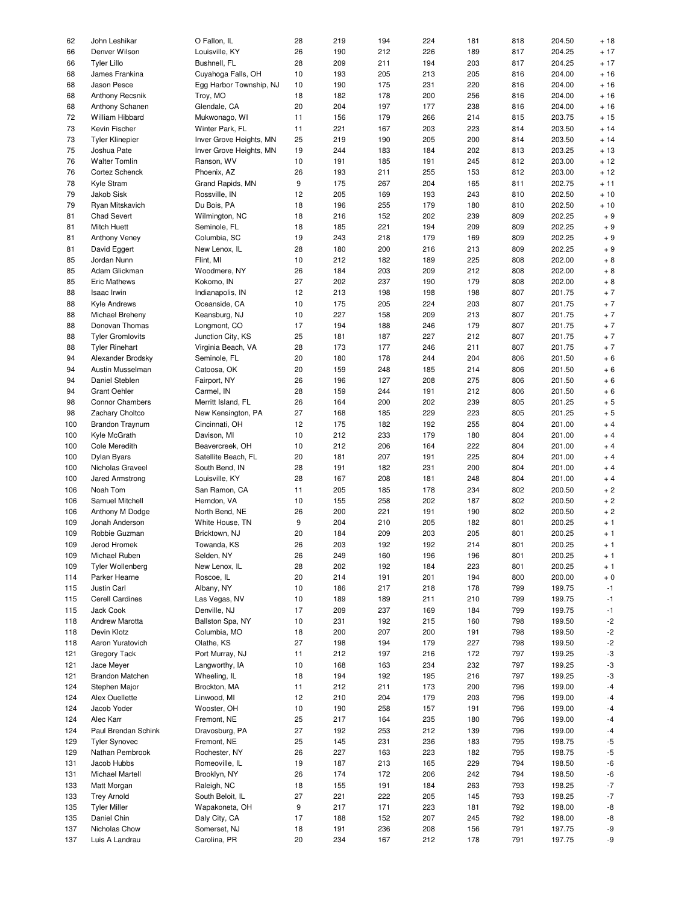| | | | | | | | | | | |
|---|---|---|---|---|---|---|---|---|---|---|
| 62 | John Leshikar | O Fallon, IL | 28 | 219 | 194 | 224 | 181 | 818 | 204.50 | + 18 |
| 66 | Denver Wilson | Louisville, KY | 26 | 190 | 212 | 226 | 189 | 817 | 204.25 | + 17 |
| 66 | Tyler Lillo | Bushnell, FL | 28 | 209 | 211 | 194 | 203 | 817 | 204.25 | + 17 |
| 68 | James Frankina | Cuyahoga Falls, OH | 10 | 193 | 205 | 213 | 205 | 816 | 204.00 | + 16 |
| 68 | Jason Pesce | Egg Harbor Township, NJ | 10 | 190 | 175 | 231 | 220 | 816 | 204.00 | + 16 |
| 68 | Anthony Recsnik | Troy, MO | 18 | 182 | 178 | 200 | 256 | 816 | 204.00 | + 16 |
| 68 | Anthony Schanen | Glendale, CA | 20 | 204 | 197 | 177 | 238 | 816 | 204.00 | + 16 |
| 72 | William Hibbard | Mukwonago, WI | 11 | 156 | 179 | 266 | 214 | 815 | 203.75 | + 15 |
| 73 | Kevin Fischer | Winter Park, FL | 11 | 221 | 167 | 203 | 223 | 814 | 203.50 | + 14 |
| 73 | Tyler Klinepier | Inver Grove Heights, MN | 25 | 219 | 190 | 205 | 200 | 814 | 203.50 | + 14 |
| 75 | Joshua Pate | Inver Grove Heights, MN | 19 | 244 | 183 | 184 | 202 | 813 | 203.25 | + 13 |
| 76 | Walter Tomlin | Ranson, WV | 10 | 191 | 185 | 191 | 245 | 812 | 203.00 | + 12 |
| 76 | Cortez Schenck | Phoenix, AZ | 26 | 193 | 211 | 255 | 153 | 812 | 203.00 | + 12 |
| 78 | Kyle Stram | Grand Rapids, MN | 9 | 175 | 267 | 204 | 165 | 811 | 202.75 | + 11 |
| 79 | Jakob Sisk | Rossville, IN | 12 | 205 | 169 | 193 | 243 | 810 | 202.50 | + 10 |
| 79 | Ryan Mitskavich | Du Bois, PA | 18 | 196 | 255 | 179 | 180 | 810 | 202.50 | + 10 |
| 81 | Chad Severt | Wilmington, NC | 18 | 216 | 152 | 202 | 239 | 809 | 202.25 | + 9 |
| 81 | Mitch Huett | Seminole, FL | 18 | 185 | 221 | 194 | 209 | 809 | 202.25 | + 9 |
| 81 | Anthony Veney | Columbia, SC | 19 | 243 | 218 | 179 | 169 | 809 | 202.25 | + 9 |
| 81 | David Eggert | New Lenox, IL | 28 | 180 | 200 | 216 | 213 | 809 | 202.25 | + 9 |
| 85 | Jordan Nunn | Flint, MI | 10 | 212 | 182 | 189 | 225 | 808 | 202.00 | + 8 |
| 85 | Adam Glickman | Woodmere, NY | 26 | 184 | 203 | 209 | 212 | 808 | 202.00 | + 8 |
| 85 | Eric Mathews | Kokomo, IN | 27 | 202 | 237 | 190 | 179 | 808 | 202.00 | + 8 |
| 88 | Isaac Irwin | Indianapolis, IN | 12 | 213 | 198 | 198 | 198 | 807 | 201.75 | + 7 |
| 88 | Kyle Andrews | Oceanside, CA | 10 | 175 | 205 | 224 | 203 | 807 | 201.75 | + 7 |
| 88 | Michael Breheny | Keansburg, NJ | 10 | 227 | 158 | 209 | 213 | 807 | 201.75 | + 7 |
| 88 | Donovan Thomas | Longmont, CO | 17 | 194 | 188 | 246 | 179 | 807 | 201.75 | + 7 |
| 88 | Tyler Gromlovits | Junction City, KS | 25 | 181 | 187 | 227 | 212 | 807 | 201.75 | + 7 |
| 88 | Tyler Rinehart | Virginia Beach, VA | 28 | 173 | 177 | 246 | 211 | 807 | 201.75 | + 7 |
| 94 | Alexander Brodsky | Seminole, FL | 20 | 180 | 178 | 244 | 204 | 806 | 201.50 | + 6 |
| 94 | Austin Musselman | Catoosa, OK | 20 | 159 | 248 | 185 | 214 | 806 | 201.50 | + 6 |
| 94 | Daniel Steblen | Fairport, NY | 26 | 196 | 127 | 208 | 275 | 806 | 201.50 | + 6 |
| 94 | Grant Oehler | Carmel, IN | 28 | 159 | 244 | 191 | 212 | 806 | 201.50 | + 6 |
| 98 | Connor Chambers | Merritt Island, FL | 26 | 164 | 200 | 202 | 239 | 805 | 201.25 | + 5 |
| 98 | Zachary Choltco | New Kensington, PA | 27 | 168 | 185 | 229 | 223 | 805 | 201.25 | + 5 |
| 100 | Brandon Traynum | Cincinnati, OH | 12 | 175 | 182 | 192 | 255 | 804 | 201.00 | + 4 |
| 100 | Kyle McGrath | Davison, MI | 10 | 212 | 233 | 179 | 180 | 804 | 201.00 | + 4 |
| 100 | Cole Meredith | Beavercreek, OH | 10 | 212 | 206 | 164 | 222 | 804 | 201.00 | + 4 |
| 100 | Dylan Byars | Satellite Beach, FL | 20 | 181 | 207 | 191 | 225 | 804 | 201.00 | + 4 |
| 100 | Nicholas Graveel | South Bend, IN | 28 | 191 | 182 | 231 | 200 | 804 | 201.00 | + 4 |
| 100 | Jared Armstrong | Louisville, KY | 28 | 167 | 208 | 181 | 248 | 804 | 201.00 | + 4 |
| 106 | Noah Tom | San Ramon, CA | 11 | 205 | 185 | 178 | 234 | 802 | 200.50 | + 2 |
| 106 | Samuel Mitchell | Herndon, VA | 10 | 155 | 258 | 202 | 187 | 802 | 200.50 | + 2 |
| 106 | Anthony M Dodge | North Bend, NE | 26 | 200 | 221 | 191 | 190 | 802 | 200.50 | + 2 |
| 109 | Jonah Anderson | White House, TN | 9 | 204 | 210 | 205 | 182 | 801 | 200.25 | + 1 |
| 109 | Robbie Guzman | Bricktown, NJ | 20 | 184 | 209 | 203 | 205 | 801 | 200.25 | + 1 |
| 109 | Jerod Hromek | Towanda, KS | 26 | 203 | 192 | 192 | 214 | 801 | 200.25 | + 1 |
| 109 | Michael Ruben | Selden, NY | 26 | 249 | 160 | 196 | 196 | 801 | 200.25 | + 1 |
| 109 | Tyler Wollenberg | New Lenox, IL | 28 | 202 | 192 | 184 | 223 | 801 | 200.25 | + 1 |
| 114 | Parker Hearne | Roscoe, IL | 20 | 214 | 191 | 201 | 194 | 800 | 200.00 | + 0 |
| 115 | Justin Carl | Albany, NY | 10 | 186 | 217 | 218 | 178 | 799 | 199.75 | -1 |
| 115 | Cerell Cardines | Las Vegas, NV | 10 | 189 | 189 | 211 | 210 | 799 | 199.75 | -1 |
| 115 | Jack Cook | Denville, NJ | 17 | 209 | 237 | 169 | 184 | 799 | 199.75 | -1 |
| 118 | Andrew Marotta | Ballston Spa, NY | 10 | 231 | 192 | 215 | 160 | 798 | 199.50 | -2 |
| 118 | Devin Klotz | Columbia, MO | 18 | 200 | 207 | 200 | 191 | 798 | 199.50 | -2 |
| 118 | Aaron Yuratovich | Olathe, KS | 27 | 198 | 194 | 179 | 227 | 798 | 199.50 | -2 |
| 121 | Gregory Tack | Port Murray, NJ | 11 | 212 | 197 | 216 | 172 | 797 | 199.25 | -3 |
| 121 | Jace Meyer | Langworthy, IA | 10 | 168 | 163 | 234 | 232 | 797 | 199.25 | -3 |
| 121 | Brandon Matchen | Wheeling, IL | 18 | 194 | 192 | 195 | 216 | 797 | 199.25 | -3 |
| 124 | Stephen Major | Brockton, MA | 11 | 212 | 211 | 173 | 200 | 796 | 199.00 | -4 |
| 124 | Alex Ouellette | Linwood, MI | 12 | 210 | 204 | 179 | 203 | 796 | 199.00 | -4 |
| 124 | Jacob Yoder | Wooster, OH | 10 | 190 | 258 | 157 | 191 | 796 | 199.00 | -4 |
| 124 | Alec Karr | Fremont, NE | 25 | 217 | 164 | 235 | 180 | 796 | 199.00 | -4 |
| 124 | Paul Brendan Schink | Dravosburg, PA | 27 | 192 | 253 | 212 | 139 | 796 | 199.00 | -4 |
| 129 | Tyler Synovec | Fremont, NE | 25 | 145 | 231 | 236 | 183 | 795 | 198.75 | -5 |
| 129 | Nathan Pembrook | Rochester, NY | 26 | 227 | 163 | 223 | 182 | 795 | 198.75 | -5 |
| 131 | Jacob Hubbs | Romeoville, IL | 19 | 187 | 213 | 165 | 229 | 794 | 198.50 | -6 |
| 131 | Michael Martell | Brooklyn, NY | 26 | 174 | 172 | 206 | 242 | 794 | 198.50 | -6 |
| 133 | Matt Morgan | Raleigh, NC | 18 | 155 | 191 | 184 | 263 | 793 | 198.25 | -7 |
| 133 | Trey Arnold | South Beloit, IL | 27 | 221 | 222 | 205 | 145 | 793 | 198.25 | -7 |
| 135 | Tyler Miller | Wapakoneta, OH | 9 | 217 | 171 | 223 | 181 | 792 | 198.00 | -8 |
| 135 | Daniel Chin | Daly City, CA | 17 | 188 | 152 | 207 | 245 | 792 | 198.00 | -8 |
| 137 | Nicholas Chow | Somerset, NJ | 18 | 191 | 236 | 208 | 156 | 791 | 197.75 | -9 |
| 137 | Luis A Landrau | Carolina, PR | 20 | 234 | 167 | 212 | 178 | 791 | 197.75 | -9 |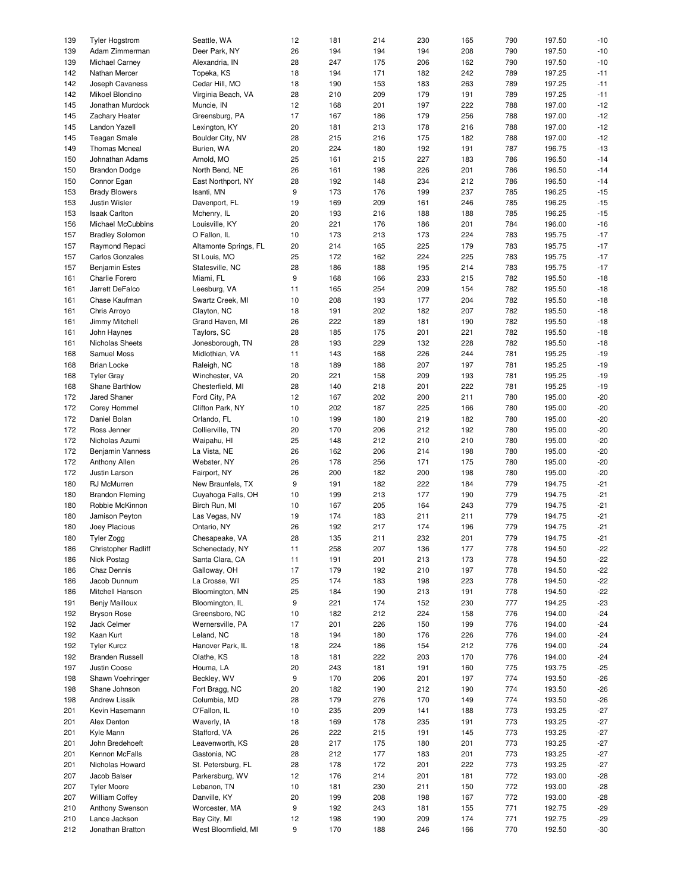| | | | | | | | | | | |
|---|---|---|---|---|---|---|---|---|---|---|
| 139 | Tyler Hogstrom | Seattle, WA | 12 | 181 | 214 | 230 | 165 | 790 | 197.50 | -10 |
| 139 | Adam Zimmerman | Deer Park, NY | 26 | 194 | 194 | 194 | 208 | 790 | 197.50 | -10 |
| 139 | Michael Carney | Alexandria, IN | 28 | 247 | 175 | 206 | 162 | 790 | 197.50 | -10 |
| 142 | Nathan Mercer | Topeka, KS | 18 | 194 | 171 | 182 | 242 | 789 | 197.25 | -11 |
| 142 | Joseph Cavaness | Cedar Hill, MO | 18 | 190 | 153 | 183 | 263 | 789 | 197.25 | -11 |
| 142 | Mikoel Blondino | Virginia Beach, VA | 28 | 210 | 209 | 179 | 191 | 789 | 197.25 | -11 |
| 145 | Jonathan Murdock | Muncie, IN | 12 | 168 | 201 | 197 | 222 | 788 | 197.00 | -12 |
| 145 | Zachary Heater | Greensburg, PA | 17 | 167 | 186 | 179 | 256 | 788 | 197.00 | -12 |
| 145 | Landon Yazell | Lexington, KY | 20 | 181 | 213 | 178 | 216 | 788 | 197.00 | -12 |
| 145 | Teagan Smale | Boulder City, NV | 28 | 215 | 216 | 175 | 182 | 788 | 197.00 | -12 |
| 149 | Thomas Mcneal | Burien, WA | 20 | 224 | 180 | 192 | 191 | 787 | 196.75 | -13 |
| 150 | Johnathan Adams | Arnold, MO | 25 | 161 | 215 | 227 | 183 | 786 | 196.50 | -14 |
| 150 | Brandon Dodge | North Bend, NE | 26 | 161 | 198 | 226 | 201 | 786 | 196.50 | -14 |
| 150 | Connor Egan | East Northport, NY | 28 | 192 | 148 | 234 | 212 | 786 | 196.50 | -14 |
| 153 | Brady Blowers | Isanti, MN | 9 | 173 | 176 | 199 | 237 | 785 | 196.25 | -15 |
| 153 | Justin Wisler | Davenport, FL | 19 | 169 | 209 | 161 | 246 | 785 | 196.25 | -15 |
| 153 | Isaak Carlton | Mchenry, IL | 20 | 193 | 216 | 188 | 188 | 785 | 196.25 | -15 |
| 156 | Michael McCubbins | Louisville, KY | 20 | 221 | 176 | 186 | 201 | 784 | 196.00 | -16 |
| 157 | Bradley Solomon | O Fallon, IL | 10 | 173 | 213 | 173 | 224 | 783 | 195.75 | -17 |
| 157 | Raymond Repaci | Altamonte Springs, FL | 20 | 214 | 165 | 225 | 179 | 783 | 195.75 | -17 |
| 157 | Carlos Gonzales | St Louis, MO | 25 | 172 | 162 | 224 | 225 | 783 | 195.75 | -17 |
| 157 | Benjamin Estes | Statesville, NC | 28 | 186 | 188 | 195 | 214 | 783 | 195.75 | -17 |
| 161 | Charlie Forero | Miami, FL | 9 | 168 | 166 | 233 | 215 | 782 | 195.50 | -18 |
| 161 | Jarrett DeFalco | Leesburg, VA | 11 | 165 | 254 | 209 | 154 | 782 | 195.50 | -18 |
| 161 | Chase Kaufman | Swartz Creek, MI | 10 | 208 | 193 | 177 | 204 | 782 | 195.50 | -18 |
| 161 | Chris Arroyo | Clayton, NC | 18 | 191 | 202 | 182 | 207 | 782 | 195.50 | -18 |
| 161 | Jimmy Mitchell | Grand Haven, MI | 26 | 222 | 189 | 181 | 190 | 782 | 195.50 | -18 |
| 161 | John Haynes | Taylors, SC | 28 | 185 | 175 | 201 | 221 | 782 | 195.50 | -18 |
| 161 | Nicholas Sheets | Jonesborough, TN | 28 | 193 | 229 | 132 | 228 | 782 | 195.50 | -18 |
| 168 | Samuel Moss | Midlothian, VA | 11 | 143 | 168 | 226 | 244 | 781 | 195.25 | -19 |
| 168 | Brian Locke | Raleigh, NC | 18 | 189 | 188 | 207 | 197 | 781 | 195.25 | -19 |
| 168 | Tyler Gray | Winchester, VA | 20 | 221 | 158 | 209 | 193 | 781 | 195.25 | -19 |
| 168 | Shane Barthlow | Chesterfield, MI | 28 | 140 | 218 | 201 | 222 | 781 | 195.25 | -19 |
| 172 | Jared Shaner | Ford City, PA | 12 | 167 | 202 | 200 | 211 | 780 | 195.00 | -20 |
| 172 | Corey Hommel | Clifton Park, NY | 10 | 202 | 187 | 225 | 166 | 780 | 195.00 | -20 |
| 172 | Daniel Bolan | Orlando, FL | 10 | 199 | 180 | 219 | 182 | 780 | 195.00 | -20 |
| 172 | Ross Jenner | Collierville, TN | 20 | 170 | 206 | 212 | 192 | 780 | 195.00 | -20 |
| 172 | Nicholas Azumi | Waipahu, HI | 25 | 148 | 212 | 210 | 210 | 780 | 195.00 | -20 |
| 172 | Benjamin Vanness | La Vista, NE | 26 | 162 | 206 | 214 | 198 | 780 | 195.00 | -20 |
| 172 | Anthony Allen | Webster, NY | 26 | 178 | 256 | 171 | 175 | 780 | 195.00 | -20 |
| 172 | Justin Larson | Fairport, NY | 26 | 200 | 182 | 200 | 198 | 780 | 195.00 | -20 |
| 180 | RJ McMurren | New Braunfels, TX | 9 | 191 | 182 | 222 | 184 | 779 | 194.75 | -21 |
| 180 | Brandon Fleming | Cuyahoga Falls, OH | 10 | 199 | 213 | 177 | 190 | 779 | 194.75 | -21 |
| 180 | Robbie McKinnon | Birch Run, MI | 10 | 167 | 205 | 164 | 243 | 779 | 194.75 | -21 |
| 180 | Jamison Peyton | Las Vegas, NV | 19 | 174 | 183 | 211 | 211 | 779 | 194.75 | -21 |
| 180 | Joey Placious | Ontario, NY | 26 | 192 | 217 | 174 | 196 | 779 | 194.75 | -21 |
| 180 | Tyler Zogg | Chesapeake, VA | 28 | 135 | 211 | 232 | 201 | 779 | 194.75 | -21 |
| 186 | Christopher Radliff | Schenectady, NY | 11 | 258 | 207 | 136 | 177 | 778 | 194.50 | -22 |
| 186 | Nick Postag | Santa Clara, CA | 11 | 191 | 201 | 213 | 173 | 778 | 194.50 | -22 |
| 186 | Chaz Dennis | Galloway, OH | 17 | 179 | 192 | 210 | 197 | 778 | 194.50 | -22 |
| 186 | Jacob Dunnum | La Crosse, WI | 25 | 174 | 183 | 198 | 223 | 778 | 194.50 | -22 |
| 186 | Mitchell Hanson | Bloomington, MN | 25 | 184 | 190 | 213 | 191 | 778 | 194.50 | -22 |
| 191 | Benjy Mailloux | Bloomington, IL | 9 | 221 | 174 | 152 | 230 | 777 | 194.25 | -23 |
| 192 | Bryson Rose | Greensboro, NC | 10 | 182 | 212 | 224 | 158 | 776 | 194.00 | -24 |
| 192 | Jack Celmer | Wernersville, PA | 17 | 201 | 226 | 150 | 199 | 776 | 194.00 | -24 |
| 192 | Kaan Kurt | Leland, NC | 18 | 194 | 180 | 176 | 226 | 776 | 194.00 | -24 |
| 192 | Tyler Kurcz | Hanover Park, IL | 18 | 224 | 186 | 154 | 212 | 776 | 194.00 | -24 |
| 192 | Branden Russell | Olathe, KS | 18 | 181 | 222 | 203 | 170 | 776 | 194.00 | -24 |
| 197 | Justin Coose | Houma, LA | 20 | 243 | 181 | 191 | 160 | 775 | 193.75 | -25 |
| 198 | Shawn Voehringer | Beckley, WV | 9 | 170 | 206 | 201 | 197 | 774 | 193.50 | -26 |
| 198 | Shane Johnson | Fort Bragg, NC | 20 | 182 | 190 | 212 | 190 | 774 | 193.50 | -26 |
| 198 | Andrew Lissik | Columbia, MD | 28 | 179 | 276 | 170 | 149 | 774 | 193.50 | -26 |
| 201 | Kevin Hasemann | O'Fallon, IL | 10 | 235 | 209 | 141 | 188 | 773 | 193.25 | -27 |
| 201 | Alex Denton | Waverly, IA | 18 | 169 | 178 | 235 | 191 | 773 | 193.25 | -27 |
| 201 | Kyle Mann | Stafford, VA | 26 | 222 | 215 | 191 | 145 | 773 | 193.25 | -27 |
| 201 | John Bredehoeft | Leavenworth, KS | 28 | 217 | 175 | 180 | 201 | 773 | 193.25 | -27 |
| 201 | Kennon McFalls | Gastonia, NC | 28 | 212 | 177 | 183 | 201 | 773 | 193.25 | -27 |
| 201 | Nicholas Howard | St. Petersburg, FL | 28 | 178 | 172 | 201 | 222 | 773 | 193.25 | -27 |
| 207 | Jacob Balser | Parkersburg, WV | 12 | 176 | 214 | 201 | 181 | 772 | 193.00 | -28 |
| 207 | Tyler Moore | Lebanon, TN | 10 | 181 | 230 | 211 | 150 | 772 | 193.00 | -28 |
| 207 | William Coffey | Danville, KY | 20 | 199 | 208 | 198 | 167 | 772 | 193.00 | -28 |
| 210 | Anthony Swenson | Worcester, MA | 9 | 192 | 243 | 181 | 155 | 771 | 192.75 | -29 |
| 210 | Lance Jackson | Bay City, MI | 12 | 198 | 190 | 209 | 174 | 771 | 192.75 | -29 |
| 212 | Jonathan Bratton | West Bloomfield, MI | 9 | 170 | 188 | 246 | 166 | 770 | 192.50 | -30 |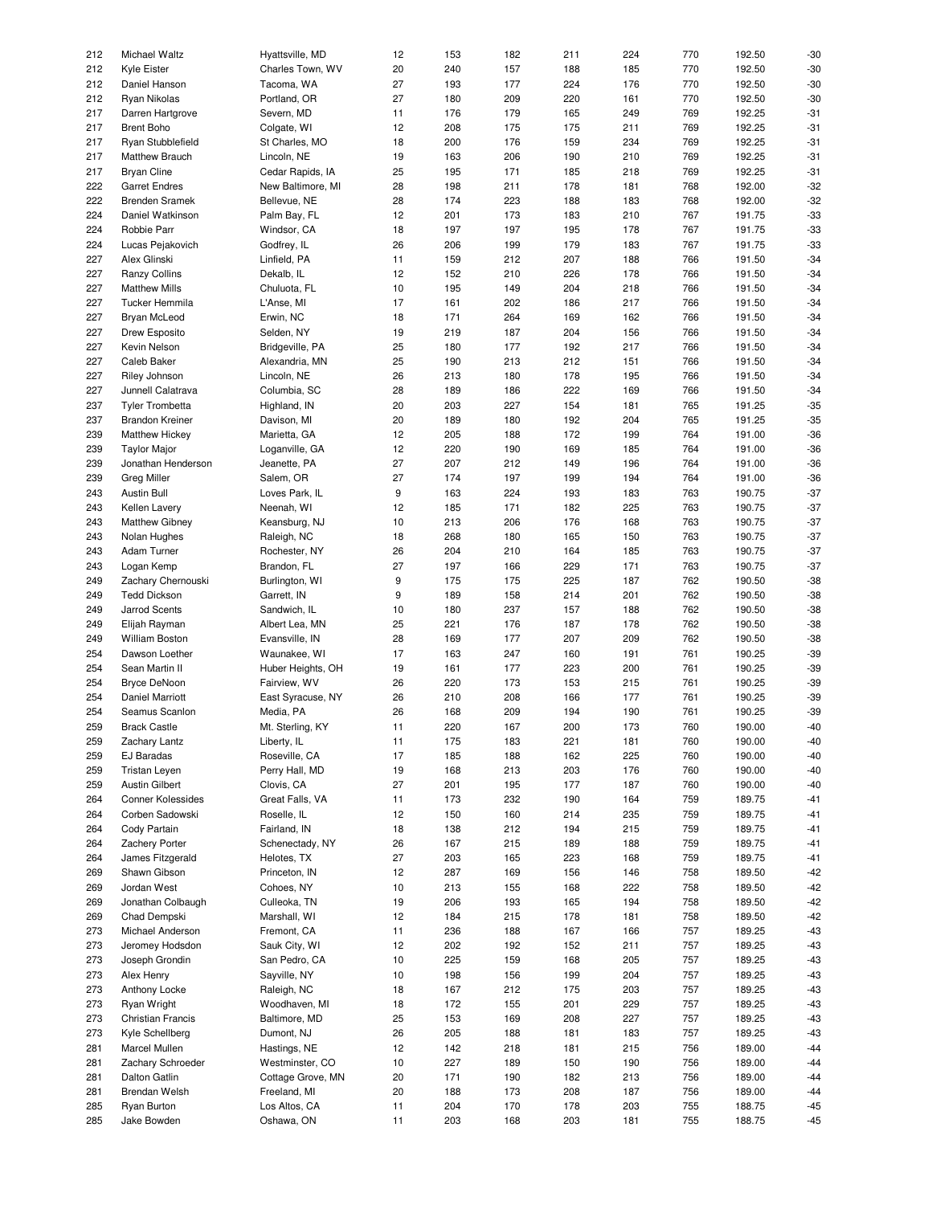| | | | | | | | | | | |
|---|---|---|---|---|---|---|---|---|---|---|
| 212 | Michael Waltz | Hyattsville, MD | 12 | 153 | 182 | 211 | 224 | 770 | 192.50 | -30 |
| 212 | Kyle Eister | Charles Town, WV | 20 | 240 | 157 | 188 | 185 | 770 | 192.50 | -30 |
| 212 | Daniel Hanson | Tacoma, WA | 27 | 193 | 177 | 224 | 176 | 770 | 192.50 | -30 |
| 212 | Ryan Nikolas | Portland, OR | 27 | 180 | 209 | 220 | 161 | 770 | 192.50 | -30 |
| 217 | Darren Hartgrove | Severn, MD | 11 | 176 | 179 | 165 | 249 | 769 | 192.25 | -31 |
| 217 | Brent Boho | Colgate, WI | 12 | 208 | 175 | 175 | 211 | 769 | 192.25 | -31 |
| 217 | Ryan Stubblefield | St Charles, MO | 18 | 200 | 176 | 159 | 234 | 769 | 192.25 | -31 |
| 217 | Matthew Brauch | Lincoln, NE | 19 | 163 | 206 | 190 | 210 | 769 | 192.25 | -31 |
| 217 | Bryan Cline | Cedar Rapids, IA | 25 | 195 | 171 | 185 | 218 | 769 | 192.25 | -31 |
| 222 | Garret Endres | New Baltimore, MI | 28 | 198 | 211 | 178 | 181 | 768 | 192.00 | -32 |
| 222 | Brenden Sramek | Bellevue, NE | 28 | 174 | 223 | 188 | 183 | 768 | 192.00 | -32 |
| 224 | Daniel Watkinson | Palm Bay, FL | 12 | 201 | 173 | 183 | 210 | 767 | 191.75 | -33 |
| 224 | Robbie Parr | Windsor, CA | 18 | 197 | 197 | 195 | 178 | 767 | 191.75 | -33 |
| 224 | Lucas Pejakovich | Godfrey, IL | 26 | 206 | 199 | 179 | 183 | 767 | 191.75 | -33 |
| 227 | Alex Glinski | Linfield, PA | 11 | 159 | 212 | 207 | 188 | 766 | 191.50 | -34 |
| 227 | Ranzy Collins | Dekalb, IL | 12 | 152 | 210 | 226 | 178 | 766 | 191.50 | -34 |
| 227 | Matthew Mills | Chuluota, FL | 10 | 195 | 149 | 204 | 218 | 766 | 191.50 | -34 |
| 227 | Tucker Hemmila | L'Anse, MI | 17 | 161 | 202 | 186 | 217 | 766 | 191.50 | -34 |
| 227 | Bryan McLeod | Erwin, NC | 18 | 171 | 264 | 169 | 162 | 766 | 191.50 | -34 |
| 227 | Drew Esposito | Selden, NY | 19 | 219 | 187 | 204 | 156 | 766 | 191.50 | -34 |
| 227 | Kevin Nelson | Bridgeville, PA | 25 | 180 | 177 | 192 | 217 | 766 | 191.50 | -34 |
| 227 | Caleb Baker | Alexandria, MN | 25 | 190 | 213 | 212 | 151 | 766 | 191.50 | -34 |
| 227 | Riley Johnson | Lincoln, NE | 26 | 213 | 180 | 178 | 195 | 766 | 191.50 | -34 |
| 227 | Junnell Calatrava | Columbia, SC | 28 | 189 | 186 | 222 | 169 | 766 | 191.50 | -34 |
| 237 | Tyler Trombetta | Highland, IN | 20 | 203 | 227 | 154 | 181 | 765 | 191.25 | -35 |
| 237 | Brandon Kreiner | Davison, MI | 20 | 189 | 180 | 192 | 204 | 765 | 191.25 | -35 |
| 239 | Matthew Hickey | Marietta, GA | 12 | 205 | 188 | 172 | 199 | 764 | 191.00 | -36 |
| 239 | Taylor Major | Loganville, GA | 12 | 220 | 190 | 169 | 185 | 764 | 191.00 | -36 |
| 239 | Jonathan Henderson | Jeanette, PA | 27 | 207 | 212 | 149 | 196 | 764 | 191.00 | -36 |
| 239 | Greg Miller | Salem, OR | 27 | 174 | 197 | 199 | 194 | 764 | 191.00 | -36 |
| 243 | Austin Bull | Loves Park, IL | 9 | 163 | 224 | 193 | 183 | 763 | 190.75 | -37 |
| 243 | Kellen Lavery | Neenah, WI | 12 | 185 | 171 | 182 | 225 | 763 | 190.75 | -37 |
| 243 | Matthew Gibney | Keansburg, NJ | 10 | 213 | 206 | 176 | 168 | 763 | 190.75 | -37 |
| 243 | Nolan Hughes | Raleigh, NC | 18 | 268 | 180 | 165 | 150 | 763 | 190.75 | -37 |
| 243 | Adam Turner | Rochester, NY | 26 | 204 | 210 | 164 | 185 | 763 | 190.75 | -37 |
| 243 | Logan Kemp | Brandon, FL | 27 | 197 | 166 | 229 | 171 | 763 | 190.75 | -37 |
| 249 | Zachary Chernouski | Burlington, WI | 9 | 175 | 175 | 225 | 187 | 762 | 190.50 | -38 |
| 249 | Tedd Dickson | Garrett, IN | 9 | 189 | 158 | 214 | 201 | 762 | 190.50 | -38 |
| 249 | Jarrod Scents | Sandwich, IL | 10 | 180 | 237 | 157 | 188 | 762 | 190.50 | -38 |
| 249 | Elijah Rayman | Albert Lea, MN | 25 | 221 | 176 | 187 | 178 | 762 | 190.50 | -38 |
| 249 | William Boston | Evansville, IN | 28 | 169 | 177 | 207 | 209 | 762 | 190.50 | -38 |
| 254 | Dawson Loether | Waunakee, WI | 17 | 163 | 247 | 160 | 191 | 761 | 190.25 | -39 |
| 254 | Sean Martin II | Huber Heights, OH | 19 | 161 | 177 | 223 | 200 | 761 | 190.25 | -39 |
| 254 | Bryce DeNoon | Fairview, WV | 26 | 220 | 173 | 153 | 215 | 761 | 190.25 | -39 |
| 254 | Daniel Marriott | East Syracuse, NY | 26 | 210 | 208 | 166 | 177 | 761 | 190.25 | -39 |
| 254 | Seamus Scanlon | Media, PA | 26 | 168 | 209 | 194 | 190 | 761 | 190.25 | -39 |
| 259 | Brack Castle | Mt. Sterling, KY | 11 | 220 | 167 | 200 | 173 | 760 | 190.00 | -40 |
| 259 | Zachary Lantz | Liberty, IL | 11 | 175 | 183 | 221 | 181 | 760 | 190.00 | -40 |
| 259 | EJ Baradas | Roseville, CA | 17 | 185 | 188 | 162 | 225 | 760 | 190.00 | -40 |
| 259 | Tristan Leyen | Perry Hall, MD | 19 | 168 | 213 | 203 | 176 | 760 | 190.00 | -40 |
| 259 | Austin Gilbert | Clovis, CA | 27 | 201 | 195 | 177 | 187 | 760 | 190.00 | -40 |
| 264 | Conner Kolessides | Great Falls, VA | 11 | 173 | 232 | 190 | 164 | 759 | 189.75 | -41 |
| 264 | Corben Sadowski | Roselle, IL | 12 | 150 | 160 | 214 | 235 | 759 | 189.75 | -41 |
| 264 | Cody Partain | Fairland, IN | 18 | 138 | 212 | 194 | 215 | 759 | 189.75 | -41 |
| 264 | Zachery Porter | Schenectady, NY | 26 | 167 | 215 | 189 | 188 | 759 | 189.75 | -41 |
| 264 | James Fitzgerald | Helotes, TX | 27 | 203 | 165 | 223 | 168 | 759 | 189.75 | -41 |
| 269 | Shawn Gibson | Princeton, IN | 12 | 287 | 169 | 156 | 146 | 758 | 189.50 | -42 |
| 269 | Jordan West | Cohoes, NY | 10 | 213 | 155 | 168 | 222 | 758 | 189.50 | -42 |
| 269 | Jonathan Colbaugh | Culleoka, TN | 19 | 206 | 193 | 165 | 194 | 758 | 189.50 | -42 |
| 269 | Chad Dempski | Marshall, WI | 12 | 184 | 215 | 178 | 181 | 758 | 189.50 | -42 |
| 273 | Michael Anderson | Fremont, CA | 11 | 236 | 188 | 167 | 166 | 757 | 189.25 | -43 |
| 273 | Jeromey Hodsdon | Sauk City, WI | 12 | 202 | 192 | 152 | 211 | 757 | 189.25 | -43 |
| 273 | Joseph Grondin | San Pedro, CA | 10 | 225 | 159 | 168 | 205 | 757 | 189.25 | -43 |
| 273 | Alex Henry | Sayville, NY | 10 | 198 | 156 | 199 | 204 | 757 | 189.25 | -43 |
| 273 | Anthony Locke | Raleigh, NC | 18 | 167 | 212 | 175 | 203 | 757 | 189.25 | -43 |
| 273 | Ryan Wright | Woodhaven, MI | 18 | 172 | 155 | 201 | 229 | 757 | 189.25 | -43 |
| 273 | Christian Francis | Baltimore, MD | 25 | 153 | 169 | 208 | 227 | 757 | 189.25 | -43 |
| 273 | Kyle Schellberg | Dumont, NJ | 26 | 205 | 188 | 181 | 183 | 757 | 189.25 | -43 |
| 281 | Marcel Mullen | Hastings, NE | 12 | 142 | 218 | 181 | 215 | 756 | 189.00 | -44 |
| 281 | Zachary Schroeder | Westminster, CO | 10 | 227 | 189 | 150 | 190 | 756 | 189.00 | -44 |
| 281 | Dalton Gatlin | Cottage Grove, MN | 20 | 171 | 190 | 182 | 213 | 756 | 189.00 | -44 |
| 281 | Brendan Welsh | Freeland, MI | 20 | 188 | 173 | 208 | 187 | 756 | 189.00 | -44 |
| 285 | Ryan Burton | Los Altos, CA | 11 | 204 | 170 | 178 | 203 | 755 | 188.75 | -45 |
| 285 | Jake Bowden | Oshawa, ON | 11 | 203 | 168 | 203 | 181 | 755 | 188.75 | -45 |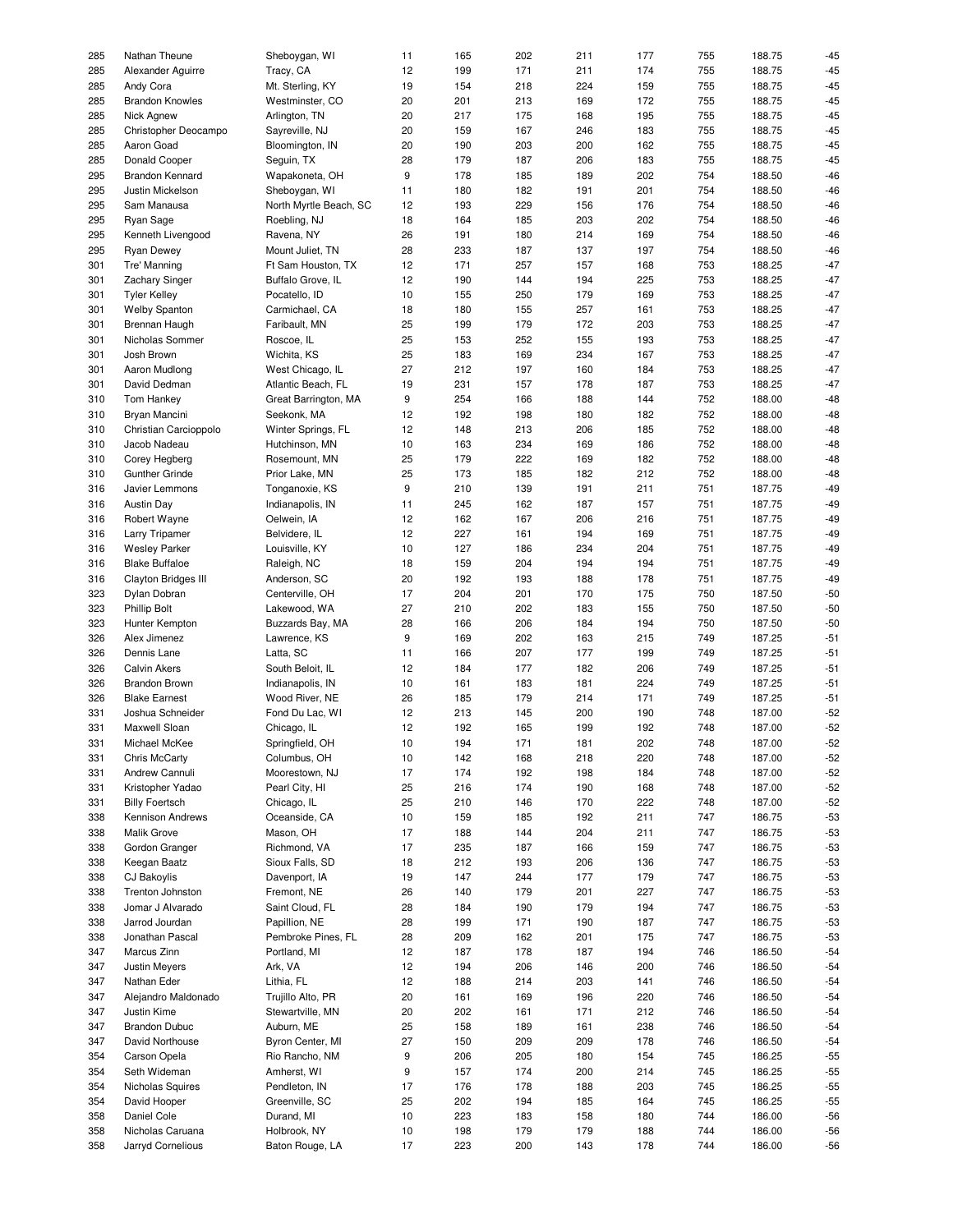| | | | | | | | | | | |
|---|---|---|---|---|---|---|---|---|---|---|
| 285 | Nathan Theune | Sheboygan, WI | 11 | 165 | 202 | 211 | 177 | 755 | 188.75 | -45 |
| 285 | Alexander Aguirre | Tracy, CA | 12 | 199 | 171 | 211 | 174 | 755 | 188.75 | -45 |
| 285 | Andy Cora | Mt. Sterling, KY | 19 | 154 | 218 | 224 | 159 | 755 | 188.75 | -45 |
| 285 | Brandon Knowles | Westminster, CO | 20 | 201 | 213 | 169 | 172 | 755 | 188.75 | -45 |
| 285 | Nick Agnew | Arlington, TN | 20 | 217 | 175 | 168 | 195 | 755 | 188.75 | -45 |
| 285 | Christopher Deocampo | Sayreville, NJ | 20 | 159 | 167 | 246 | 183 | 755 | 188.75 | -45 |
| 285 | Aaron Goad | Bloomington, IN | 20 | 190 | 203 | 200 | 162 | 755 | 188.75 | -45 |
| 285 | Donald Cooper | Seguin, TX | 28 | 179 | 187 | 206 | 183 | 755 | 188.75 | -45 |
| 295 | Brandon Kennard | Wapakoneta, OH | 9 | 178 | 185 | 189 | 202 | 754 | 188.50 | -46 |
| 295 | Justin Mickelson | Sheboygan, WI | 11 | 180 | 182 | 191 | 201 | 754 | 188.50 | -46 |
| 295 | Sam Manausa | North Myrtle Beach, SC | 12 | 193 | 229 | 156 | 176 | 754 | 188.50 | -46 |
| 295 | Ryan Sage | Roebling, NJ | 18 | 164 | 185 | 203 | 202 | 754 | 188.50 | -46 |
| 295 | Kenneth Livengood | Ravena, NY | 26 | 191 | 180 | 214 | 169 | 754 | 188.50 | -46 |
| 295 | Ryan Dewey | Mount Juliet, TN | 28 | 233 | 187 | 137 | 197 | 754 | 188.50 | -46 |
| 301 | Tre' Manning | Ft Sam Houston, TX | 12 | 171 | 257 | 157 | 168 | 753 | 188.25 | -47 |
| 301 | Zachary Singer | Buffalo Grove, IL | 12 | 190 | 144 | 194 | 225 | 753 | 188.25 | -47 |
| 301 | Tyler Kelley | Pocatello, ID | 10 | 155 | 250 | 179 | 169 | 753 | 188.25 | -47 |
| 301 | Welby Spanton | Carmichael, CA | 18 | 180 | 155 | 257 | 161 | 753 | 188.25 | -47 |
| 301 | Brennan Haugh | Faribault, MN | 25 | 199 | 179 | 172 | 203 | 753 | 188.25 | -47 |
| 301 | Nicholas Sommer | Roscoe, IL | 25 | 153 | 252 | 155 | 193 | 753 | 188.25 | -47 |
| 301 | Josh Brown | Wichita, KS | 25 | 183 | 169 | 234 | 167 | 753 | 188.25 | -47 |
| 301 | Aaron Mudlong | West Chicago, IL | 27 | 212 | 197 | 160 | 184 | 753 | 188.25 | -47 |
| 301 | David Dedman | Atlantic Beach, FL | 19 | 231 | 157 | 178 | 187 | 753 | 188.25 | -47 |
| 310 | Tom Hankey | Great Barrington, MA | 9 | 254 | 166 | 188 | 144 | 752 | 188.00 | -48 |
| 310 | Bryan Mancini | Seekonk, MA | 12 | 192 | 198 | 180 | 182 | 752 | 188.00 | -48 |
| 310 | Christian Carcioppolo | Winter Springs, FL | 12 | 148 | 213 | 206 | 185 | 752 | 188.00 | -48 |
| 310 | Jacob Nadeau | Hutchinson, MN | 10 | 163 | 234 | 169 | 186 | 752 | 188.00 | -48 |
| 310 | Corey Hegberg | Rosemount, MN | 25 | 179 | 222 | 169 | 182 | 752 | 188.00 | -48 |
| 310 | Gunther Grinde | Prior Lake, MN | 25 | 173 | 185 | 182 | 212 | 752 | 188.00 | -48 |
| 316 | Javier Lemmons | Tonganoxie, KS | 9 | 210 | 139 | 191 | 211 | 751 | 187.75 | -49 |
| 316 | Austin Day | Indianapolis, IN | 11 | 245 | 162 | 187 | 157 | 751 | 187.75 | -49 |
| 316 | Robert Wayne | Oelwein, IA | 12 | 162 | 167 | 206 | 216 | 751 | 187.75 | -49 |
| 316 | Larry Tripamer | Belvidere, IL | 12 | 227 | 161 | 194 | 169 | 751 | 187.75 | -49 |
| 316 | Wesley Parker | Louisville, KY | 10 | 127 | 186 | 234 | 204 | 751 | 187.75 | -49 |
| 316 | Blake Buffaloe | Raleigh, NC | 18 | 159 | 204 | 194 | 194 | 751 | 187.75 | -49 |
| 316 | Clayton Bridges III | Anderson, SC | 20 | 192 | 193 | 188 | 178 | 751 | 187.75 | -49 |
| 323 | Dylan Dobran | Centerville, OH | 17 | 204 | 201 | 170 | 175 | 750 | 187.50 | -50 |
| 323 | Phillip Bolt | Lakewood, WA | 27 | 210 | 202 | 183 | 155 | 750 | 187.50 | -50 |
| 323 | Hunter Kempton | Buzzards Bay, MA | 28 | 166 | 206 | 184 | 194 | 750 | 187.50 | -50 |
| 326 | Alex Jimenez | Lawrence, KS | 9 | 169 | 202 | 163 | 215 | 749 | 187.25 | -51 |
| 326 | Dennis Lane | Latta, SC | 11 | 166 | 207 | 177 | 199 | 749 | 187.25 | -51 |
| 326 | Calvin Akers | South Beloit, IL | 12 | 184 | 177 | 182 | 206 | 749 | 187.25 | -51 |
| 326 | Brandon Brown | Indianapolis, IN | 10 | 161 | 183 | 181 | 224 | 749 | 187.25 | -51 |
| 326 | Blake Earnest | Wood River, NE | 26 | 185 | 179 | 214 | 171 | 749 | 187.25 | -51 |
| 331 | Joshua Schneider | Fond Du Lac, WI | 12 | 213 | 145 | 200 | 190 | 748 | 187.00 | -52 |
| 331 | Maxwell Sloan | Chicago, IL | 12 | 192 | 165 | 199 | 192 | 748 | 187.00 | -52 |
| 331 | Michael McKee | Springfield, OH | 10 | 194 | 171 | 181 | 202 | 748 | 187.00 | -52 |
| 331 | Chris McCarty | Columbus, OH | 10 | 142 | 168 | 218 | 220 | 748 | 187.00 | -52 |
| 331 | Andrew Cannuli | Moorestown, NJ | 17 | 174 | 192 | 198 | 184 | 748 | 187.00 | -52 |
| 331 | Kristopher Yadao | Pearl City, HI | 25 | 216 | 174 | 190 | 168 | 748 | 187.00 | -52 |
| 331 | Billy Foertsch | Chicago, IL | 25 | 210 | 146 | 170 | 222 | 748 | 187.00 | -52 |
| 338 | Kennison Andrews | Oceanside, CA | 10 | 159 | 185 | 192 | 211 | 747 | 186.75 | -53 |
| 338 | Malik Grove | Mason, OH | 17 | 188 | 144 | 204 | 211 | 747 | 186.75 | -53 |
| 338 | Gordon Granger | Richmond, VA | 17 | 235 | 187 | 166 | 159 | 747 | 186.75 | -53 |
| 338 | Keegan Baatz | Sioux Falls, SD | 18 | 212 | 193 | 206 | 136 | 747 | 186.75 | -53 |
| 338 | CJ Bakoylis | Davenport, IA | 19 | 147 | 244 | 177 | 179 | 747 | 186.75 | -53 |
| 338 | Trenton Johnston | Fremont, NE | 26 | 140 | 179 | 201 | 227 | 747 | 186.75 | -53 |
| 338 | Jomar J Alvarado | Saint Cloud, FL | 28 | 184 | 190 | 179 | 194 | 747 | 186.75 | -53 |
| 338 | Jarrod Jourdan | Papillion, NE | 28 | 199 | 171 | 190 | 187 | 747 | 186.75 | -53 |
| 338 | Jonathan Pascal | Pembroke Pines, FL | 28 | 209 | 162 | 201 | 175 | 747 | 186.75 | -53 |
| 347 | Marcus Zinn | Portland, MI | 12 | 187 | 178 | 187 | 194 | 746 | 186.50 | -54 |
| 347 | Justin Meyers | Ark, VA | 12 | 194 | 206 | 146 | 200 | 746 | 186.50 | -54 |
| 347 | Nathan Eder | Lithia, FL | 12 | 188 | 214 | 203 | 141 | 746 | 186.50 | -54 |
| 347 | Alejandro Maldonado | Trujillo Alto, PR | 20 | 161 | 169 | 196 | 220 | 746 | 186.50 | -54 |
| 347 | Justin Kime | Stewartville, MN | 20 | 202 | 161 | 171 | 212 | 746 | 186.50 | -54 |
| 347 | Brandon Dubuc | Auburn, ME | 25 | 158 | 189 | 161 | 238 | 746 | 186.50 | -54 |
| 347 | David Northouse | Byron Center, MI | 27 | 150 | 209 | 209 | 178 | 746 | 186.50 | -54 |
| 354 | Carson Opela | Rio Rancho, NM | 9 | 206 | 205 | 180 | 154 | 745 | 186.25 | -55 |
| 354 | Seth Wideman | Amherst, WI | 9 | 157 | 174 | 200 | 214 | 745 | 186.25 | -55 |
| 354 | Nicholas Squires | Pendleton, IN | 17 | 176 | 178 | 188 | 203 | 745 | 186.25 | -55 |
| 354 | David Hooper | Greenville, SC | 25 | 202 | 194 | 185 | 164 | 745 | 186.25 | -55 |
| 358 | Daniel Cole | Durand, MI | 10 | 223 | 183 | 158 | 180 | 744 | 186.00 | -56 |
| 358 | Nicholas Caruana | Holbrook, NY | 10 | 198 | 179 | 179 | 188 | 744 | 186.00 | -56 |
| 358 | Jarryd Cornelious | Baton Rouge, LA | 17 | 223 | 200 | 143 | 178 | 744 | 186.00 | -56 |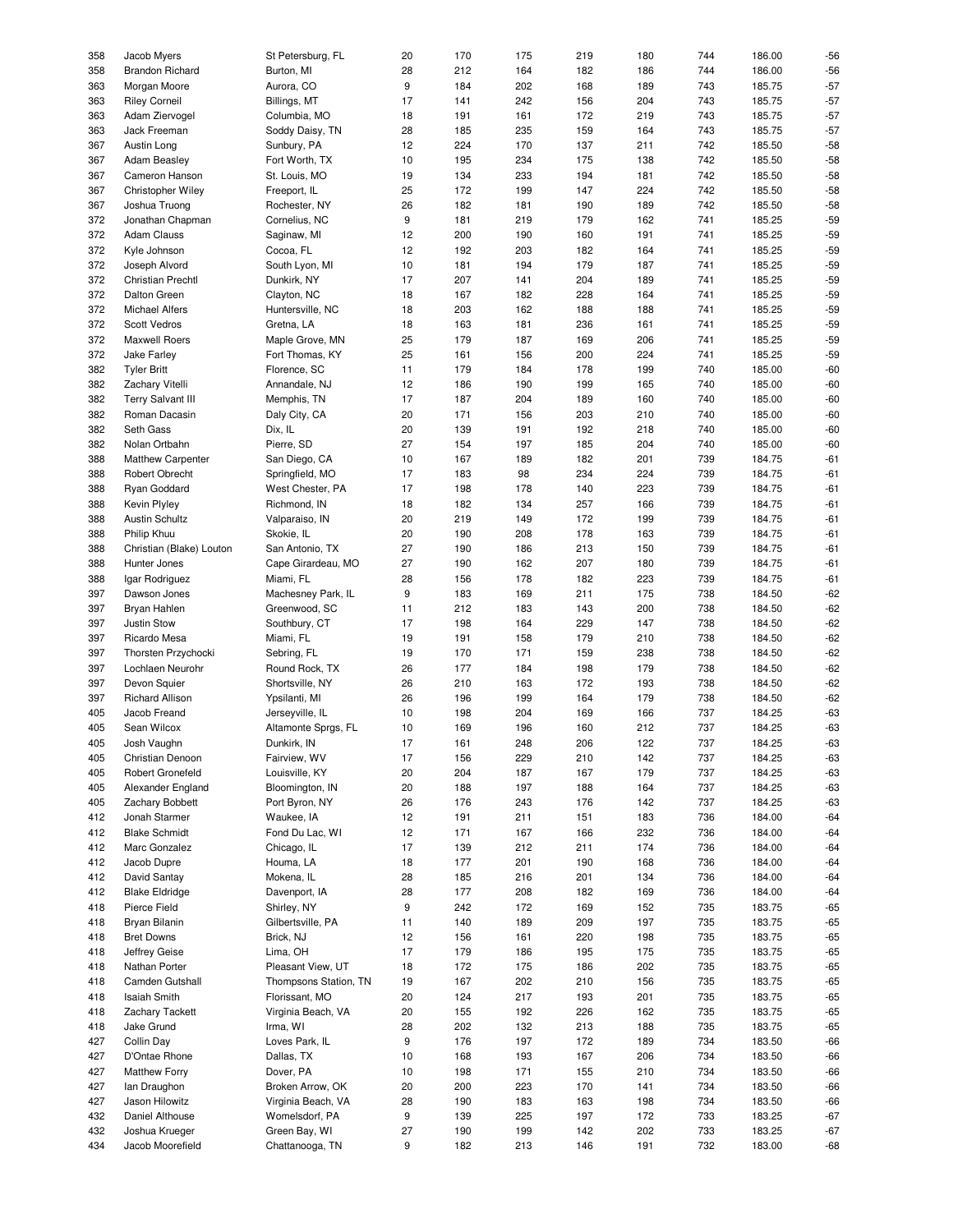| | | | | | | | | | | |
|---|---|---|---|---|---|---|---|---|---|---|
| 358 | Jacob Myers | St Petersburg, FL | 20 | 170 | 175 | 219 | 180 | 744 | 186.00 | -56 |
| 358 | Brandon Richard | Burton, MI | 28 | 212 | 164 | 182 | 186 | 744 | 186.00 | -56 |
| 363 | Morgan Moore | Aurora, CO | 9 | 184 | 202 | 168 | 189 | 743 | 185.75 | -57 |
| 363 | Riley Corneil | Billings, MT | 17 | 141 | 242 | 156 | 204 | 743 | 185.75 | -57 |
| 363 | Adam Ziervogel | Columbia, MO | 18 | 191 | 161 | 172 | 219 | 743 | 185.75 | -57 |
| 363 | Jack Freeman | Soddy Daisy, TN | 28 | 185 | 235 | 159 | 164 | 743 | 185.75 | -57 |
| 367 | Austin Long | Sunbury, PA | 12 | 224 | 170 | 137 | 211 | 742 | 185.50 | -58 |
| 367 | Adam Beasley | Fort Worth, TX | 10 | 195 | 234 | 175 | 138 | 742 | 185.50 | -58 |
| 367 | Cameron Hanson | St. Louis, MO | 19 | 134 | 233 | 194 | 181 | 742 | 185.50 | -58 |
| 367 | Christopher Wiley | Freeport, IL | 25 | 172 | 199 | 147 | 224 | 742 | 185.50 | -58 |
| 367 | Joshua Truong | Rochester, NY | 26 | 182 | 181 | 190 | 189 | 742 | 185.50 | -58 |
| 372 | Jonathan Chapman | Cornelius, NC | 9 | 181 | 219 | 179 | 162 | 741 | 185.25 | -59 |
| 372 | Adam Clauss | Saginaw, MI | 12 | 200 | 190 | 160 | 191 | 741 | 185.25 | -59 |
| 372 | Kyle Johnson | Cocoa, FL | 12 | 192 | 203 | 182 | 164 | 741 | 185.25 | -59 |
| 372 | Joseph Alvord | South Lyon, MI | 10 | 181 | 194 | 179 | 187 | 741 | 185.25 | -59 |
| 372 | Christian Prechtl | Dunkirk, NY | 17 | 207 | 141 | 204 | 189 | 741 | 185.25 | -59 |
| 372 | Dalton Green | Clayton, NC | 18 | 167 | 182 | 228 | 164 | 741 | 185.25 | -59 |
| 372 | Michael Alfers | Huntersville, NC | 18 | 203 | 162 | 188 | 188 | 741 | 185.25 | -59 |
| 372 | Scott Vedros | Gretna, LA | 18 | 163 | 181 | 236 | 161 | 741 | 185.25 | -59 |
| 372 | Maxwell Roers | Maple Grove, MN | 25 | 179 | 187 | 169 | 206 | 741 | 185.25 | -59 |
| 372 | Jake Farley | Fort Thomas, KY | 25 | 161 | 156 | 200 | 224 | 741 | 185.25 | -59 |
| 382 | Tyler Britt | Florence, SC | 11 | 179 | 184 | 178 | 199 | 740 | 185.00 | -60 |
| 382 | Zachary Vitelli | Annandale, NJ | 12 | 186 | 190 | 199 | 165 | 740 | 185.00 | -60 |
| 382 | Terry Salvant III | Memphis, TN | 17 | 187 | 204 | 189 | 160 | 740 | 185.00 | -60 |
| 382 | Roman Dacasin | Daly City, CA | 20 | 171 | 156 | 203 | 210 | 740 | 185.00 | -60 |
| 382 | Seth Gass | Dix, IL | 20 | 139 | 191 | 192 | 218 | 740 | 185.00 | -60 |
| 382 | Nolan Ortbahn | Pierre, SD | 27 | 154 | 197 | 185 | 204 | 740 | 185.00 | -60 |
| 388 | Matthew Carpenter | San Diego, CA | 10 | 167 | 189 | 182 | 201 | 739 | 184.75 | -61 |
| 388 | Robert Obrecht | Springfield, MO | 17 | 183 | 98 | 234 | 224 | 739 | 184.75 | -61 |
| 388 | Ryan Goddard | West Chester, PA | 17 | 198 | 178 | 140 | 223 | 739 | 184.75 | -61 |
| 388 | Kevin Plyley | Richmond, IN | 18 | 182 | 134 | 257 | 166 | 739 | 184.75 | -61 |
| 388 | Austin Schultz | Valparaiso, IN | 20 | 219 | 149 | 172 | 199 | 739 | 184.75 | -61 |
| 388 | Philip Khuu | Skokie, IL | 20 | 190 | 208 | 178 | 163 | 739 | 184.75 | -61 |
| 388 | Christian (Blake) Louton | San Antonio, TX | 27 | 190 | 186 | 213 | 150 | 739 | 184.75 | -61 |
| 388 | Hunter Jones | Cape Girardeau, MO | 27 | 190 | 162 | 207 | 180 | 739 | 184.75 | -61 |
| 388 | Igar Rodriguez | Miami, FL | 28 | 156 | 178 | 182 | 223 | 739 | 184.75 | -61 |
| 397 | Dawson Jones | Machesney Park, IL | 9 | 183 | 169 | 211 | 175 | 738 | 184.50 | -62 |
| 397 | Bryan Hahlen | Greenwood, SC | 11 | 212 | 183 | 143 | 200 | 738 | 184.50 | -62 |
| 397 | Justin Stow | Southbury, CT | 17 | 198 | 164 | 229 | 147 | 738 | 184.50 | -62 |
| 397 | Ricardo Mesa | Miami, FL | 19 | 191 | 158 | 179 | 210 | 738 | 184.50 | -62 |
| 397 | Thorsten Przychocki | Sebring, FL | 19 | 170 | 171 | 159 | 238 | 738 | 184.50 | -62 |
| 397 | Lochlaen Neurohr | Round Rock, TX | 26 | 177 | 184 | 198 | 179 | 738 | 184.50 | -62 |
| 397 | Devon Squier | Shortsville, NY | 26 | 210 | 163 | 172 | 193 | 738 | 184.50 | -62 |
| 397 | Richard Allison | Ypsilanti, MI | 26 | 196 | 199 | 164 | 179 | 738 | 184.50 | -62 |
| 405 | Jacob Freand | Jerseyville, IL | 10 | 198 | 204 | 169 | 166 | 737 | 184.25 | -63 |
| 405 | Sean Wilcox | Altamonte Sprgs, FL | 10 | 169 | 196 | 160 | 212 | 737 | 184.25 | -63 |
| 405 | Josh Vaughn | Dunkirk, IN | 17 | 161 | 248 | 206 | 122 | 737 | 184.25 | -63 |
| 405 | Christian Denoon | Fairview, WV | 17 | 156 | 229 | 210 | 142 | 737 | 184.25 | -63 |
| 405 | Robert Gronefeld | Louisville, KY | 20 | 204 | 187 | 167 | 179 | 737 | 184.25 | -63 |
| 405 | Alexander England | Bloomington, IN | 20 | 188 | 197 | 188 | 164 | 737 | 184.25 | -63 |
| 405 | Zachary Bobbett | Port Byron, NY | 26 | 176 | 243 | 176 | 142 | 737 | 184.25 | -63 |
| 412 | Jonah Starmer | Waukee, IA | 12 | 191 | 211 | 151 | 183 | 736 | 184.00 | -64 |
| 412 | Blake Schmidt | Fond Du Lac, WI | 12 | 171 | 167 | 166 | 232 | 736 | 184.00 | -64 |
| 412 | Marc Gonzalez | Chicago, IL | 17 | 139 | 212 | 211 | 174 | 736 | 184.00 | -64 |
| 412 | Jacob Dupre | Houma, LA | 18 | 177 | 201 | 190 | 168 | 736 | 184.00 | -64 |
| 412 | David Santay | Mokena, IL | 28 | 185 | 216 | 201 | 134 | 736 | 184.00 | -64 |
| 412 | Blake Eldridge | Davenport, IA | 28 | 177 | 208 | 182 | 169 | 736 | 184.00 | -64 |
| 418 | Pierce Field | Shirley, NY | 9 | 242 | 172 | 169 | 152 | 735 | 183.75 | -65 |
| 418 | Bryan Bilanin | Gilbertsville, PA | 11 | 140 | 189 | 209 | 197 | 735 | 183.75 | -65 |
| 418 | Bret Downs | Brick, NJ | 12 | 156 | 161 | 220 | 198 | 735 | 183.75 | -65 |
| 418 | Jeffrey Geise | Lima, OH | 17 | 179 | 186 | 195 | 175 | 735 | 183.75 | -65 |
| 418 | Nathan Porter | Pleasant View, UT | 18 | 172 | 175 | 186 | 202 | 735 | 183.75 | -65 |
| 418 | Camden Gutshall | Thompsons Station, TN | 19 | 167 | 202 | 210 | 156 | 735 | 183.75 | -65 |
| 418 | Isaiah Smith | Florissant, MO | 20 | 124 | 217 | 193 | 201 | 735 | 183.75 | -65 |
| 418 | Zachary Tackett | Virginia Beach, VA | 20 | 155 | 192 | 226 | 162 | 735 | 183.75 | -65 |
| 418 | Jake Grund | Irma, WI | 28 | 202 | 132 | 213 | 188 | 735 | 183.75 | -65 |
| 427 | Collin Day | Loves Park, IL | 9 | 176 | 197 | 172 | 189 | 734 | 183.50 | -66 |
| 427 | D'Ontae Rhone | Dallas, TX | 10 | 168 | 193 | 167 | 206 | 734 | 183.50 | -66 |
| 427 | Matthew Forry | Dover, PA | 10 | 198 | 171 | 155 | 210 | 734 | 183.50 | -66 |
| 427 | Ian Draughon | Broken Arrow, OK | 20 | 200 | 223 | 170 | 141 | 734 | 183.50 | -66 |
| 427 | Jason Hilowitz | Virginia Beach, VA | 28 | 190 | 183 | 163 | 198 | 734 | 183.50 | -66 |
| 432 | Daniel Althouse | Womelsdorf, PA | 9 | 139 | 225 | 197 | 172 | 733 | 183.25 | -67 |
| 432 | Joshua Krueger | Green Bay, WI | 27 | 190 | 199 | 142 | 202 | 733 | 183.25 | -67 |
| 434 | Jacob Moorefield | Chattanooga, TN | 9 | 182 | 213 | 146 | 191 | 732 | 183.00 | -68 |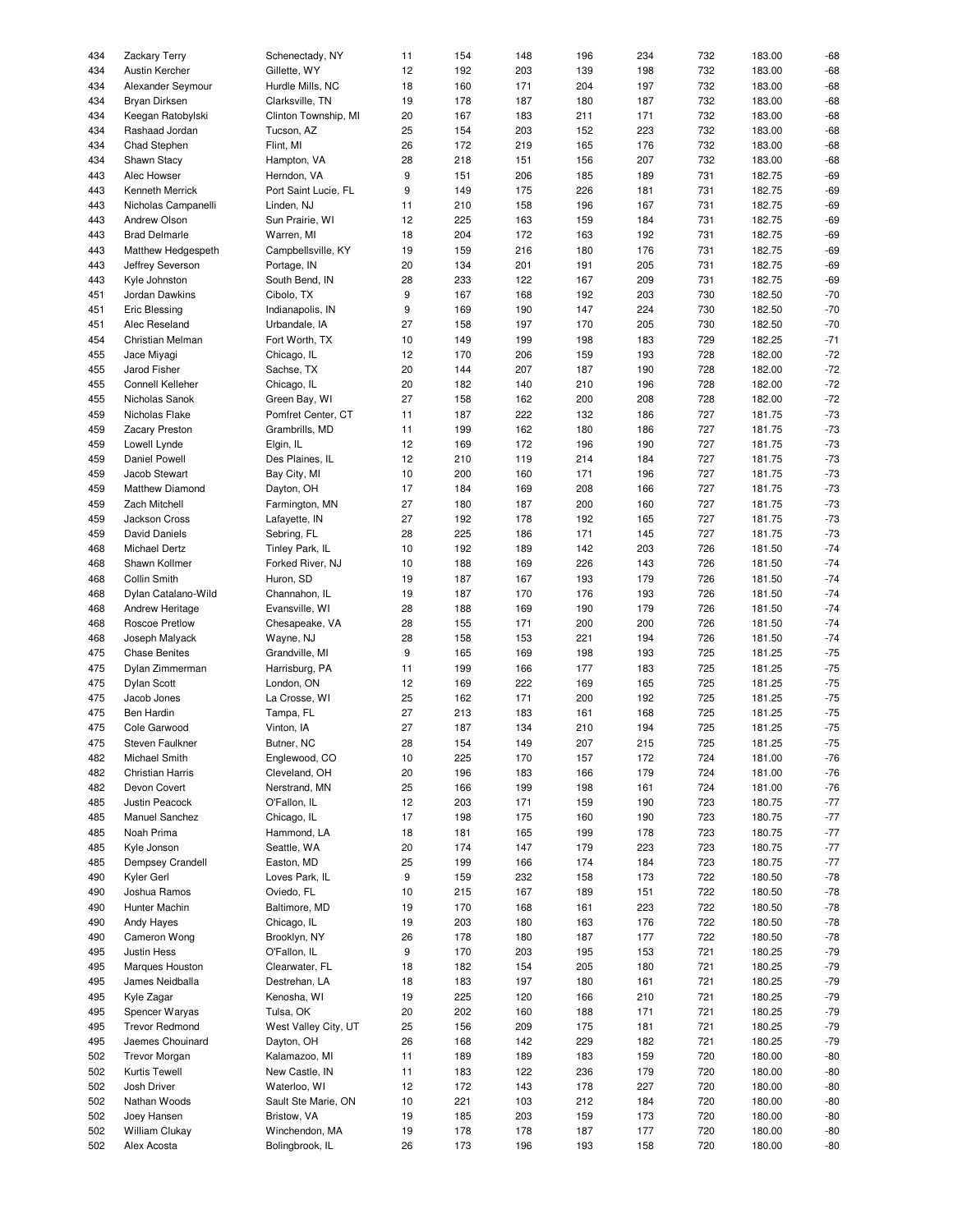| | | | | | | | | | | |
|---|---|---|---|---|---|---|---|---|---|---|
| 434 | Zackary Terry | Schenectady, NY | 11 | 154 | 148 | 196 | 234 | 732 | 183.00 | -68 |
| 434 | Austin Kercher | Gillette, WY | 12 | 192 | 203 | 139 | 198 | 732 | 183.00 | -68 |
| 434 | Alexander Seymour | Hurdle Mills, NC | 18 | 160 | 171 | 204 | 197 | 732 | 183.00 | -68 |
| 434 | Bryan Dirksen | Clarksville, TN | 19 | 178 | 187 | 180 | 187 | 732 | 183.00 | -68 |
| 434 | Keegan Ratobylski | Clinton Township, MI | 20 | 167 | 183 | 211 | 171 | 732 | 183.00 | -68 |
| 434 | Rashaad Jordan | Tucson, AZ | 25 | 154 | 203 | 152 | 223 | 732 | 183.00 | -68 |
| 434 | Chad Stephen | Flint, MI | 26 | 172 | 219 | 165 | 176 | 732 | 183.00 | -68 |
| 434 | Shawn Stacy | Hampton, VA | 28 | 218 | 151 | 156 | 207 | 732 | 183.00 | -68 |
| 443 | Alec Howser | Herndon, VA | 9 | 151 | 206 | 185 | 189 | 731 | 182.75 | -69 |
| 443 | Kenneth Merrick | Port Saint Lucie, FL | 9 | 149 | 175 | 226 | 181 | 731 | 182.75 | -69 |
| 443 | Nicholas Campanelli | Linden, NJ | 11 | 210 | 158 | 196 | 167 | 731 | 182.75 | -69 |
| 443 | Andrew Olson | Sun Prairie, WI | 12 | 225 | 163 | 159 | 184 | 731 | 182.75 | -69 |
| 443 | Brad Delmarle | Warren, MI | 18 | 204 | 172 | 163 | 192 | 731 | 182.75 | -69 |
| 443 | Matthew Hedgespeth | Campbellsville, KY | 19 | 159 | 216 | 180 | 176 | 731 | 182.75 | -69 |
| 443 | Jeffrey Severson | Portage, IN | 20 | 134 | 201 | 191 | 205 | 731 | 182.75 | -69 |
| 443 | Kyle Johnston | South Bend, IN | 28 | 233 | 122 | 167 | 209 | 731 | 182.75 | -69 |
| 451 | Jordan Dawkins | Cibolo, TX | 9 | 167 | 168 | 192 | 203 | 730 | 182.50 | -70 |
| 451 | Eric Blessing | Indianapolis, IN | 9 | 169 | 190 | 147 | 224 | 730 | 182.50 | -70 |
| 451 | Alec Reseland | Urbandale, IA | 27 | 158 | 197 | 170 | 205 | 730 | 182.50 | -70 |
| 454 | Christian Melman | Fort Worth, TX | 10 | 149 | 199 | 198 | 183 | 729 | 182.25 | -71 |
| 455 | Jace Miyagi | Chicago, IL | 12 | 170 | 206 | 159 | 193 | 728 | 182.00 | -72 |
| 455 | Jarod Fisher | Sachse, TX | 20 | 144 | 207 | 187 | 190 | 728 | 182.00 | -72 |
| 455 | Connell Kelleher | Chicago, IL | 20 | 182 | 140 | 210 | 196 | 728 | 182.00 | -72 |
| 455 | Nicholas Sanok | Green Bay, WI | 27 | 158 | 162 | 200 | 208 | 728 | 182.00 | -72 |
| 459 | Nicholas Flake | Pomfret Center, CT | 11 | 187 | 222 | 132 | 186 | 727 | 181.75 | -73 |
| 459 | Zacary Preston | Grambrills, MD | 11 | 199 | 162 | 180 | 186 | 727 | 181.75 | -73 |
| 459 | Lowell Lynde | Elgin, IL | 12 | 169 | 172 | 196 | 190 | 727 | 181.75 | -73 |
| 459 | Daniel Powell | Des Plaines, IL | 12 | 210 | 119 | 214 | 184 | 727 | 181.75 | -73 |
| 459 | Jacob Stewart | Bay City, MI | 10 | 200 | 160 | 171 | 196 | 727 | 181.75 | -73 |
| 459 | Matthew Diamond | Dayton, OH | 17 | 184 | 169 | 208 | 166 | 727 | 181.75 | -73 |
| 459 | Zach Mitchell | Farmington, MN | 27 | 180 | 187 | 200 | 160 | 727 | 181.75 | -73 |
| 459 | Jackson Cross | Lafayette, IN | 27 | 192 | 178 | 192 | 165 | 727 | 181.75 | -73 |
| 459 | David Daniels | Sebring, FL | 28 | 225 | 186 | 171 | 145 | 727 | 181.75 | -73 |
| 468 | Michael Dertz | Tinley Park, IL | 10 | 192 | 189 | 142 | 203 | 726 | 181.50 | -74 |
| 468 | Shawn Kollmer | Forked River, NJ | 10 | 188 | 169 | 226 | 143 | 726 | 181.50 | -74 |
| 468 | Collin Smith | Huron, SD | 19 | 187 | 167 | 193 | 179 | 726 | 181.50 | -74 |
| 468 | Dylan Catalano-Wild | Channahon, IL | 19 | 187 | 170 | 176 | 193 | 726 | 181.50 | -74 |
| 468 | Andrew Heritage | Evansville, WI | 28 | 188 | 169 | 190 | 179 | 726 | 181.50 | -74 |
| 468 | Roscoe Pretlow | Chesapeake, VA | 28 | 155 | 171 | 200 | 200 | 726 | 181.50 | -74 |
| 468 | Joseph Malyack | Wayne, NJ | 28 | 158 | 153 | 221 | 194 | 726 | 181.50 | -74 |
| 475 | Chase Benites | Grandville, MI | 9 | 165 | 169 | 198 | 193 | 725 | 181.25 | -75 |
| 475 | Dylan Zimmerman | Harrisburg, PA | 11 | 199 | 166 | 177 | 183 | 725 | 181.25 | -75 |
| 475 | Dylan Scott | London, ON | 12 | 169 | 222 | 169 | 165 | 725 | 181.25 | -75 |
| 475 | Jacob Jones | La Crosse, WI | 25 | 162 | 171 | 200 | 192 | 725 | 181.25 | -75 |
| 475 | Ben Hardin | Tampa, FL | 27 | 213 | 183 | 161 | 168 | 725 | 181.25 | -75 |
| 475 | Cole Garwood | Vinton, IA | 27 | 187 | 134 | 210 | 194 | 725 | 181.25 | -75 |
| 475 | Steven Faulkner | Butner, NC | 28 | 154 | 149 | 207 | 215 | 725 | 181.25 | -75 |
| 482 | Michael Smith | Englewood, CO | 10 | 225 | 170 | 157 | 172 | 724 | 181.00 | -76 |
| 482 | Christian Harris | Cleveland, OH | 20 | 196 | 183 | 166 | 179 | 724 | 181.00 | -76 |
| 482 | Devon Covert | Nerstrand, MN | 25 | 166 | 199 | 198 | 161 | 724 | 181.00 | -76 |
| 485 | Justin Peacock | O'Fallon, IL | 12 | 203 | 171 | 159 | 190 | 723 | 180.75 | -77 |
| 485 | Manuel Sanchez | Chicago, IL | 17 | 198 | 175 | 160 | 190 | 723 | 180.75 | -77 |
| 485 | Noah Prima | Hammond, LA | 18 | 181 | 165 | 199 | 178 | 723 | 180.75 | -77 |
| 485 | Kyle Jonson | Seattle, WA | 20 | 174 | 147 | 179 | 223 | 723 | 180.75 | -77 |
| 485 | Dempsey Crandell | Easton, MD | 25 | 199 | 166 | 174 | 184 | 723 | 180.75 | -77 |
| 490 | Kyler Gerl | Loves Park, IL | 9 | 159 | 232 | 158 | 173 | 722 | 180.50 | -78 |
| 490 | Joshua Ramos | Oviedo, FL | 10 | 215 | 167 | 189 | 151 | 722 | 180.50 | -78 |
| 490 | Hunter Machin | Baltimore, MD | 19 | 170 | 168 | 161 | 223 | 722 | 180.50 | -78 |
| 490 | Andy Hayes | Chicago, IL | 19 | 203 | 180 | 163 | 176 | 722 | 180.50 | -78 |
| 490 | Cameron Wong | Brooklyn, NY | 26 | 178 | 180 | 187 | 177 | 722 | 180.50 | -78 |
| 495 | Justin Hess | O'Fallon, IL | 9 | 170 | 203 | 195 | 153 | 721 | 180.25 | -79 |
| 495 | Marques Houston | Clearwater, FL | 18 | 182 | 154 | 205 | 180 | 721 | 180.25 | -79 |
| 495 | James Neidballa | Destrehan, LA | 18 | 183 | 197 | 180 | 161 | 721 | 180.25 | -79 |
| 495 | Kyle Zagar | Kenosha, WI | 19 | 225 | 120 | 166 | 210 | 721 | 180.25 | -79 |
| 495 | Spencer Waryas | Tulsa, OK | 20 | 202 | 160 | 188 | 171 | 721 | 180.25 | -79 |
| 495 | Trevor Redmond | West Valley City, UT | 25 | 156 | 209 | 175 | 181 | 721 | 180.25 | -79 |
| 495 | Jaemes Chouinard | Dayton, OH | 26 | 168 | 142 | 229 | 182 | 721 | 180.25 | -79 |
| 502 | Trevor Morgan | Kalamazoo, MI | 11 | 189 | 189 | 183 | 159 | 720 | 180.00 | -80 |
| 502 | Kurtis Tewell | New Castle, IN | 11 | 183 | 122 | 236 | 179 | 720 | 180.00 | -80 |
| 502 | Josh Driver | Waterloo, WI | 12 | 172 | 143 | 178 | 227 | 720 | 180.00 | -80 |
| 502 | Nathan Woods | Sault Ste Marie, ON | 10 | 221 | 103 | 212 | 184 | 720 | 180.00 | -80 |
| 502 | Joey Hansen | Bristow, VA | 19 | 185 | 203 | 159 | 173 | 720 | 180.00 | -80 |
| 502 | William Clukay | Winchendon, MA | 19 | 178 | 178 | 187 | 177 | 720 | 180.00 | -80 |
| 502 | Alex Acosta | Bolingbrook, IL | 26 | 173 | 196 | 193 | 158 | 720 | 180.00 | -80 |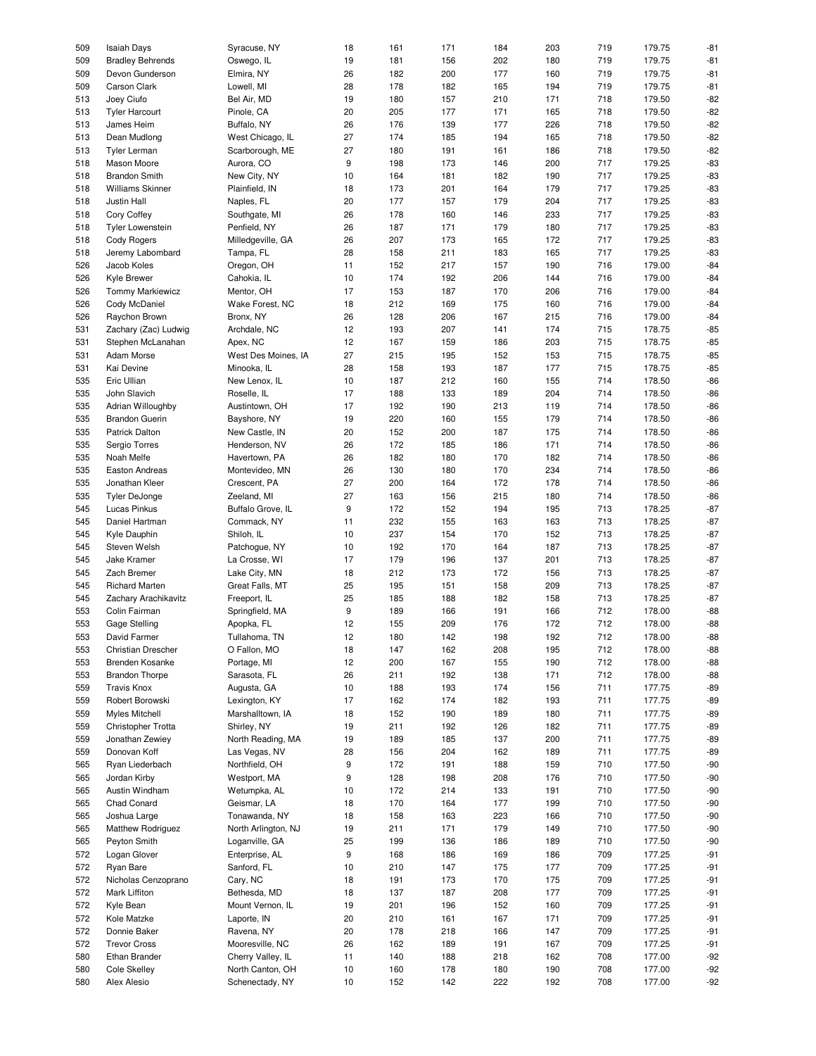| | | | | | | | | | | |
|---|---|---|---|---|---|---|---|---|---|---|
| 509 | Isaiah Days | Syracuse, NY | 18 | 161 | 171 | 184 | 203 | 719 | 179.75 | -81 |
| 509 | Bradley Behrends | Oswego, IL | 19 | 181 | 156 | 202 | 180 | 719 | 179.75 | -81 |
| 509 | Devon Gunderson | Elmira, NY | 26 | 182 | 200 | 177 | 160 | 719 | 179.75 | -81 |
| 509 | Carson Clark | Lowell, MI | 28 | 178 | 182 | 165 | 194 | 719 | 179.75 | -81 |
| 513 | Joey Ciufo | Bel Air, MD | 19 | 180 | 157 | 210 | 171 | 718 | 179.50 | -82 |
| 513 | Tyler Harcourt | Pinole, CA | 20 | 205 | 177 | 171 | 165 | 718 | 179.50 | -82 |
| 513 | James Heim | Buffalo, NY | 26 | 176 | 139 | 177 | 226 | 718 | 179.50 | -82 |
| 513 | Dean Mudlong | West Chicago, IL | 27 | 174 | 185 | 194 | 165 | 718 | 179.50 | -82 |
| 513 | Tyler Lerman | Scarborough, ME | 27 | 180 | 191 | 161 | 186 | 718 | 179.50 | -82 |
| 518 | Mason Moore | Aurora, CO | 9 | 198 | 173 | 146 | 200 | 717 | 179.25 | -83 |
| 518 | Brandon Smith | New City, NY | 10 | 164 | 181 | 182 | 190 | 717 | 179.25 | -83 |
| 518 | Williams Skinner | Plainfield, IN | 18 | 173 | 201 | 164 | 179 | 717 | 179.25 | -83 |
| 518 | Justin Hall | Naples, FL | 20 | 177 | 157 | 179 | 204 | 717 | 179.25 | -83 |
| 518 | Cory Coffey | Southgate, MI | 26 | 178 | 160 | 146 | 233 | 717 | 179.25 | -83 |
| 518 | Tyler Lowenstein | Penfield, NY | 26 | 187 | 171 | 179 | 180 | 717 | 179.25 | -83 |
| 518 | Cody Rogers | Milledgeville, GA | 26 | 207 | 173 | 165 | 172 | 717 | 179.25 | -83 |
| 518 | Jeremy Labombard | Tampa, FL | 28 | 158 | 211 | 183 | 165 | 717 | 179.25 | -83 |
| 526 | Jacob Koles | Oregon, OH | 11 | 152 | 217 | 157 | 190 | 716 | 179.00 | -84 |
| 526 | Kyle Brewer | Cahokia, IL | 10 | 174 | 192 | 206 | 144 | 716 | 179.00 | -84 |
| 526 | Tommy Markiewicz | Mentor, OH | 17 | 153 | 187 | 170 | 206 | 716 | 179.00 | -84 |
| 526 | Cody McDaniel | Wake Forest, NC | 18 | 212 | 169 | 175 | 160 | 716 | 179.00 | -84 |
| 526 | Raychon Brown | Bronx, NY | 26 | 128 | 206 | 167 | 215 | 716 | 179.00 | -84 |
| 531 | Zachary (Zac) Ludwig | Archdale, NC | 12 | 193 | 207 | 141 | 174 | 715 | 178.75 | -85 |
| 531 | Stephen McLanahan | Apex, NC | 12 | 167 | 159 | 186 | 203 | 715 | 178.75 | -85 |
| 531 | Adam Morse | West Des Moines, IA | 27 | 215 | 195 | 152 | 153 | 715 | 178.75 | -85 |
| 531 | Kai Devine | Minooka, IL | 28 | 158 | 193 | 187 | 177 | 715 | 178.75 | -85 |
| 535 | Eric Ullian | New Lenox, IL | 10 | 187 | 212 | 160 | 155 | 714 | 178.50 | -86 |
| 535 | John Slavich | Roselle, IL | 17 | 188 | 133 | 189 | 204 | 714 | 178.50 | -86 |
| 535 | Adrian Willoughby | Austintown, OH | 17 | 192 | 190 | 213 | 119 | 714 | 178.50 | -86 |
| 535 | Brandon Guerin | Bayshore, NY | 19 | 220 | 160 | 155 | 179 | 714 | 178.50 | -86 |
| 535 | Patrick Dalton | New Castle, IN | 20 | 152 | 200 | 187 | 175 | 714 | 178.50 | -86 |
| 535 | Sergio Torres | Henderson, NV | 26 | 172 | 185 | 186 | 171 | 714 | 178.50 | -86 |
| 535 | Noah Melfe | Havertown, PA | 26 | 182 | 180 | 170 | 182 | 714 | 178.50 | -86 |
| 535 | Easton Andreas | Montevideo, MN | 26 | 130 | 180 | 170 | 234 | 714 | 178.50 | -86 |
| 535 | Jonathan Kleer | Crescent, PA | 27 | 200 | 164 | 172 | 178 | 714 | 178.50 | -86 |
| 535 | Tyler DeJonge | Zeeland, MI | 27 | 163 | 156 | 215 | 180 | 714 | 178.50 | -86 |
| 545 | Lucas Pinkus | Buffalo Grove, IL | 9 | 172 | 152 | 194 | 195 | 713 | 178.25 | -87 |
| 545 | Daniel Hartman | Commack, NY | 11 | 232 | 155 | 163 | 163 | 713 | 178.25 | -87 |
| 545 | Kyle Dauphin | Shiloh, IL | 10 | 237 | 154 | 170 | 152 | 713 | 178.25 | -87 |
| 545 | Steven Welsh | Patchogue, NY | 10 | 192 | 170 | 164 | 187 | 713 | 178.25 | -87 |
| 545 | Jake Kramer | La Crosse, WI | 17 | 179 | 196 | 137 | 201 | 713 | 178.25 | -87 |
| 545 | Zach Bremer | Lake City, MN | 18 | 212 | 173 | 172 | 156 | 713 | 178.25 | -87 |
| 545 | Richard Marten | Great Falls, MT | 25 | 195 | 151 | 158 | 209 | 713 | 178.25 | -87 |
| 545 | Zachary Arachikavitz | Freeport, IL | 25 | 185 | 188 | 182 | 158 | 713 | 178.25 | -87 |
| 553 | Colin Fairman | Springfield, MA | 9 | 189 | 166 | 191 | 166 | 712 | 178.00 | -88 |
| 553 | Gage Stelling | Apopka, FL | 12 | 155 | 209 | 176 | 172 | 712 | 178.00 | -88 |
| 553 | David Farmer | Tullahoma, TN | 12 | 180 | 142 | 198 | 192 | 712 | 178.00 | -88 |
| 553 | Christian Drescher | O Fallon, MO | 18 | 147 | 162 | 208 | 195 | 712 | 178.00 | -88 |
| 553 | Brenden Kosanke | Portage, MI | 12 | 200 | 167 | 155 | 190 | 712 | 178.00 | -88 |
| 553 | Brandon Thorpe | Sarasota, FL | 26 | 211 | 192 | 138 | 171 | 712 | 178.00 | -88 |
| 559 | Travis Knox | Augusta, GA | 10 | 188 | 193 | 174 | 156 | 711 | 177.75 | -89 |
| 559 | Robert Borowski | Lexington, KY | 17 | 162 | 174 | 182 | 193 | 711 | 177.75 | -89 |
| 559 | Myles Mitchell | Marshalltown, IA | 18 | 152 | 190 | 189 | 180 | 711 | 177.75 | -89 |
| 559 | Christopher Trotta | Shirley, NY | 19 | 211 | 192 | 126 | 182 | 711 | 177.75 | -89 |
| 559 | Jonathan Zewiey | North Reading, MA | 19 | 189 | 185 | 137 | 200 | 711 | 177.75 | -89 |
| 559 | Donovan Koff | Las Vegas, NV | 28 | 156 | 204 | 162 | 189 | 711 | 177.75 | -89 |
| 565 | Ryan Liederbach | Northfield, OH | 9 | 172 | 191 | 188 | 159 | 710 | 177.50 | -90 |
| 565 | Jordan Kirby | Westport, MA | 9 | 128 | 198 | 208 | 176 | 710 | 177.50 | -90 |
| 565 | Austin Windham | Wetumpka, AL | 10 | 172 | 214 | 133 | 191 | 710 | 177.50 | -90 |
| 565 | Chad Conard | Geismar, LA | 18 | 170 | 164 | 177 | 199 | 710 | 177.50 | -90 |
| 565 | Joshua Large | Tonawanda, NY | 18 | 158 | 163 | 223 | 166 | 710 | 177.50 | -90 |
| 565 | Matthew Rodriguez | North Arlington, NJ | 19 | 211 | 171 | 179 | 149 | 710 | 177.50 | -90 |
| 565 | Peyton Smith | Loganville, GA | 25 | 199 | 136 | 186 | 189 | 710 | 177.50 | -90 |
| 572 | Logan Glover | Enterprise, AL | 9 | 168 | 186 | 169 | 186 | 709 | 177.25 | -91 |
| 572 | Ryan Bare | Sanford, FL | 10 | 210 | 147 | 175 | 177 | 709 | 177.25 | -91 |
| 572 | Nicholas Cenzoprano | Cary, NC | 18 | 191 | 173 | 170 | 175 | 709 | 177.25 | -91 |
| 572 | Mark Liffiton | Bethesda, MD | 18 | 137 | 187 | 208 | 177 | 709 | 177.25 | -91 |
| 572 | Kyle Bean | Mount Vernon, IL | 19 | 201 | 196 | 152 | 160 | 709 | 177.25 | -91 |
| 572 | Kole Matzke | Laporte, IN | 20 | 210 | 161 | 167 | 171 | 709 | 177.25 | -91 |
| 572 | Donnie Baker | Ravena, NY | 20 | 178 | 218 | 166 | 147 | 709 | 177.25 | -91 |
| 572 | Trevor Cross | Mooresville, NC | 26 | 162 | 189 | 191 | 167 | 709 | 177.25 | -91 |
| 580 | Ethan Brander | Cherry Valley, IL | 11 | 140 | 188 | 218 | 162 | 708 | 177.00 | -92 |
| 580 | Cole Skelley | North Canton, OH | 10 | 160 | 178 | 180 | 190 | 708 | 177.00 | -92 |
| 580 | Alex Alesio | Schenectady, NY | 10 | 152 | 142 | 222 | 192 | 708 | 177.00 | -92 |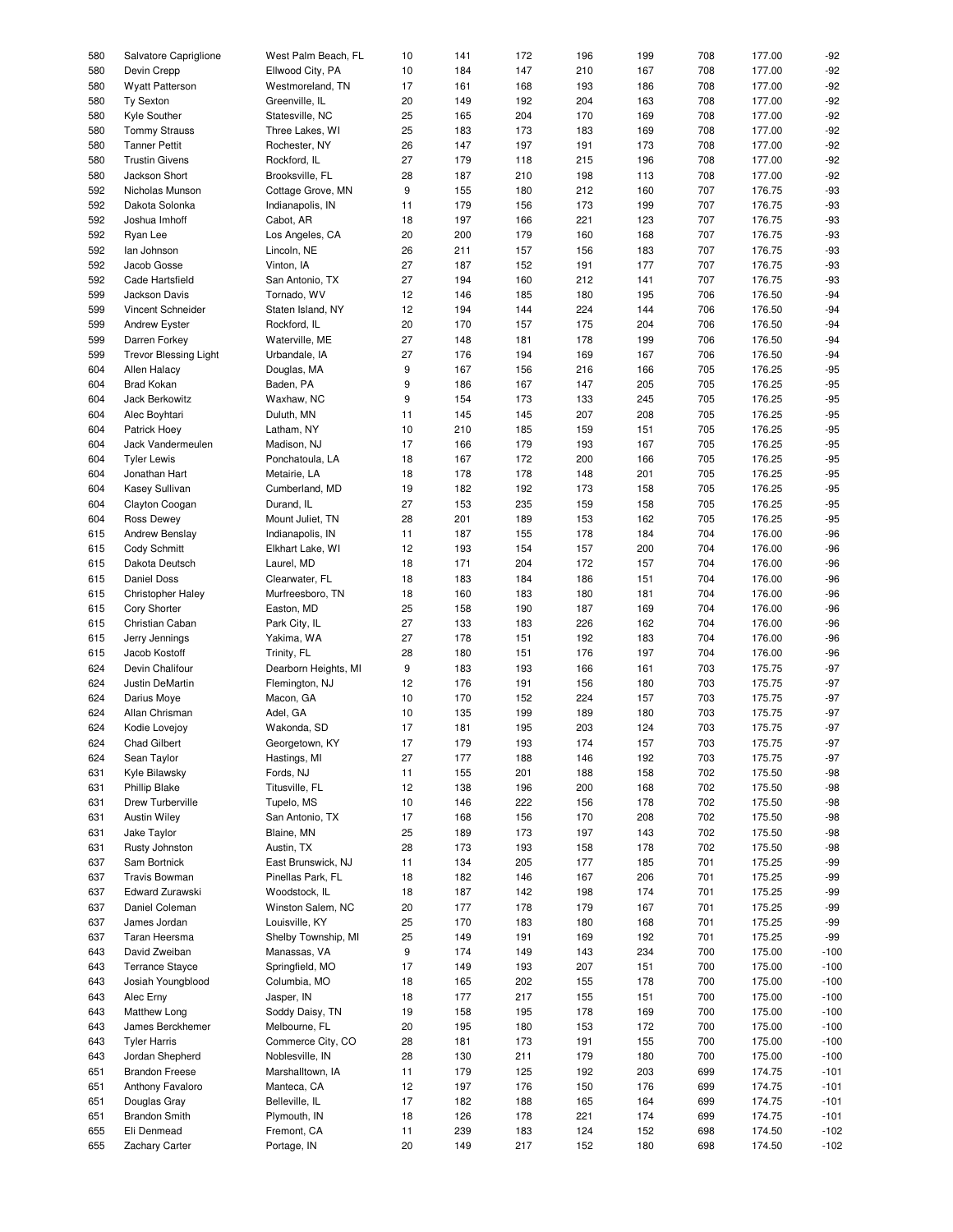| | | | | | | | | | | |
|---|---|---|---|---|---|---|---|---|---|---|
| 580 | Salvatore Capriglione | West Palm Beach, FL | 10 | 141 | 172 | 196 | 199 | 708 | 177.00 | -92 |
| 580 | Devin Crepp | Ellwood City, PA | 10 | 184 | 147 | 210 | 167 | 708 | 177.00 | -92 |
| 580 | Wyatt Patterson | Westmoreland, TN | 17 | 161 | 168 | 193 | 186 | 708 | 177.00 | -92 |
| 580 | Ty Sexton | Greenville, IL | 20 | 149 | 192 | 204 | 163 | 708 | 177.00 | -92 |
| 580 | Kyle Souther | Statesville, NC | 25 | 165 | 204 | 170 | 169 | 708 | 177.00 | -92 |
| 580 | Tommy Strauss | Three Lakes, WI | 25 | 183 | 173 | 183 | 169 | 708 | 177.00 | -92 |
| 580 | Tanner Pettit | Rochester, NY | 26 | 147 | 197 | 191 | 173 | 708 | 177.00 | -92 |
| 580 | Trustin Givens | Rockford, IL | 27 | 179 | 118 | 215 | 196 | 708 | 177.00 | -92 |
| 580 | Jackson Short | Brooksville, FL | 28 | 187 | 210 | 198 | 113 | 708 | 177.00 | -92 |
| 592 | Nicholas Munson | Cottage Grove, MN | 9 | 155 | 180 | 212 | 160 | 707 | 176.75 | -93 |
| 592 | Dakota Solonka | Indianapolis, IN | 11 | 179 | 156 | 173 | 199 | 707 | 176.75 | -93 |
| 592 | Joshua Imhoff | Cabot, AR | 18 | 197 | 166 | 221 | 123 | 707 | 176.75 | -93 |
| 592 | Ryan Lee | Los Angeles, CA | 20 | 200 | 179 | 160 | 168 | 707 | 176.75 | -93 |
| 592 | Ian Johnson | Lincoln, NE | 26 | 211 | 157 | 156 | 183 | 707 | 176.75 | -93 |
| 592 | Jacob Gosse | Vinton, IA | 27 | 187 | 152 | 191 | 177 | 707 | 176.75 | -93 |
| 592 | Cade Hartsfield | San Antonio, TX | 27 | 194 | 160 | 212 | 141 | 707 | 176.75 | -93 |
| 599 | Jackson Davis | Tornado, WV | 12 | 146 | 185 | 180 | 195 | 706 | 176.50 | -94 |
| 599 | Vincent Schneider | Staten Island, NY | 12 | 194 | 144 | 224 | 144 | 706 | 176.50 | -94 |
| 599 | Andrew Eyster | Rockford, IL | 20 | 170 | 157 | 175 | 204 | 706 | 176.50 | -94 |
| 599 | Darren Forkey | Waterville, ME | 27 | 148 | 181 | 178 | 199 | 706 | 176.50 | -94 |
| 599 | Trevor Blessing Light | Urbandale, IA | 27 | 176 | 194 | 169 | 167 | 706 | 176.50 | -94 |
| 604 | Allen Halacy | Douglas, MA | 9 | 167 | 156 | 216 | 166 | 705 | 176.25 | -95 |
| 604 | Brad Kokan | Baden, PA | 9 | 186 | 167 | 147 | 205 | 705 | 176.25 | -95 |
| 604 | Jack Berkowitz | Waxhaw, NC | 9 | 154 | 173 | 133 | 245 | 705 | 176.25 | -95 |
| 604 | Alec Boyhtari | Duluth, MN | 11 | 145 | 145 | 207 | 208 | 705 | 176.25 | -95 |
| 604 | Patrick Hoey | Latham, NY | 10 | 210 | 185 | 159 | 151 | 705 | 176.25 | -95 |
| 604 | Jack Vandermeulen | Madison, NJ | 17 | 166 | 179 | 193 | 167 | 705 | 176.25 | -95 |
| 604 | Tyler Lewis | Ponchatoula, LA | 18 | 167 | 172 | 200 | 166 | 705 | 176.25 | -95 |
| 604 | Jonathan Hart | Metairie, LA | 18 | 178 | 178 | 148 | 201 | 705 | 176.25 | -95 |
| 604 | Kasey Sullivan | Cumberland, MD | 19 | 182 | 192 | 173 | 158 | 705 | 176.25 | -95 |
| 604 | Clayton Coogan | Durand, IL | 27 | 153 | 235 | 159 | 158 | 705 | 176.25 | -95 |
| 604 | Ross Dewey | Mount Juliet, TN | 28 | 201 | 189 | 153 | 162 | 705 | 176.25 | -95 |
| 615 | Andrew Benslay | Indianapolis, IN | 11 | 187 | 155 | 178 | 184 | 704 | 176.00 | -96 |
| 615 | Cody Schmitt | Elkhart Lake, WI | 12 | 193 | 154 | 157 | 200 | 704 | 176.00 | -96 |
| 615 | Dakota Deutsch | Laurel, MD | 18 | 171 | 204 | 172 | 157 | 704 | 176.00 | -96 |
| 615 | Daniel Doss | Clearwater, FL | 18 | 183 | 184 | 186 | 151 | 704 | 176.00 | -96 |
| 615 | Christopher Haley | Murfreesboro, TN | 18 | 160 | 183 | 180 | 181 | 704 | 176.00 | -96 |
| 615 | Cory Shorter | Easton, MD | 25 | 158 | 190 | 187 | 169 | 704 | 176.00 | -96 |
| 615 | Christian Caban | Park City, IL | 27 | 133 | 183 | 226 | 162 | 704 | 176.00 | -96 |
| 615 | Jerry Jennings | Yakima, WA | 27 | 178 | 151 | 192 | 183 | 704 | 176.00 | -96 |
| 615 | Jacob Kostoff | Trinity, FL | 28 | 180 | 151 | 176 | 197 | 704 | 176.00 | -96 |
| 624 | Devin Chalifour | Dearborn Heights, MI | 9 | 183 | 193 | 166 | 161 | 703 | 175.75 | -97 |
| 624 | Justin DeMartin | Flemington, NJ | 12 | 176 | 191 | 156 | 180 | 703 | 175.75 | -97 |
| 624 | Darius Moye | Macon, GA | 10 | 170 | 152 | 224 | 157 | 703 | 175.75 | -97 |
| 624 | Allan Chrisman | Adel, GA | 10 | 135 | 199 | 189 | 180 | 703 | 175.75 | -97 |
| 624 | Kodie Lovejoy | Wakonda, SD | 17 | 181 | 195 | 203 | 124 | 703 | 175.75 | -97 |
| 624 | Chad Gilbert | Georgetown, KY | 17 | 179 | 193 | 174 | 157 | 703 | 175.75 | -97 |
| 624 | Sean Taylor | Hastings, MI | 27 | 177 | 188 | 146 | 192 | 703 | 175.75 | -97 |
| 631 | Kyle Bilawsky | Fords, NJ | 11 | 155 | 201 | 188 | 158 | 702 | 175.50 | -98 |
| 631 | Phillip Blake | Titusville, FL | 12 | 138 | 196 | 200 | 168 | 702 | 175.50 | -98 |
| 631 | Drew Turberville | Tupelo, MS | 10 | 146 | 222 | 156 | 178 | 702 | 175.50 | -98 |
| 631 | Austin Wiley | San Antonio, TX | 17 | 168 | 156 | 170 | 208 | 702 | 175.50 | -98 |
| 631 | Jake Taylor | Blaine, MN | 25 | 189 | 173 | 197 | 143 | 702 | 175.50 | -98 |
| 631 | Rusty Johnston | Austin, TX | 28 | 173 | 193 | 158 | 178 | 702 | 175.50 | -98 |
| 637 | Sam Bortnick | East Brunswick, NJ | 11 | 134 | 205 | 177 | 185 | 701 | 175.25 | -99 |
| 637 | Travis Bowman | Pinellas Park, FL | 18 | 182 | 146 | 167 | 206 | 701 | 175.25 | -99 |
| 637 | Edward Zurawski | Woodstock, IL | 18 | 187 | 142 | 198 | 174 | 701 | 175.25 | -99 |
| 637 | Daniel Coleman | Winston Salem, NC | 20 | 177 | 178 | 179 | 167 | 701 | 175.25 | -99 |
| 637 | James Jordan | Louisville, KY | 25 | 170 | 183 | 180 | 168 | 701 | 175.25 | -99 |
| 637 | Taran Heersma | Shelby Township, MI | 25 | 149 | 191 | 169 | 192 | 701 | 175.25 | -99 |
| 643 | David Zweiban | Manassas, VA | 9 | 174 | 149 | 143 | 234 | 700 | 175.00 | -100 |
| 643 | Terrance Stayce | Springfield, MO | 17 | 149 | 193 | 207 | 151 | 700 | 175.00 | -100 |
| 643 | Josiah Youngblood | Columbia, MO | 18 | 165 | 202 | 155 | 178 | 700 | 175.00 | -100 |
| 643 | Alec Erny | Jasper, IN | 18 | 177 | 217 | 155 | 151 | 700 | 175.00 | -100 |
| 643 | Matthew Long | Soddy Daisy, TN | 19 | 158 | 195 | 178 | 169 | 700 | 175.00 | -100 |
| 643 | James Berckhemer | Melbourne, FL | 20 | 195 | 180 | 153 | 172 | 700 | 175.00 | -100 |
| 643 | Tyler Harris | Commerce City, CO | 28 | 181 | 173 | 191 | 155 | 700 | 175.00 | -100 |
| 643 | Jordan Shepherd | Noblesville, IN | 28 | 130 | 211 | 179 | 180 | 700 | 175.00 | -100 |
| 651 | Brandon Freese | Marshalltown, IA | 11 | 179 | 125 | 192 | 203 | 699 | 174.75 | -101 |
| 651 | Anthony Favaloro | Manteca, CA | 12 | 197 | 176 | 150 | 176 | 699 | 174.75 | -101 |
| 651 | Douglas Gray | Belleville, IL | 17 | 182 | 188 | 165 | 164 | 699 | 174.75 | -101 |
| 651 | Brandon Smith | Plymouth, IN | 18 | 126 | 178 | 221 | 174 | 699 | 174.75 | -101 |
| 655 | Eli Denmead | Fremont, CA | 11 | 239 | 183 | 124 | 152 | 698 | 174.50 | -102 |
| 655 | Zachary Carter | Portage, IN | 20 | 149 | 217 | 152 | 180 | 698 | 174.50 | -102 |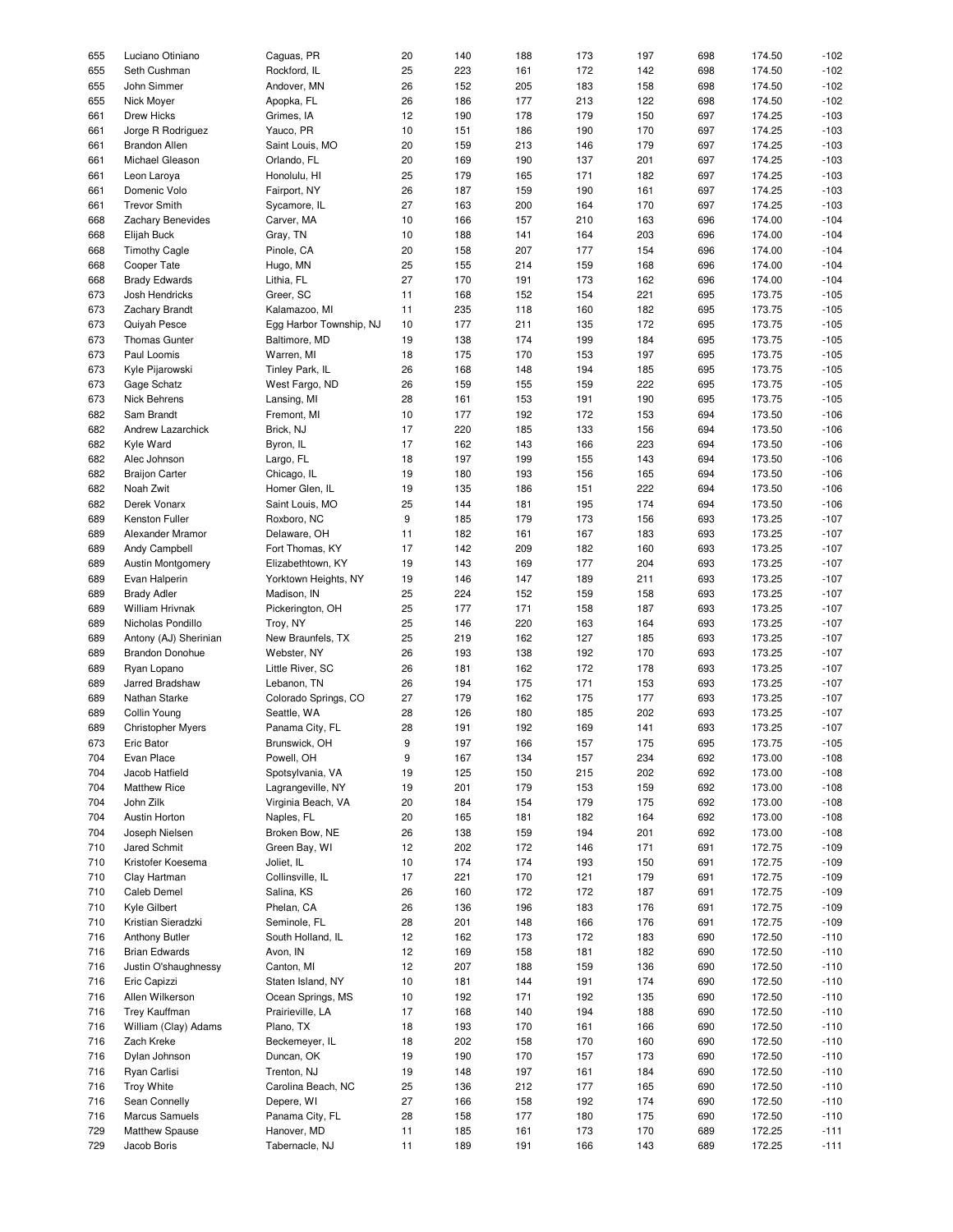| | | | | | | | | | | |
|---|---|---|---|---|---|---|---|---|---|---|
| 655 | Luciano Otiniano | Caguas, PR | 20 | 140 | 188 | 173 | 197 | 698 | 174.50 | -102 |
| 655 | Seth Cushman | Rockford, IL | 25 | 223 | 161 | 172 | 142 | 698 | 174.50 | -102 |
| 655 | John Simmer | Andover, MN | 26 | 152 | 205 | 183 | 158 | 698 | 174.50 | -102 |
| 655 | Nick Moyer | Apopka, FL | 26 | 186 | 177 | 213 | 122 | 698 | 174.50 | -102 |
| 661 | Drew Hicks | Grimes, IA | 12 | 190 | 178 | 179 | 150 | 697 | 174.25 | -103 |
| 661 | Jorge R Rodriguez | Yauco, PR | 10 | 151 | 186 | 190 | 170 | 697 | 174.25 | -103 |
| 661 | Brandon Allen | Saint Louis, MO | 20 | 159 | 213 | 146 | 179 | 697 | 174.25 | -103 |
| 661 | Michael Gleason | Orlando, FL | 20 | 169 | 190 | 137 | 201 | 697 | 174.25 | -103 |
| 661 | Leon Laroya | Honolulu, HI | 25 | 179 | 165 | 171 | 182 | 697 | 174.25 | -103 |
| 661 | Domenic Volo | Fairport, NY | 26 | 187 | 159 | 190 | 161 | 697 | 174.25 | -103 |
| 661 | Trevor Smith | Sycamore, IL | 27 | 163 | 200 | 164 | 170 | 697 | 174.25 | -103 |
| 668 | Zachary Benevides | Carver, MA | 10 | 166 | 157 | 210 | 163 | 696 | 174.00 | -104 |
| 668 | Elijah Buck | Gray, TN | 10 | 188 | 141 | 164 | 203 | 696 | 174.00 | -104 |
| 668 | Timothy Cagle | Pinole, CA | 20 | 158 | 207 | 177 | 154 | 696 | 174.00 | -104 |
| 668 | Cooper Tate | Hugo, MN | 25 | 155 | 214 | 159 | 168 | 696 | 174.00 | -104 |
| 668 | Brady Edwards | Lithia, FL | 27 | 170 | 191 | 173 | 162 | 696 | 174.00 | -104 |
| 673 | Josh Hendricks | Greer, SC | 11 | 168 | 152 | 154 | 221 | 695 | 173.75 | -105 |
| 673 | Zachary Brandt | Kalamazoo, MI | 11 | 235 | 118 | 160 | 182 | 695 | 173.75 | -105 |
| 673 | Quiyah Pesce | Egg Harbor Township, NJ | 10 | 177 | 211 | 135 | 172 | 695 | 173.75 | -105 |
| 673 | Thomas Gunter | Baltimore, MD | 19 | 138 | 174 | 199 | 184 | 695 | 173.75 | -105 |
| 673 | Paul Loomis | Warren, MI | 18 | 175 | 170 | 153 | 197 | 695 | 173.75 | -105 |
| 673 | Kyle Pijarowski | Tinley Park, IL | 26 | 168 | 148 | 194 | 185 | 695 | 173.75 | -105 |
| 673 | Gage Schatz | West Fargo, ND | 26 | 159 | 155 | 159 | 222 | 695 | 173.75 | -105 |
| 673 | Nick Behrens | Lansing, MI | 28 | 161 | 153 | 191 | 190 | 695 | 173.75 | -105 |
| 682 | Sam Brandt | Fremont, MI | 10 | 177 | 192 | 172 | 153 | 694 | 173.50 | -106 |
| 682 | Andrew Lazarchick | Brick, NJ | 17 | 220 | 185 | 133 | 156 | 694 | 173.50 | -106 |
| 682 | Kyle Ward | Byron, IL | 17 | 162 | 143 | 166 | 223 | 694 | 173.50 | -106 |
| 682 | Alec Johnson | Largo, FL | 18 | 197 | 199 | 155 | 143 | 694 | 173.50 | -106 |
| 682 | Braijon Carter | Chicago, IL | 19 | 180 | 193 | 156 | 165 | 694 | 173.50 | -106 |
| 682 | Noah Zwit | Homer Glen, IL | 19 | 135 | 186 | 151 | 222 | 694 | 173.50 | -106 |
| 682 | Derek Vonarx | Saint Louis, MO | 25 | 144 | 181 | 195 | 174 | 694 | 173.50 | -106 |
| 689 | Kenston Fuller | Roxboro, NC | 9 | 185 | 179 | 173 | 156 | 693 | 173.25 | -107 |
| 689 | Alexander Mramor | Delaware, OH | 11 | 182 | 161 | 167 | 183 | 693 | 173.25 | -107 |
| 689 | Andy Campbell | Fort Thomas, KY | 17 | 142 | 209 | 182 | 160 | 693 | 173.25 | -107 |
| 689 | Austin Montgomery | Elizabethtown, KY | 19 | 143 | 169 | 177 | 204 | 693 | 173.25 | -107 |
| 689 | Evan Halperin | Yorktown Heights, NY | 19 | 146 | 147 | 189 | 211 | 693 | 173.25 | -107 |
| 689 | Brady Adler | Madison, IN | 25 | 224 | 152 | 159 | 158 | 693 | 173.25 | -107 |
| 689 | William Hrivnak | Pickerington, OH | 25 | 177 | 171 | 158 | 187 | 693 | 173.25 | -107 |
| 689 | Nicholas Pondillo | Troy, NY | 25 | 146 | 220 | 163 | 164 | 693 | 173.25 | -107 |
| 689 | Antony (AJ) Sherinian | New Braunfels, TX | 25 | 219 | 162 | 127 | 185 | 693 | 173.25 | -107 |
| 689 | Brandon Donohue | Webster, NY | 26 | 193 | 138 | 192 | 170 | 693 | 173.25 | -107 |
| 689 | Ryan Lopano | Little River, SC | 26 | 181 | 162 | 172 | 178 | 693 | 173.25 | -107 |
| 689 | Jarred Bradshaw | Lebanon, TN | 26 | 194 | 175 | 171 | 153 | 693 | 173.25 | -107 |
| 689 | Nathan Starke | Colorado Springs, CO | 27 | 179 | 162 | 175 | 177 | 693 | 173.25 | -107 |
| 689 | Collin Young | Seattle, WA | 28 | 126 | 180 | 185 | 202 | 693 | 173.25 | -107 |
| 689 | Christopher Myers | Panama City, FL | 28 | 191 | 192 | 169 | 141 | 693 | 173.25 | -107 |
| 673 | Eric Bator | Brunswick, OH | 9 | 197 | 166 | 157 | 175 | 695 | 173.75 | -105 |
| 704 | Evan Place | Powell, OH | 9 | 167 | 134 | 157 | 234 | 692 | 173.00 | -108 |
| 704 | Jacob Hatfield | Spotsylvania, VA | 19 | 125 | 150 | 215 | 202 | 692 | 173.00 | -108 |
| 704 | Matthew Rice | Lagrangeville, NY | 19 | 201 | 179 | 153 | 159 | 692 | 173.00 | -108 |
| 704 | John Zilk | Virginia Beach, VA | 20 | 184 | 154 | 179 | 175 | 692 | 173.00 | -108 |
| 704 | Austin Horton | Naples, FL | 20 | 165 | 181 | 182 | 164 | 692 | 173.00 | -108 |
| 704 | Joseph Nielsen | Broken Bow, NE | 26 | 138 | 159 | 194 | 201 | 692 | 173.00 | -108 |
| 710 | Jared Schmit | Green Bay, WI | 12 | 202 | 172 | 146 | 171 | 691 | 172.75 | -109 |
| 710 | Kristofer Koesema | Joliet, IL | 10 | 174 | 174 | 193 | 150 | 691 | 172.75 | -109 |
| 710 | Clay Hartman | Collinsville, IL | 17 | 221 | 170 | 121 | 179 | 691 | 172.75 | -109 |
| 710 | Caleb Demel | Salina, KS | 26 | 160 | 172 | 172 | 187 | 691 | 172.75 | -109 |
| 710 | Kyle Gilbert | Phelan, CA | 26 | 136 | 196 | 183 | 176 | 691 | 172.75 | -109 |
| 710 | Kristian Sieradzki | Seminole, FL | 28 | 201 | 148 | 166 | 176 | 691 | 172.75 | -109 |
| 716 | Anthony Butler | South Holland, IL | 12 | 162 | 173 | 172 | 183 | 690 | 172.50 | -110 |
| 716 | Brian Edwards | Avon, IN | 12 | 169 | 158 | 181 | 182 | 690 | 172.50 | -110 |
| 716 | Justin O'shaughnessy | Canton, MI | 12 | 207 | 188 | 159 | 136 | 690 | 172.50 | -110 |
| 716 | Eric Capizzi | Staten Island, NY | 10 | 181 | 144 | 191 | 174 | 690 | 172.50 | -110 |
| 716 | Allen Wilkerson | Ocean Springs, MS | 10 | 192 | 171 | 192 | 135 | 690 | 172.50 | -110 |
| 716 | Trey Kauffman | Prairieville, LA | 17 | 168 | 140 | 194 | 188 | 690 | 172.50 | -110 |
| 716 | William (Clay) Adams | Plano, TX | 18 | 193 | 170 | 161 | 166 | 690 | 172.50 | -110 |
| 716 | Zach Kreke | Beckemeyer, IL | 18 | 202 | 158 | 170 | 160 | 690 | 172.50 | -110 |
| 716 | Dylan Johnson | Duncan, OK | 19 | 190 | 170 | 157 | 173 | 690 | 172.50 | -110 |
| 716 | Ryan Carlisi | Trenton, NJ | 19 | 148 | 197 | 161 | 184 | 690 | 172.50 | -110 |
| 716 | Troy White | Carolina Beach, NC | 25 | 136 | 212 | 177 | 165 | 690 | 172.50 | -110 |
| 716 | Sean Connelly | Depere, WI | 27 | 166 | 158 | 192 | 174 | 690 | 172.50 | -110 |
| 716 | Marcus Samuels | Panama City, FL | 28 | 158 | 177 | 180 | 175 | 690 | 172.50 | -110 |
| 729 | Matthew Spause | Hanover, MD | 11 | 185 | 161 | 173 | 170 | 689 | 172.25 | -111 |
| 729 | Jacob Boris | Tabernacle, NJ | 11 | 189 | 191 | 166 | 143 | 689 | 172.25 | -111 |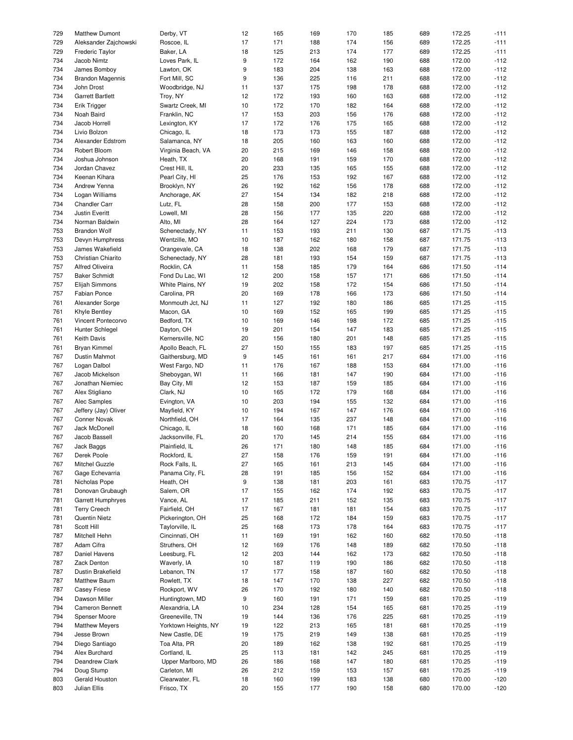| | | | | | | | | | | |
|---|---|---|---|---|---|---|---|---|---|---|
| 729 | Matthew Dumont | Derby, VT | 12 | 165 | 169 | 170 | 185 | 689 | 172.25 | -111 |
| 729 | Aleksander Zajchowski | Roscoe, IL | 17 | 171 | 188 | 174 | 156 | 689 | 172.25 | -111 |
| 729 | Frederic Taylor | Baker, LA | 18 | 125 | 213 | 174 | 177 | 689 | 172.25 | -111 |
| 734 | Jacob Nimtz | Loves Park, IL | 9 | 172 | 164 | 162 | 190 | 688 | 172.00 | -112 |
| 734 | James Bomboy | Lawton, OK | 9 | 183 | 204 | 138 | 163 | 688 | 172.00 | -112 |
| 734 | Brandon Magennis | Fort Mill, SC | 9 | 136 | 225 | 116 | 211 | 688 | 172.00 | -112 |
| 734 | John Drost | Woodbridge, NJ | 11 | 137 | 175 | 198 | 178 | 688 | 172.00 | -112 |
| 734 | Garrett Bartlett | Troy, NY | 12 | 172 | 193 | 160 | 163 | 688 | 172.00 | -112 |
| 734 | Erik Trigger | Swartz Creek, MI | 10 | 172 | 170 | 182 | 164 | 688 | 172.00 | -112 |
| 734 | Noah Baird | Franklin, NC | 17 | 153 | 203 | 156 | 176 | 688 | 172.00 | -112 |
| 734 | Jacob Horrell | Lexington, KY | 17 | 172 | 176 | 175 | 165 | 688 | 172.00 | -112 |
| 734 | Livio Bolzon | Chicago, IL | 18 | 173 | 173 | 155 | 187 | 688 | 172.00 | -112 |
| 734 | Alexander Edstrom | Salamanca, NY | 18 | 205 | 160 | 163 | 160 | 688 | 172.00 | -112 |
| 734 | Robert Bloom | Virginia Beach, VA | 20 | 215 | 169 | 146 | 158 | 688 | 172.00 | -112 |
| 734 | Joshua Johnson | Heath, TX | 20 | 168 | 191 | 159 | 170 | 688 | 172.00 | -112 |
| 734 | Jordan Chavez | Crest Hill, IL | 20 | 233 | 135 | 165 | 155 | 688 | 172.00 | -112 |
| 734 | Keenan Kihara | Pearl City, HI | 25 | 176 | 153 | 192 | 167 | 688 | 172.00 | -112 |
| 734 | Andrew Yenna | Brooklyn, NY | 26 | 192 | 162 | 156 | 178 | 688 | 172.00 | -112 |
| 734 | Logan Williams | Anchorage, AK | 27 | 154 | 134 | 182 | 218 | 688 | 172.00 | -112 |
| 734 | Chandler Carr | Lutz, FL | 28 | 158 | 200 | 177 | 153 | 688 | 172.00 | -112 |
| 734 | Justin Everitt | Lowell, MI | 28 | 156 | 177 | 135 | 220 | 688 | 172.00 | -112 |
| 734 | Norman Baldwin | Alto, MI | 28 | 164 | 127 | 224 | 173 | 688 | 172.00 | -112 |
| 753 | Brandon Wolf | Schenectady, NY | 11 | 153 | 193 | 211 | 130 | 687 | 171.75 | -113 |
| 753 | Devyn Humphress | Wentzille, MO | 10 | 187 | 162 | 180 | 158 | 687 | 171.75 | -113 |
| 753 | James Wakefield | Orangevale, CA | 18 | 138 | 202 | 168 | 179 | 687 | 171.75 | -113 |
| 753 | Christian Chiarito | Schenectady, NY | 28 | 181 | 193 | 154 | 159 | 687 | 171.75 | -113 |
| 757 | Alfred Oliveira | Rocklin, CA | 11 | 158 | 185 | 179 | 164 | 686 | 171.50 | -114 |
| 757 | Baker Schmidt | Fond Du Lac, WI | 12 | 200 | 158 | 157 | 171 | 686 | 171.50 | -114 |
| 757 | Elijah Simmons | White Plains, NY | 19 | 202 | 158 | 172 | 154 | 686 | 171.50 | -114 |
| 757 | Fabian Ponce | Carolina, PR | 20 | 169 | 178 | 166 | 173 | 686 | 171.50 | -114 |
| 761 | Alexander Sorge | Monmouth Jct, NJ | 11 | 127 | 192 | 180 | 186 | 685 | 171.25 | -115 |
| 761 | Khyle Bentley | Macon, GA | 10 | 169 | 152 | 165 | 199 | 685 | 171.25 | -115 |
| 761 | Vincent Pontecorvo | Bedford, TX | 10 | 169 | 146 | 198 | 172 | 685 | 171.25 | -115 |
| 761 | Hunter Schlegel | Dayton, OH | 19 | 201 | 154 | 147 | 183 | 685 | 171.25 | -115 |
| 761 | Keith Davis | Kernersville, NC | 20 | 156 | 180 | 201 | 148 | 685 | 171.25 | -115 |
| 761 | Bryan Kimmel | Apollo Beach, FL | 27 | 150 | 155 | 183 | 197 | 685 | 171.25 | -115 |
| 767 | Dustin Mahmot | Gaithersburg, MD | 9 | 145 | 161 | 161 | 217 | 684 | 171.00 | -116 |
| 767 | Logan Dalbol | West Fargo, ND | 11 | 176 | 167 | 188 | 153 | 684 | 171.00 | -116 |
| 767 | Jacob Mickelson | Sheboygan, WI | 11 | 166 | 181 | 147 | 190 | 684 | 171.00 | -116 |
| 767 | Jonathan Niemiec | Bay City, MI | 12 | 153 | 187 | 159 | 185 | 684 | 171.00 | -116 |
| 767 | Alex Stigliano | Clark, NJ | 10 | 165 | 172 | 179 | 168 | 684 | 171.00 | -116 |
| 767 | Alec Samples | Evington, VA | 10 | 203 | 194 | 155 | 132 | 684 | 171.00 | -116 |
| 767 | Jeffery (Jay) Oliver | Mayfield, KY | 10 | 194 | 167 | 147 | 176 | 684 | 171.00 | -116 |
| 767 | Conner Novak | Northfield, OH | 17 | 164 | 135 | 237 | 148 | 684 | 171.00 | -116 |
| 767 | Jack McDonell | Chicago, IL | 18 | 160 | 168 | 171 | 185 | 684 | 171.00 | -116 |
| 767 | Jacob Bassell | Jacksonville, FL | 20 | 170 | 145 | 214 | 155 | 684 | 171.00 | -116 |
| 767 | Jack Baggs | Plainfield, IL | 26 | 171 | 180 | 148 | 185 | 684 | 171.00 | -116 |
| 767 | Derek Poole | Rockford, IL | 27 | 158 | 176 | 159 | 191 | 684 | 171.00 | -116 |
| 767 | Mitchel Guzzle | Rock Falls, IL | 27 | 165 | 161 | 213 | 145 | 684 | 171.00 | -116 |
| 767 | Gage Echevarria | Panama City, FL | 28 | 191 | 185 | 156 | 152 | 684 | 171.00 | -116 |
| 781 | Nicholas Pope | Heath, OH | 9 | 138 | 181 | 203 | 161 | 683 | 170.75 | -117 |
| 781 | Donovan Grubaugh | Salem, OR | 17 | 155 | 162 | 174 | 192 | 683 | 170.75 | -117 |
| 781 | Garrett Humphryes | Vance, AL | 17 | 185 | 211 | 152 | 135 | 683 | 170.75 | -117 |
| 781 | Terry Creech | Fairfield, OH | 17 | 167 | 181 | 181 | 154 | 683 | 170.75 | -117 |
| 781 | Quentin Nietz | Pickerington, OH | 25 | 168 | 172 | 184 | 159 | 683 | 170.75 | -117 |
| 781 | Scott Hill | Taylorville, IL | 25 | 168 | 173 | 178 | 164 | 683 | 170.75 | -117 |
| 787 | Mitchell Hehn | Cincinnati, OH | 11 | 169 | 191 | 162 | 160 | 682 | 170.50 | -118 |
| 787 | Adam Cifra | Struthers, OH | 12 | 169 | 176 | 148 | 189 | 682 | 170.50 | -118 |
| 787 | Daniel Havens | Leesburg, FL | 12 | 203 | 144 | 162 | 173 | 682 | 170.50 | -118 |
| 787 | Zack Denton | Waverly, IA | 10 | 187 | 119 | 190 | 186 | 682 | 170.50 | -118 |
| 787 | Dustin Brakefield | Lebanon, TN | 17 | 177 | 158 | 187 | 160 | 682 | 170.50 | -118 |
| 787 | Matthew Baum | Rowlett, TX | 18 | 147 | 170 | 138 | 227 | 682 | 170.50 | -118 |
| 787 | Casey Friese | Rockport, WV | 26 | 170 | 192 | 180 | 140 | 682 | 170.50 | -118 |
| 794 | Dawson Miller | Huntingtown, MD | 9 | 160 | 191 | 171 | 159 | 681 | 170.25 | -119 |
| 794 | Cameron Bennett | Alexandria, LA | 10 | 234 | 128 | 154 | 165 | 681 | 170.25 | -119 |
| 794 | Spenser Moore | Greeneville, TN | 19 | 144 | 136 | 176 | 225 | 681 | 170.25 | -119 |
| 794 | Matthew Meyers | Yorktown Heights, NY | 19 | 122 | 213 | 165 | 181 | 681 | 170.25 | -119 |
| 794 | Jesse Brown | New Castle, DE | 19 | 175 | 219 | 149 | 138 | 681 | 170.25 | -119 |
| 794 | Diego Santiago | Toa Alta, PR | 20 | 189 | 162 | 138 | 192 | 681 | 170.25 | -119 |
| 794 | Alex Burchard | Cortland, IL | 25 | 113 | 181 | 142 | 245 | 681 | 170.25 | -119 |
| 794 | Deandrew Clark | Upper Marlboro, MD | 26 | 186 | 168 | 147 | 180 | 681 | 170.25 | -119 |
| 794 | Doug Stump | Carleton, MI | 26 | 212 | 159 | 153 | 157 | 681 | 170.25 | -119 |
| 803 | Gerald Houston | Clearwater, FL | 18 | 160 | 199 | 183 | 138 | 680 | 170.00 | -120 |
| 803 | Julian Ellis | Frisco, TX | 20 | 155 | 177 | 190 | 158 | 680 | 170.00 | -120 |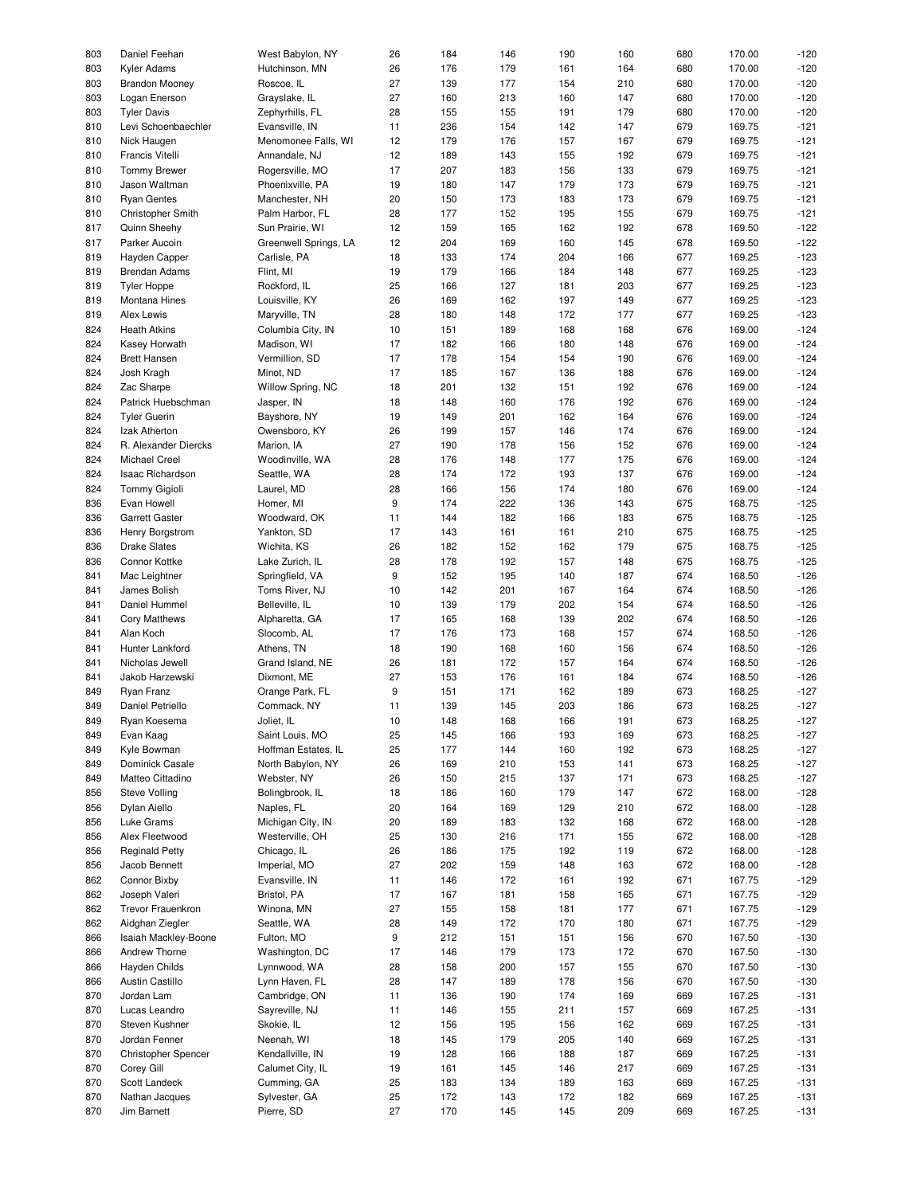| | | | | | | | | | | |
|---|---|---|---|---|---|---|---|---|---|---|
| 803 | Daniel Feehan | West Babylon, NY | 26 | 184 | 146 | 190 | 160 | 680 | 170.00 | -120 |
| 803 | Kyler Adams | Hutchinson, MN | 26 | 176 | 179 | 161 | 164 | 680 | 170.00 | -120 |
| 803 | Brandon Mooney | Roscoe, IL | 27 | 139 | 177 | 154 | 210 | 680 | 170.00 | -120 |
| 803 | Logan Enerson | Grayslake, IL | 27 | 160 | 213 | 160 | 147 | 680 | 170.00 | -120 |
| 803 | Tyler Davis | Zephyrhills, FL | 28 | 155 | 155 | 191 | 179 | 680 | 170.00 | -120 |
| 810 | Levi Schoenbaechler | Evansville, IN | 11 | 236 | 154 | 142 | 147 | 679 | 169.75 | -121 |
| 810 | Nick Haugen | Menomonee Falls, WI | 12 | 179 | 176 | 157 | 167 | 679 | 169.75 | -121 |
| 810 | Francis Vitelli | Annandale, NJ | 12 | 189 | 143 | 155 | 192 | 679 | 169.75 | -121 |
| 810 | Tommy Brewer | Rogersville, MO | 17 | 207 | 183 | 156 | 133 | 679 | 169.75 | -121 |
| 810 | Jason Waltman | Phoenixville, PA | 19 | 180 | 147 | 179 | 173 | 679 | 169.75 | -121 |
| 810 | Ryan Gentes | Manchester, NH | 20 | 150 | 173 | 183 | 173 | 679 | 169.75 | -121 |
| 810 | Christopher Smith | Palm Harbor, FL | 28 | 177 | 152 | 195 | 155 | 679 | 169.75 | -121 |
| 817 | Quinn Sheehy | Sun Prairie, WI | 12 | 159 | 165 | 162 | 192 | 678 | 169.50 | -122 |
| 817 | Parker Aucoin | Greenwell Springs, LA | 12 | 204 | 169 | 160 | 145 | 678 | 169.50 | -122 |
| 819 | Hayden Capper | Carlisle, PA | 18 | 133 | 174 | 204 | 166 | 677 | 169.25 | -123 |
| 819 | Brendan Adams | Flint, MI | 19 | 179 | 166 | 184 | 148 | 677 | 169.25 | -123 |
| 819 | Tyler Hoppe | Rockford, IL | 25 | 166 | 127 | 181 | 203 | 677 | 169.25 | -123 |
| 819 | Montana Hines | Louisville, KY | 26 | 169 | 162 | 197 | 149 | 677 | 169.25 | -123 |
| 819 | Alex Lewis | Maryville, TN | 28 | 180 | 148 | 172 | 177 | 677 | 169.25 | -123 |
| 824 | Heath Atkins | Columbia City, IN | 10 | 151 | 189 | 168 | 168 | 676 | 169.00 | -124 |
| 824 | Kasey Horwath | Madison, WI | 17 | 182 | 166 | 180 | 148 | 676 | 169.00 | -124 |
| 824 | Brett Hansen | Vermillion, SD | 17 | 178 | 154 | 154 | 190 | 676 | 169.00 | -124 |
| 824 | Josh Kragh | Minot, ND | 17 | 185 | 167 | 136 | 188 | 676 | 169.00 | -124 |
| 824 | Zac Sharpe | Willow Spring, NC | 18 | 201 | 132 | 151 | 192 | 676 | 169.00 | -124 |
| 824 | Patrick Huebschman | Jasper, IN | 18 | 148 | 160 | 176 | 192 | 676 | 169.00 | -124 |
| 824 | Tyler Guerin | Bayshore, NY | 19 | 149 | 201 | 162 | 164 | 676 | 169.00 | -124 |
| 824 | Izak Atherton | Owensboro, KY | 26 | 199 | 157 | 146 | 174 | 676 | 169.00 | -124 |
| 824 | R. Alexander Diercks | Marion, IA | 27 | 190 | 178 | 156 | 152 | 676 | 169.00 | -124 |
| 824 | Michael Creel | Woodinville, WA | 28 | 176 | 148 | 177 | 175 | 676 | 169.00 | -124 |
| 824 | Isaac Richardson | Seattle, WA | 28 | 174 | 172 | 193 | 137 | 676 | 169.00 | -124 |
| 824 | Tommy Gigioli | Laurel, MD | 28 | 166 | 156 | 174 | 180 | 676 | 169.00 | -124 |
| 836 | Evan Howell | Homer, MI | 9 | 174 | 222 | 136 | 143 | 675 | 168.75 | -125 |
| 836 | Garrett Gaster | Woodward, OK | 11 | 144 | 182 | 166 | 183 | 675 | 168.75 | -125 |
| 836 | Henry Borgstrom | Yankton, SD | 17 | 143 | 161 | 161 | 210 | 675 | 168.75 | -125 |
| 836 | Drake Slates | Wichita, KS | 26 | 182 | 152 | 162 | 179 | 675 | 168.75 | -125 |
| 836 | Connor Kottke | Lake Zurich, IL | 28 | 178 | 192 | 157 | 148 | 675 | 168.75 | -125 |
| 841 | Mac Leightner | Springfield, VA | 9 | 152 | 195 | 140 | 187 | 674 | 168.50 | -126 |
| 841 | James Bolish | Toms River, NJ | 10 | 142 | 201 | 167 | 164 | 674 | 168.50 | -126 |
| 841 | Daniel Hummel | Belleville, IL | 10 | 139 | 179 | 202 | 154 | 674 | 168.50 | -126 |
| 841 | Cory Matthews | Alpharetta, GA | 17 | 165 | 168 | 139 | 202 | 674 | 168.50 | -126 |
| 841 | Alan Koch | Slocomb, AL | 17 | 176 | 173 | 168 | 157 | 674 | 168.50 | -126 |
| 841 | Hunter Lankford | Athens, TN | 18 | 190 | 168 | 160 | 156 | 674 | 168.50 | -126 |
| 841 | Nicholas Jewell | Grand Island, NE | 26 | 181 | 172 | 157 | 164 | 674 | 168.50 | -126 |
| 841 | Jakob Harzewski | Dixmont, ME | 27 | 153 | 176 | 161 | 184 | 674 | 168.50 | -126 |
| 849 | Ryan Franz | Orange Park, FL | 9 | 151 | 171 | 162 | 189 | 673 | 168.25 | -127 |
| 849 | Daniel Petriello | Commack, NY | 11 | 139 | 145 | 203 | 186 | 673 | 168.25 | -127 |
| 849 | Ryan Koesema | Joliet, IL | 10 | 148 | 168 | 166 | 191 | 673 | 168.25 | -127 |
| 849 | Evan Kaag | Saint Louis, MO | 25 | 145 | 166 | 193 | 169 | 673 | 168.25 | -127 |
| 849 | Kyle Bowman | Hoffman Estates, IL | 25 | 177 | 144 | 160 | 192 | 673 | 168.25 | -127 |
| 849 | Dominick Casale | North Babylon, NY | 26 | 169 | 210 | 153 | 141 | 673 | 168.25 | -127 |
| 849 | Matteo Cittadino | Webster, NY | 26 | 150 | 215 | 137 | 171 | 673 | 168.25 | -127 |
| 856 | Steve Volling | Bolingbrook, IL | 18 | 186 | 160 | 179 | 147 | 672 | 168.00 | -128 |
| 856 | Dylan Aiello | Naples, FL | 20 | 164 | 169 | 129 | 210 | 672 | 168.00 | -128 |
| 856 | Luke Grams | Michigan City, IN | 20 | 189 | 183 | 132 | 168 | 672 | 168.00 | -128 |
| 856 | Alex Fleetwood | Westerville, OH | 25 | 130 | 216 | 171 | 155 | 672 | 168.00 | -128 |
| 856 | Reginald Petty | Chicago, IL | 26 | 186 | 175 | 192 | 119 | 672 | 168.00 | -128 |
| 856 | Jacob Bennett | Imperial, MO | 27 | 202 | 159 | 148 | 163 | 672 | 168.00 | -128 |
| 862 | Connor Bixby | Evansville, IN | 11 | 146 | 172 | 161 | 192 | 671 | 167.75 | -129 |
| 862 | Joseph Valeri | Bristol, PA | 17 | 167 | 181 | 158 | 165 | 671 | 167.75 | -129 |
| 862 | Trevor Frauenkron | Winona, MN | 27 | 155 | 158 | 181 | 177 | 671 | 167.75 | -129 |
| 862 | Aidghan Ziegler | Seattle, WA | 28 | 149 | 172 | 170 | 180 | 671 | 167.75 | -129 |
| 866 | Isaiah Mackley-Boone | Fulton, MO | 9 | 212 | 151 | 151 | 156 | 670 | 167.50 | -130 |
| 866 | Andrew Thorne | Washington, DC | 17 | 146 | 179 | 173 | 172 | 670 | 167.50 | -130 |
| 866 | Hayden Childs | Lynnwood, WA | 28 | 158 | 200 | 157 | 155 | 670 | 167.50 | -130 |
| 866 | Austin Castillo | Lynn Haven, FL | 28 | 147 | 189 | 178 | 156 | 670 | 167.50 | -130 |
| 870 | Jordan Lam | Cambridge, ON | 11 | 136 | 190 | 174 | 169 | 669 | 167.25 | -131 |
| 870 | Lucas Leandro | Sayreville, NJ | 11 | 146 | 155 | 211 | 157 | 669 | 167.25 | -131 |
| 870 | Steven Kushner | Skokie, IL | 12 | 156 | 195 | 156 | 162 | 669 | 167.25 | -131 |
| 870 | Jordan Fenner | Neenah, WI | 18 | 145 | 179 | 205 | 140 | 669 | 167.25 | -131 |
| 870 | Christopher Spencer | Kendallville, IN | 19 | 128 | 166 | 188 | 187 | 669 | 167.25 | -131 |
| 870 | Corey Gill | Calumet City, IL | 19 | 161 | 145 | 146 | 217 | 669 | 167.25 | -131 |
| 870 | Scott Landeck | Cumming, GA | 25 | 183 | 134 | 189 | 163 | 669 | 167.25 | -131 |
| 870 | Nathan Jacques | Sylvester, GA | 25 | 172 | 143 | 172 | 182 | 669 | 167.25 | -131 |
| 870 | Jim Barnett | Pierre, SD | 27 | 170 | 145 | 145 | 209 | 669 | 167.25 | -131 |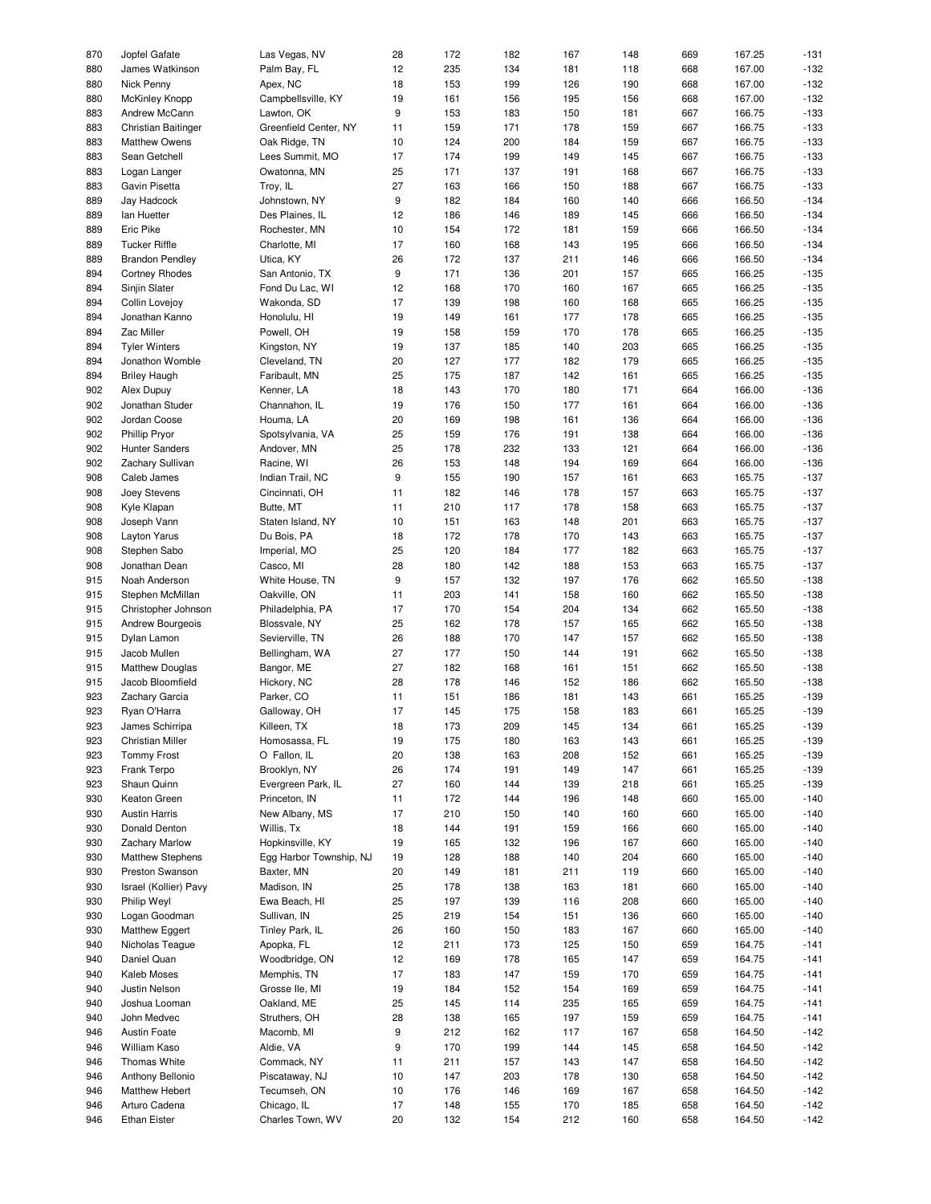| | | | | | | | | | | |
|---|---|---|---|---|---|---|---|---|---|---|
| 870 | Jopfel Gafate | Las Vegas, NV | 28 | 172 | 182 | 167 | 148 | 669 | 167.25 | -131 |
| 880 | James Watkinson | Palm Bay, FL | 12 | 235 | 134 | 181 | 118 | 668 | 167.00 | -132 |
| 880 | Nick Penny | Apex, NC | 18 | 153 | 199 | 126 | 190 | 668 | 167.00 | -132 |
| 880 | McKinley Knopp | Campbellsville, KY | 19 | 161 | 156 | 195 | 156 | 668 | 167.00 | -132 |
| 883 | Andrew McCann | Lawton, OK | 9 | 153 | 183 | 150 | 181 | 667 | 166.75 | -133 |
| 883 | Christian Baitinger | Greenfield Center, NY | 11 | 159 | 171 | 178 | 159 | 667 | 166.75 | -133 |
| 883 | Matthew Owens | Oak Ridge, TN | 10 | 124 | 200 | 184 | 159 | 667 | 166.75 | -133 |
| 883 | Sean Getchell | Lees Summit, MO | 17 | 174 | 199 | 149 | 145 | 667 | 166.75 | -133 |
| 883 | Logan Langer | Owatonna, MN | 25 | 171 | 137 | 191 | 168 | 667 | 166.75 | -133 |
| 883 | Gavin Pisetta | Troy, IL | 27 | 163 | 166 | 150 | 188 | 667 | 166.75 | -133 |
| 889 | Jay Hadcock | Johnstown, NY | 9 | 182 | 184 | 160 | 140 | 666 | 166.50 | -134 |
| 889 | Ian Huetter | Des Plaines, IL | 12 | 186 | 146 | 189 | 145 | 666 | 166.50 | -134 |
| 889 | Eric Pike | Rochester, MN | 10 | 154 | 172 | 181 | 159 | 666 | 166.50 | -134 |
| 889 | Tucker Riffle | Charlotte, MI | 17 | 160 | 168 | 143 | 195 | 666 | 166.50 | -134 |
| 889 | Brandon Pendley | Utica, KY | 26 | 172 | 137 | 211 | 146 | 666 | 166.50 | -134 |
| 894 | Cortney Rhodes | San Antonio, TX | 9 | 171 | 136 | 201 | 157 | 665 | 166.25 | -135 |
| 894 | Sinjin Slater | Fond Du Lac, WI | 12 | 168 | 170 | 160 | 167 | 665 | 166.25 | -135 |
| 894 | Collin Lovejoy | Wakonda, SD | 17 | 139 | 198 | 160 | 168 | 665 | 166.25 | -135 |
| 894 | Jonathan Kanno | Honolulu, HI | 19 | 149 | 161 | 177 | 178 | 665 | 166.25 | -135 |
| 894 | Zac Miller | Powell, OH | 19 | 158 | 159 | 170 | 178 | 665 | 166.25 | -135 |
| 894 | Tyler Winters | Kingston, NY | 19 | 137 | 185 | 140 | 203 | 665 | 166.25 | -135 |
| 894 | Jonathon Womble | Cleveland, TN | 20 | 127 | 177 | 182 | 179 | 665 | 166.25 | -135 |
| 894 | Briley Haugh | Faribault, MN | 25 | 175 | 187 | 142 | 161 | 665 | 166.25 | -135 |
| 902 | Alex Dupuy | Kenner, LA | 18 | 143 | 170 | 180 | 171 | 664 | 166.00 | -136 |
| 902 | Jonathan Studer | Channahon, IL | 19 | 176 | 150 | 177 | 161 | 664 | 166.00 | -136 |
| 902 | Jordan Coose | Houma, LA | 20 | 169 | 198 | 161 | 136 | 664 | 166.00 | -136 |
| 902 | Phillip Pryor | Spotsylvania, VA | 25 | 159 | 176 | 191 | 138 | 664 | 166.00 | -136 |
| 902 | Hunter Sanders | Andover, MN | 25 | 178 | 232 | 133 | 121 | 664 | 166.00 | -136 |
| 902 | Zachary Sullivan | Racine, WI | 26 | 153 | 148 | 194 | 169 | 664 | 166.00 | -136 |
| 908 | Caleb James | Indian Trail, NC | 9 | 155 | 190 | 157 | 161 | 663 | 165.75 | -137 |
| 908 | Joey Stevens | Cincinnati, OH | 11 | 182 | 146 | 178 | 157 | 663 | 165.75 | -137 |
| 908 | Kyle Klapan | Butte, MT | 11 | 210 | 117 | 178 | 158 | 663 | 165.75 | -137 |
| 908 | Joseph Vann | Staten Island, NY | 10 | 151 | 163 | 148 | 201 | 663 | 165.75 | -137 |
| 908 | Layton Yarus | Du Bois, PA | 18 | 172 | 178 | 170 | 143 | 663 | 165.75 | -137 |
| 908 | Stephen Sabo | Imperial, MO | 25 | 120 | 184 | 177 | 182 | 663 | 165.75 | -137 |
| 908 | Jonathan Dean | Casco, MI | 28 | 180 | 142 | 188 | 153 | 663 | 165.75 | -137 |
| 915 | Noah Anderson | White House, TN | 9 | 157 | 132 | 197 | 176 | 662 | 165.50 | -138 |
| 915 | Stephen McMillan | Oakville, ON | 11 | 203 | 141 | 158 | 160 | 662 | 165.50 | -138 |
| 915 | Christopher Johnson | Philadelphia, PA | 17 | 170 | 154 | 204 | 134 | 662 | 165.50 | -138 |
| 915 | Andrew Bourgeois | Blossvale, NY | 25 | 162 | 178 | 157 | 165 | 662 | 165.50 | -138 |
| 915 | Dylan Lamon | Sevierville, TN | 26 | 188 | 170 | 147 | 157 | 662 | 165.50 | -138 |
| 915 | Jacob Mullen | Bellingham, WA | 27 | 177 | 150 | 144 | 191 | 662 | 165.50 | -138 |
| 915 | Matthew Douglas | Bangor, ME | 27 | 182 | 168 | 161 | 151 | 662 | 165.50 | -138 |
| 915 | Jacob Bloomfield | Hickory, NC | 28 | 178 | 146 | 152 | 186 | 662 | 165.50 | -138 |
| 923 | Zachary Garcia | Parker, CO | 11 | 151 | 186 | 181 | 143 | 661 | 165.25 | -139 |
| 923 | Ryan O'Harra | Galloway, OH | 17 | 145 | 175 | 158 | 183 | 661 | 165.25 | -139 |
| 923 | James Schirripa | Killeen, TX | 18 | 173 | 209 | 145 | 134 | 661 | 165.25 | -139 |
| 923 | Christian Miller | Homosassa, FL | 19 | 175 | 180 | 163 | 143 | 661 | 165.25 | -139 |
| 923 | Tommy Frost | O Fallon, IL | 20 | 138 | 163 | 208 | 152 | 661 | 165.25 | -139 |
| 923 | Frank Terpo | Brooklyn, NY | 26 | 174 | 191 | 149 | 147 | 661 | 165.25 | -139 |
| 923 | Shaun Quinn | Evergreen Park, IL | 27 | 160 | 144 | 139 | 218 | 661 | 165.25 | -139 |
| 930 | Keaton Green | Princeton, IN | 11 | 172 | 144 | 196 | 148 | 660 | 165.00 | -140 |
| 930 | Austin Harris | New Albany, MS | 17 | 210 | 150 | 140 | 160 | 660 | 165.00 | -140 |
| 930 | Donald Denton | Willis, Tx | 18 | 144 | 191 | 159 | 166 | 660 | 165.00 | -140 |
| 930 | Zachary Marlow | Hopkinsville, KY | 19 | 165 | 132 | 196 | 167 | 660 | 165.00 | -140 |
| 930 | Matthew Stephens | Egg Harbor Township, NJ | 19 | 128 | 188 | 140 | 204 | 660 | 165.00 | -140 |
| 930 | Preston Swanson | Baxter, MN | 20 | 149 | 181 | 211 | 119 | 660 | 165.00 | -140 |
| 930 | Israel (Kollier) Pavy | Madison, IN | 25 | 178 | 138 | 163 | 181 | 660 | 165.00 | -140 |
| 930 | Philip Weyl | Ewa Beach, HI | 25 | 197 | 139 | 116 | 208 | 660 | 165.00 | -140 |
| 930 | Logan Goodman | Sullivan, IN | 25 | 219 | 154 | 151 | 136 | 660 | 165.00 | -140 |
| 930 | Matthew Eggert | Tinley Park, IL | 26 | 160 | 150 | 183 | 167 | 660 | 165.00 | -140 |
| 940 | Nicholas Teague | Apopka, FL | 12 | 211 | 173 | 125 | 150 | 659 | 164.75 | -141 |
| 940 | Daniel Quan | Woodbridge, ON | 12 | 169 | 178 | 165 | 147 | 659 | 164.75 | -141 |
| 940 | Kaleb Moses | Memphis, TN | 17 | 183 | 147 | 159 | 170 | 659 | 164.75 | -141 |
| 940 | Justin Nelson | Grosse Ile, MI | 19 | 184 | 152 | 154 | 169 | 659 | 164.75 | -141 |
| 940 | Joshua Looman | Oakland, ME | 25 | 145 | 114 | 235 | 165 | 659 | 164.75 | -141 |
| 940 | John Medvec | Struthers, OH | 28 | 138 | 165 | 197 | 159 | 659 | 164.75 | -141 |
| 946 | Austin Foate | Macomb, MI | 9 | 212 | 162 | 117 | 167 | 658 | 164.50 | -142 |
| 946 | William Kaso | Aldie, VA | 9 | 170 | 199 | 144 | 145 | 658 | 164.50 | -142 |
| 946 | Thomas White | Commack, NY | 11 | 211 | 157 | 143 | 147 | 658 | 164.50 | -142 |
| 946 | Anthony Bellonio | Piscataway, NJ | 10 | 147 | 203 | 178 | 130 | 658 | 164.50 | -142 |
| 946 | Matthew Hebert | Tecumseh, ON | 10 | 176 | 146 | 169 | 167 | 658 | 164.50 | -142 |
| 946 | Arturo Cadena | Chicago, IL | 17 | 148 | 155 | 170 | 185 | 658 | 164.50 | -142 |
| 946 | Ethan Eister | Charles Town, WV | 20 | 132 | 154 | 212 | 160 | 658 | 164.50 | -142 |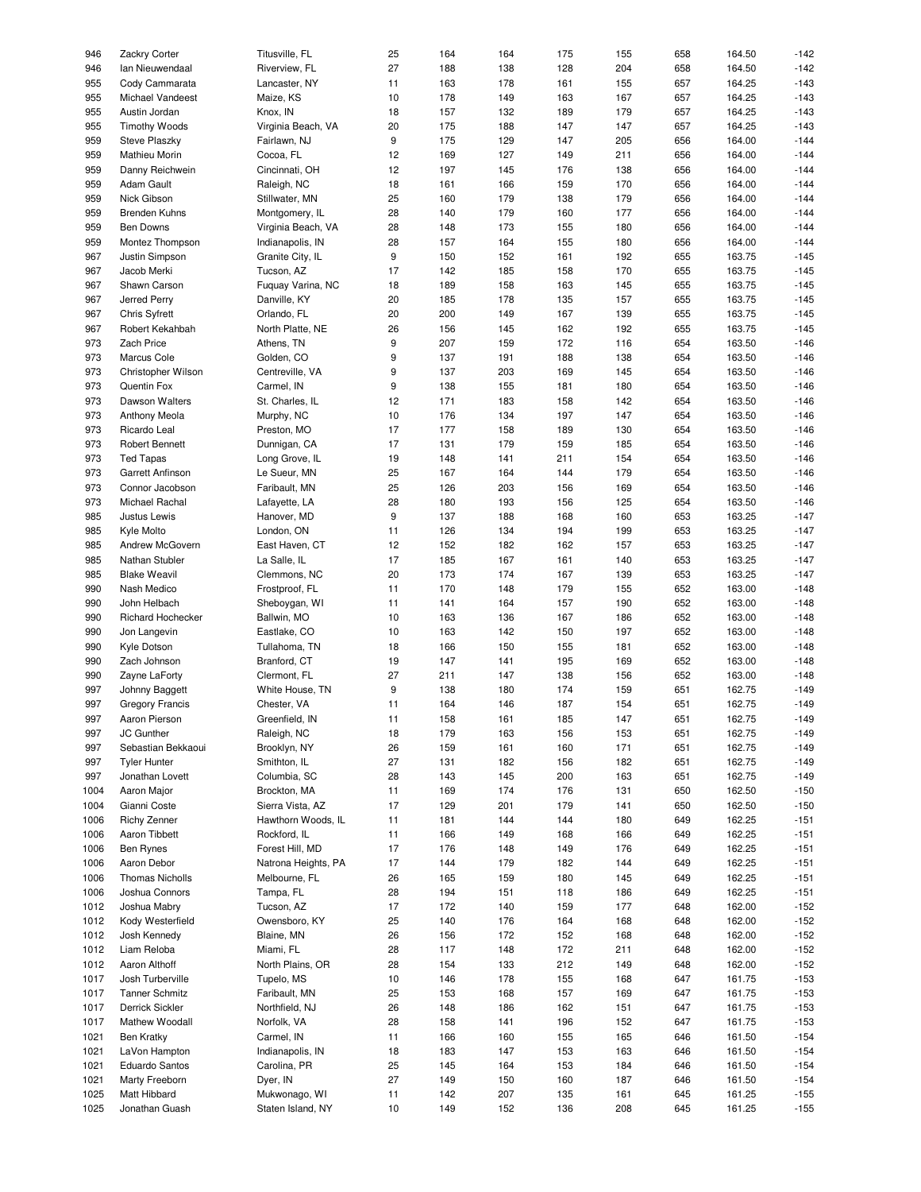| | | | | | | | | | | |
|---|---|---|---|---|---|---|---|---|---|---|
| 946 | Zackry Corter | Titusville, FL | 25 | 164 | 164 | 175 | 155 | 658 | 164.50 | -142 |
| 946 | Ian Nieuwendaal | Riverview, FL | 27 | 188 | 138 | 128 | 204 | 658 | 164.50 | -142 |
| 955 | Cody Cammarata | Lancaster, NY | 11 | 163 | 178 | 161 | 155 | 657 | 164.25 | -143 |
| 955 | Michael Vandeest | Maize, KS | 10 | 178 | 149 | 163 | 167 | 657 | 164.25 | -143 |
| 955 | Austin Jordan | Knox, IN | 18 | 157 | 132 | 189 | 179 | 657 | 164.25 | -143 |
| 955 | Timothy Woods | Virginia Beach, VA | 20 | 175 | 188 | 147 | 147 | 657 | 164.25 | -143 |
| 959 | Steve Plaszky | Fairlawn, NJ | 9 | 175 | 129 | 147 | 205 | 656 | 164.00 | -144 |
| 959 | Mathieu Morin | Cocoa, FL | 12 | 169 | 127 | 149 | 211 | 656 | 164.00 | -144 |
| 959 | Danny Reichwein | Cincinnati, OH | 12 | 197 | 145 | 176 | 138 | 656 | 164.00 | -144 |
| 959 | Adam Gault | Raleigh, NC | 18 | 161 | 166 | 159 | 170 | 656 | 164.00 | -144 |
| 959 | Nick Gibson | Stillwater, MN | 25 | 160 | 179 | 138 | 179 | 656 | 164.00 | -144 |
| 959 | Brenden Kuhns | Montgomery, IL | 28 | 140 | 179 | 160 | 177 | 656 | 164.00 | -144 |
| 959 | Ben Downs | Virginia Beach, VA | 28 | 148 | 173 | 155 | 180 | 656 | 164.00 | -144 |
| 959 | Montez Thompson | Indianapolis, IN | 28 | 157 | 164 | 155 | 180 | 656 | 164.00 | -144 |
| 967 | Justin Simpson | Granite City, IL | 9 | 150 | 152 | 161 | 192 | 655 | 163.75 | -145 |
| 967 | Jacob Merki | Tucson, AZ | 17 | 142 | 185 | 158 | 170 | 655 | 163.75 | -145 |
| 967 | Shawn Carson | Fuquay Varina, NC | 18 | 189 | 158 | 163 | 145 | 655 | 163.75 | -145 |
| 967 | Jerred Perry | Danville, KY | 20 | 185 | 178 | 135 | 157 | 655 | 163.75 | -145 |
| 967 | Chris Syfrett | Orlando, FL | 20 | 200 | 149 | 167 | 139 | 655 | 163.75 | -145 |
| 967 | Robert Kekahbah | North Platte, NE | 26 | 156 | 145 | 162 | 192 | 655 | 163.75 | -145 |
| 973 | Zach Price | Athens, TN | 9 | 207 | 159 | 172 | 116 | 654 | 163.50 | -146 |
| 973 | Marcus Cole | Golden, CO | 9 | 137 | 191 | 188 | 138 | 654 | 163.50 | -146 |
| 973 | Christopher Wilson | Centreville, VA | 9 | 137 | 203 | 169 | 145 | 654 | 163.50 | -146 |
| 973 | Quentin Fox | Carmel, IN | 9 | 138 | 155 | 181 | 180 | 654 | 163.50 | -146 |
| 973 | Dawson Walters | St. Charles, IL | 12 | 171 | 183 | 158 | 142 | 654 | 163.50 | -146 |
| 973 | Anthony Meola | Murphy, NC | 10 | 176 | 134 | 197 | 147 | 654 | 163.50 | -146 |
| 973 | Ricardo Leal | Preston, MO | 17 | 177 | 158 | 189 | 130 | 654 | 163.50 | -146 |
| 973 | Robert Bennett | Dunnigan, CA | 17 | 131 | 179 | 159 | 185 | 654 | 163.50 | -146 |
| 973 | Ted Tapas | Long Grove, IL | 19 | 148 | 141 | 211 | 154 | 654 | 163.50 | -146 |
| 973 | Garrett Anfinson | Le Sueur, MN | 25 | 167 | 164 | 144 | 179 | 654 | 163.50 | -146 |
| 973 | Connor Jacobson | Faribault, MN | 25 | 126 | 203 | 156 | 169 | 654 | 163.50 | -146 |
| 973 | Michael Rachal | Lafayette, LA | 28 | 180 | 193 | 156 | 125 | 654 | 163.50 | -146 |
| 985 | Justus Lewis | Hanover, MD | 9 | 137 | 188 | 168 | 160 | 653 | 163.25 | -147 |
| 985 | Kyle Molto | London, ON | 11 | 126 | 134 | 194 | 199 | 653 | 163.25 | -147 |
| 985 | Andrew McGovern | East Haven, CT | 12 | 152 | 182 | 162 | 157 | 653 | 163.25 | -147 |
| 985 | Nathan Stubler | La Salle, IL | 17 | 185 | 167 | 161 | 140 | 653 | 163.25 | -147 |
| 985 | Blake Weavil | Clemmons, NC | 20 | 173 | 174 | 167 | 139 | 653 | 163.25 | -147 |
| 990 | Nash Medico | Frostproof, FL | 11 | 170 | 148 | 179 | 155 | 652 | 163.00 | -148 |
| 990 | John Helbach | Sheboygan, WI | 11 | 141 | 164 | 157 | 190 | 652 | 163.00 | -148 |
| 990 | Richard Hochecker | Ballwin, MO | 10 | 163 | 136 | 167 | 186 | 652 | 163.00 | -148 |
| 990 | Jon Langevin | Eastlake, CO | 10 | 163 | 142 | 150 | 197 | 652 | 163.00 | -148 |
| 990 | Kyle Dotson | Tullahoma, TN | 18 | 166 | 150 | 155 | 181 | 652 | 163.00 | -148 |
| 990 | Zach Johnson | Branford, CT | 19 | 147 | 141 | 195 | 169 | 652 | 163.00 | -148 |
| 990 | Zayne LaForty | Clermont, FL | 27 | 211 | 147 | 138 | 156 | 652 | 163.00 | -148 |
| 997 | Johnny Baggett | White House, TN | 9 | 138 | 180 | 174 | 159 | 651 | 162.75 | -149 |
| 997 | Gregory Francis | Chester, VA | 11 | 164 | 146 | 187 | 154 | 651 | 162.75 | -149 |
| 997 | Aaron Pierson | Greenfield, IN | 11 | 158 | 161 | 185 | 147 | 651 | 162.75 | -149 |
| 997 | JC Gunther | Raleigh, NC | 18 | 179 | 163 | 156 | 153 | 651 | 162.75 | -149 |
| 997 | Sebastian Bekkaoui | Brooklyn, NY | 26 | 159 | 161 | 160 | 171 | 651 | 162.75 | -149 |
| 997 | Tyler Hunter | Smithton, IL | 27 | 131 | 182 | 156 | 182 | 651 | 162.75 | -149 |
| 997 | Jonathan Lovett | Columbia, SC | 28 | 143 | 145 | 200 | 163 | 651 | 162.75 | -149 |
| 1004 | Aaron Major | Brockton, MA | 11 | 169 | 174 | 176 | 131 | 650 | 162.50 | -150 |
| 1004 | Gianni Coste | Sierra Vista, AZ | 17 | 129 | 201 | 179 | 141 | 650 | 162.50 | -150 |
| 1006 | Richy Zenner | Hawthorn Woods, IL | 11 | 181 | 144 | 144 | 180 | 649 | 162.25 | -151 |
| 1006 | Aaron Tibbett | Rockford, IL | 11 | 166 | 149 | 168 | 166 | 649 | 162.25 | -151 |
| 1006 | Ben Rynes | Forest Hill, MD | 17 | 176 | 148 | 149 | 176 | 649 | 162.25 | -151 |
| 1006 | Aaron Debor | Natrona Heights, PA | 17 | 144 | 179 | 182 | 144 | 649 | 162.25 | -151 |
| 1006 | Thomas Nicholls | Melbourne, FL | 26 | 165 | 159 | 180 | 145 | 649 | 162.25 | -151 |
| 1006 | Joshua Connors | Tampa, FL | 28 | 194 | 151 | 118 | 186 | 649 | 162.25 | -151 |
| 1012 | Joshua Mabry | Tucson, AZ | 17 | 172 | 140 | 159 | 177 | 648 | 162.00 | -152 |
| 1012 | Kody Westerfield | Owensboro, KY | 25 | 140 | 176 | 164 | 168 | 648 | 162.00 | -152 |
| 1012 | Josh Kennedy | Blaine, MN | 26 | 156 | 172 | 152 | 168 | 648 | 162.00 | -152 |
| 1012 | Liam Reloba | Miami, FL | 28 | 117 | 148 | 172 | 211 | 648 | 162.00 | -152 |
| 1012 | Aaron Althoff | North Plains, OR | 28 | 154 | 133 | 212 | 149 | 648 | 162.00 | -152 |
| 1017 | Josh Turberville | Tupelo, MS | 10 | 146 | 178 | 155 | 168 | 647 | 161.75 | -153 |
| 1017 | Tanner Schmitz | Faribault, MN | 25 | 153 | 168 | 157 | 169 | 647 | 161.75 | -153 |
| 1017 | Derrick Sickler | Northfield, NJ | 26 | 148 | 186 | 162 | 151 | 647 | 161.75 | -153 |
| 1017 | Mathew Woodall | Norfolk, VA | 28 | 158 | 141 | 196 | 152 | 647 | 161.75 | -153 |
| 1021 | Ben Kratky | Carmel, IN | 11 | 166 | 160 | 155 | 165 | 646 | 161.50 | -154 |
| 1021 | LaVon Hampton | Indianapolis, IN | 18 | 183 | 147 | 153 | 163 | 646 | 161.50 | -154 |
| 1021 | Eduardo Santos | Carolina, PR | 25 | 145 | 164 | 153 | 184 | 646 | 161.50 | -154 |
| 1021 | Marty Freeborn | Dyer, IN | 27 | 149 | 150 | 160 | 187 | 646 | 161.50 | -154 |
| 1025 | Matt Hibbard | Mukwonago, WI | 11 | 142 | 207 | 135 | 161 | 645 | 161.25 | -155 |
| 1025 | Jonathan Guash | Staten Island, NY | 10 | 149 | 152 | 136 | 208 | 645 | 161.25 | -155 |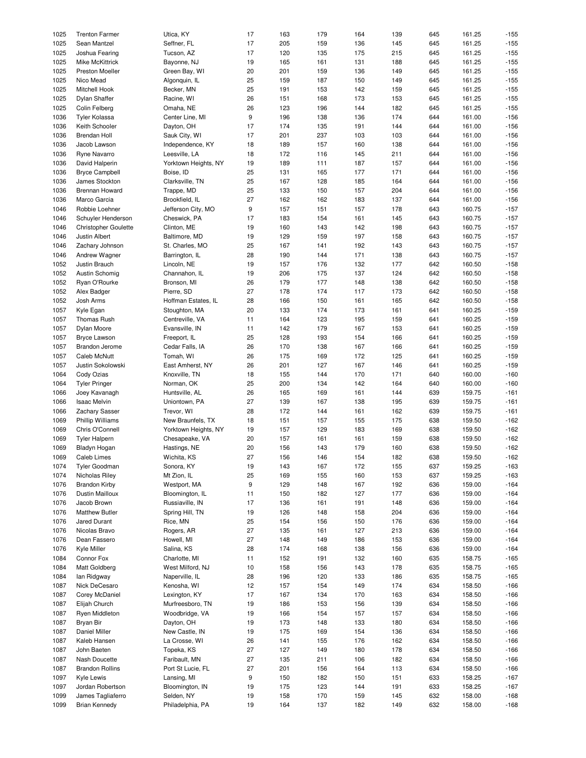| | | | | | | | | | | |
|---|---|---|---|---|---|---|---|---|---|---|
| 1025 | Trenton Farmer | Utica, KY | 17 | 163 | 179 | 164 | 139 | 645 | 161.25 | -155 |
| 1025 | Sean Mantzel | Seffner, FL | 17 | 205 | 159 | 136 | 145 | 645 | 161.25 | -155 |
| 1025 | Joshua Fearing | Tucson, AZ | 17 | 120 | 135 | 175 | 215 | 645 | 161.25 | -155 |
| 1025 | Mike McKittrick | Bayonne, NJ | 19 | 165 | 161 | 131 | 188 | 645 | 161.25 | -155 |
| 1025 | Preston Moeller | Green Bay, WI | 20 | 201 | 159 | 136 | 149 | 645 | 161.25 | -155 |
| 1025 | Nico Mead | Algonquin, IL | 25 | 159 | 187 | 150 | 149 | 645 | 161.25 | -155 |
| 1025 | Mitchell Hook | Becker, MN | 25 | 191 | 153 | 142 | 159 | 645 | 161.25 | -155 |
| 1025 | Dylan Shaffer | Racine, WI | 26 | 151 | 168 | 173 | 153 | 645 | 161.25 | -155 |
| 1025 | Colin Felberg | Omaha, NE | 26 | 123 | 196 | 144 | 182 | 645 | 161.25 | -155 |
| 1036 | Tyler Kolassa | Center Line, MI | 9 | 196 | 138 | 136 | 174 | 644 | 161.00 | -156 |
| 1036 | Keith Schooler | Dayton, OH | 17 | 174 | 135 | 191 | 144 | 644 | 161.00 | -156 |
| 1036 | Brendan Holl | Sauk City, WI | 17 | 201 | 237 | 103 | 103 | 644 | 161.00 | -156 |
| 1036 | Jacob Lawson | Independence, KY | 18 | 189 | 157 | 160 | 138 | 644 | 161.00 | -156 |
| 1036 | Ryne Navarro | Leesville, LA | 18 | 172 | 116 | 145 | 211 | 644 | 161.00 | -156 |
| 1036 | David Halperin | Yorktown Heights, NY | 19 | 189 | 111 | 187 | 157 | 644 | 161.00 | -156 |
| 1036 | Bryce Campbell | Boise, ID | 25 | 131 | 165 | 177 | 171 | 644 | 161.00 | -156 |
| 1036 | James Stockton | Clarksville, TN | 25 | 167 | 128 | 185 | 164 | 644 | 161.00 | -156 |
| 1036 | Brennan Howard | Trappe, MD | 25 | 133 | 150 | 157 | 204 | 644 | 161.00 | -156 |
| 1036 | Marco Garcia | Brookfield, IL | 27 | 162 | 162 | 183 | 137 | 644 | 161.00 | -156 |
| 1046 | Robbie Loehner | Jefferson City, MO | 9 | 157 | 151 | 157 | 178 | 643 | 160.75 | -157 |
| 1046 | Schuyler Henderson | Cheswick, PA | 17 | 183 | 154 | 161 | 145 | 643 | 160.75 | -157 |
| 1046 | Christopher Goulette | Clinton, ME | 19 | 160 | 143 | 142 | 198 | 643 | 160.75 | -157 |
| 1046 | Justin Albert | Baltimore, MD | 19 | 129 | 159 | 197 | 158 | 643 | 160.75 | -157 |
| 1046 | Zachary Johnson | St. Charles, MO | 25 | 167 | 141 | 192 | 143 | 643 | 160.75 | -157 |
| 1046 | Andrew Wagner | Barrington, IL | 28 | 190 | 144 | 171 | 138 | 643 | 160.75 | -157 |
| 1052 | Justin Brauch | Lincoln, NE | 19 | 157 | 176 | 132 | 177 | 642 | 160.50 | -158 |
| 1052 | Austin Schomig | Channahon, IL | 19 | 206 | 175 | 137 | 124 | 642 | 160.50 | -158 |
| 1052 | Ryan O'Rourke | Bronson, MI | 26 | 179 | 177 | 148 | 138 | 642 | 160.50 | -158 |
| 1052 | Alex Badger | Pierre, SD | 27 | 178 | 174 | 117 | 173 | 642 | 160.50 | -158 |
| 1052 | Josh Arms | Hoffman Estates, IL | 28 | 166 | 150 | 161 | 165 | 642 | 160.50 | -158 |
| 1057 | Kyle Egan | Stoughton, MA | 20 | 133 | 174 | 173 | 161 | 641 | 160.25 | -159 |
| 1057 | Thomas Rush | Centreville, VA | 11 | 164 | 123 | 195 | 159 | 641 | 160.25 | -159 |
| 1057 | Dylan Moore | Evansville, IN | 11 | 142 | 179 | 167 | 153 | 641 | 160.25 | -159 |
| 1057 | Bryce Lawson | Freeport, IL | 25 | 128 | 193 | 154 | 166 | 641 | 160.25 | -159 |
| 1057 | Brandon Jerome | Cedar Falls, IA | 26 | 170 | 138 | 167 | 166 | 641 | 160.25 | -159 |
| 1057 | Caleb McNutt | Tomah, WI | 26 | 175 | 169 | 172 | 125 | 641 | 160.25 | -159 |
| 1057 | Justin Sokolowski | East Amherst, NY | 26 | 201 | 127 | 167 | 146 | 641 | 160.25 | -159 |
| 1064 | Cody Ozias | Knoxville, TN | 18 | 155 | 144 | 170 | 171 | 640 | 160.00 | -160 |
| 1064 | Tyler Pringer | Norman, OK | 25 | 200 | 134 | 142 | 164 | 640 | 160.00 | -160 |
| 1066 | Joey Kavanagh | Huntsville, AL | 26 | 165 | 169 | 161 | 144 | 639 | 159.75 | -161 |
| 1066 | Isaac Melvin | Uniontown, PA | 27 | 139 | 167 | 138 | 195 | 639 | 159.75 | -161 |
| 1066 | Zachary Sasser | Trevor, WI | 28 | 172 | 144 | 161 | 162 | 639 | 159.75 | -161 |
| 1069 | Phillip Williams | New Braunfels, TX | 18 | 151 | 157 | 155 | 175 | 638 | 159.50 | -162 |
| 1069 | Chris O'Connell | Yorktown Heights, NY | 19 | 157 | 129 | 183 | 169 | 638 | 159.50 | -162 |
| 1069 | Tyler Halpern | Chesapeake, VA | 20 | 157 | 161 | 161 | 159 | 638 | 159.50 | -162 |
| 1069 | Bladyn Hogan | Hastings, NE | 20 | 156 | 143 | 179 | 160 | 638 | 159.50 | -162 |
| 1069 | Caleb Limes | Wichita, KS | 27 | 156 | 146 | 154 | 182 | 638 | 159.50 | -162 |
| 1074 | Tyler Goodman | Sonora, KY | 19 | 143 | 167 | 172 | 155 | 637 | 159.25 | -163 |
| 1074 | Nicholas Riley | Mt Zion, IL | 25 | 169 | 155 | 160 | 153 | 637 | 159.25 | -163 |
| 1076 | Brandon Kirby | Westport, MA | 9 | 129 | 148 | 167 | 192 | 636 | 159.00 | -164 |
| 1076 | Dustin Mailloux | Bloomington, IL | 11 | 150 | 182 | 127 | 177 | 636 | 159.00 | -164 |
| 1076 | Jacob Brown | Russiaville, IN | 17 | 136 | 161 | 191 | 148 | 636 | 159.00 | -164 |
| 1076 | Matthew Butler | Spring Hill, TN | 19 | 126 | 148 | 158 | 204 | 636 | 159.00 | -164 |
| 1076 | Jared Durant | Rice, MN | 25 | 154 | 156 | 150 | 176 | 636 | 159.00 | -164 |
| 1076 | Nicolas Bravo | Rogers, AR | 27 | 135 | 161 | 127 | 213 | 636 | 159.00 | -164 |
| 1076 | Dean Fassero | Howell, MI | 27 | 148 | 149 | 186 | 153 | 636 | 159.00 | -164 |
| 1076 | Kyle Miller | Salina, KS | 28 | 174 | 168 | 138 | 156 | 636 | 159.00 | -164 |
| 1084 | Connor Fox | Charlotte, MI | 11 | 152 | 191 | 132 | 160 | 635 | 158.75 | -165 |
| 1084 | Matt Goldberg | West Milford, NJ | 10 | 158 | 156 | 143 | 178 | 635 | 158.75 | -165 |
| 1084 | Ian Ridgway | Naperville, IL | 28 | 196 | 120 | 133 | 186 | 635 | 158.75 | -165 |
| 1087 | Nick DeCesaro | Kenosha, WI | 12 | 157 | 154 | 149 | 174 | 634 | 158.50 | -166 |
| 1087 | Corey McDaniel | Lexington, KY | 17 | 167 | 134 | 170 | 163 | 634 | 158.50 | -166 |
| 1087 | Elijah Church | Murfreesboro, TN | 19 | 186 | 153 | 156 | 139 | 634 | 158.50 | -166 |
| 1087 | Ryen Middleton | Woodbridge, VA | 19 | 166 | 154 | 157 | 157 | 634 | 158.50 | -166 |
| 1087 | Bryan Bir | Dayton, OH | 19 | 173 | 148 | 133 | 180 | 634 | 158.50 | -166 |
| 1087 | Daniel Miller | New Castle, IN | 19 | 175 | 169 | 154 | 136 | 634 | 158.50 | -166 |
| 1087 | Kaleb Hansen | La Crosse, WI | 26 | 141 | 155 | 176 | 162 | 634 | 158.50 | -166 |
| 1087 | John Baeten | Topeka, KS | 27 | 127 | 149 | 180 | 178 | 634 | 158.50 | -166 |
| 1087 | Nash Doucette | Faribault, MN | 27 | 135 | 211 | 106 | 182 | 634 | 158.50 | -166 |
| 1087 | Brandon Rollins | Port St Lucie, FL | 27 | 201 | 156 | 164 | 113 | 634 | 158.50 | -166 |
| 1097 | Kyle Lewis | Lansing, MI | 9 | 150 | 182 | 150 | 151 | 633 | 158.25 | -167 |
| 1097 | Jordan Robertson | Bloomington, IN | 19 | 175 | 123 | 144 | 191 | 633 | 158.25 | -167 |
| 1099 | James Tagliaferro | Selden, NY | 19 | 158 | 170 | 159 | 145 | 632 | 158.00 | -168 |
| 1099 | Brian Kennedy | Philadelphia, PA | 19 | 164 | 137 | 182 | 149 | 632 | 158.00 | -168 |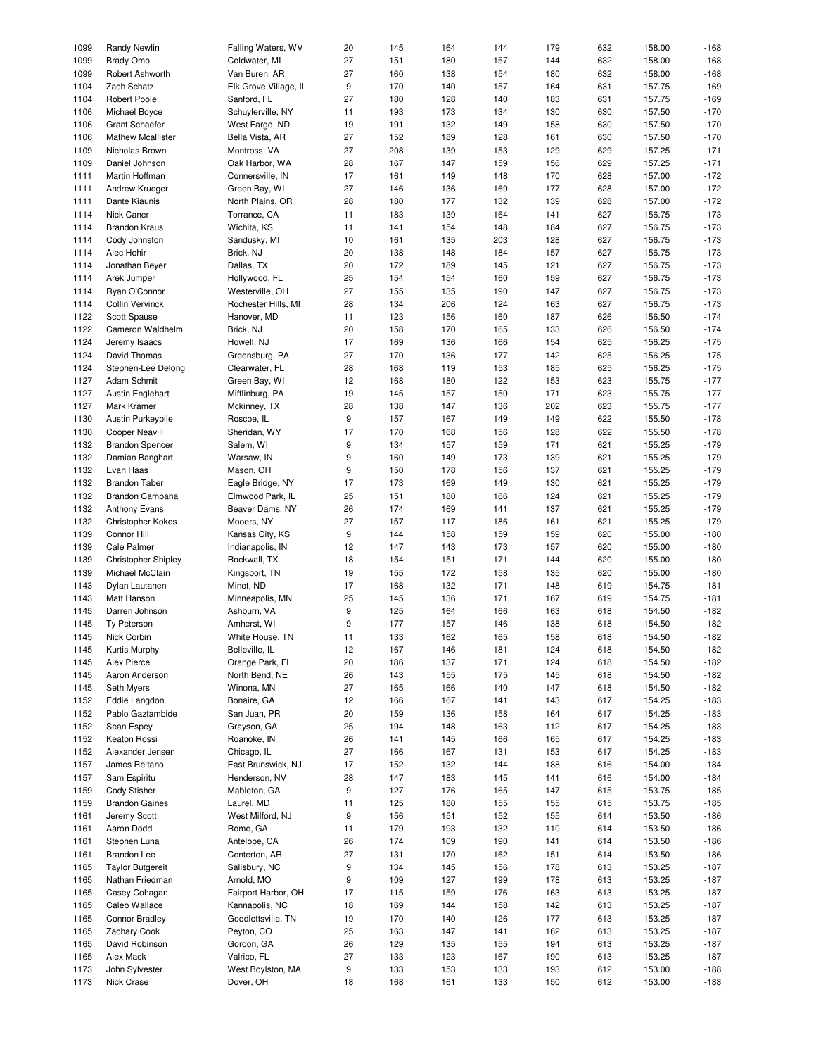| | | | | | | | | | | |
|---|---|---|---|---|---|---|---|---|---|---|
| 1099 | Randy Newlin | Falling Waters, WV | 20 | 145 | 164 | 144 | 179 | 632 | 158.00 | -168 |
| 1099 | Brady Omo | Coldwater, MI | 27 | 151 | 180 | 157 | 144 | 632 | 158.00 | -168 |
| 1099 | Robert Ashworth | Van Buren, AR | 27 | 160 | 138 | 154 | 180 | 632 | 158.00 | -168 |
| 1104 | Zach Schatz | Elk Grove Village, IL | 9 | 170 | 140 | 157 | 164 | 631 | 157.75 | -169 |
| 1104 | Robert Poole | Sanford, FL | 27 | 180 | 128 | 140 | 183 | 631 | 157.75 | -169 |
| 1106 | Michael Boyce | Schuylerville, NY | 11 | 193 | 173 | 134 | 130 | 630 | 157.50 | -170 |
| 1106 | Grant Schaefer | West Fargo, ND | 19 | 191 | 132 | 149 | 158 | 630 | 157.50 | -170 |
| 1106 | Mathew Mcallister | Bella Vista, AR | 27 | 152 | 189 | 128 | 161 | 630 | 157.50 | -170 |
| 1109 | Nicholas Brown | Montross, VA | 27 | 208 | 139 | 153 | 129 | 629 | 157.25 | -171 |
| 1109 | Daniel Johnson | Oak Harbor, WA | 28 | 167 | 147 | 159 | 156 | 629 | 157.25 | -171 |
| 1111 | Martin Hoffman | Connersville, IN | 17 | 161 | 149 | 148 | 170 | 628 | 157.00 | -172 |
| 1111 | Andrew Krueger | Green Bay, WI | 27 | 146 | 136 | 169 | 177 | 628 | 157.00 | -172 |
| 1111 | Dante Kiaunis | North Plains, OR | 28 | 180 | 177 | 132 | 139 | 628 | 157.00 | -172 |
| 1114 | Nick Caner | Torrance, CA | 11 | 183 | 139 | 164 | 141 | 627 | 156.75 | -173 |
| 1114 | Brandon Kraus | Wichita, KS | 11 | 141 | 154 | 148 | 184 | 627 | 156.75 | -173 |
| 1114 | Cody Johnston | Sandusky, MI | 10 | 161 | 135 | 203 | 128 | 627 | 156.75 | -173 |
| 1114 | Alec Hehir | Brick, NJ | 20 | 138 | 148 | 184 | 157 | 627 | 156.75 | -173 |
| 1114 | Jonathan Beyer | Dallas, TX | 20 | 172 | 189 | 145 | 121 | 627 | 156.75 | -173 |
| 1114 | Arek Jumper | Hollywood, FL | 25 | 154 | 154 | 160 | 159 | 627 | 156.75 | -173 |
| 1114 | Ryan O'Connor | Westerville, OH | 27 | 155 | 135 | 190 | 147 | 627 | 156.75 | -173 |
| 1114 | Collin Vervinck | Rochester Hills, MI | 28 | 134 | 206 | 124 | 163 | 627 | 156.75 | -173 |
| 1122 | Scott Spause | Hanover, MD | 11 | 123 | 156 | 160 | 187 | 626 | 156.50 | -174 |
| 1122 | Cameron Waldhelm | Brick, NJ | 20 | 158 | 170 | 165 | 133 | 626 | 156.50 | -174 |
| 1124 | Jeremy Isaacs | Howell, NJ | 17 | 169 | 136 | 166 | 154 | 625 | 156.25 | -175 |
| 1124 | David Thomas | Greensburg, PA | 27 | 170 | 136 | 177 | 142 | 625 | 156.25 | -175 |
| 1124 | Stephen-Lee Delong | Clearwater, FL | 28 | 168 | 119 | 153 | 185 | 625 | 156.25 | -175 |
| 1127 | Adam Schmit | Green Bay, WI | 12 | 168 | 180 | 122 | 153 | 623 | 155.75 | -177 |
| 1127 | Austin Englehart | Mifflinburg, PA | 19 | 145 | 157 | 150 | 171 | 623 | 155.75 | -177 |
| 1127 | Mark Kramer | Mckinney, TX | 28 | 138 | 147 | 136 | 202 | 623 | 155.75 | -177 |
| 1130 | Austin Purkeypile | Roscoe, IL | 9 | 157 | 167 | 149 | 149 | 622 | 155.50 | -178 |
| 1130 | Cooper Neavill | Sheridan, WY | 17 | 170 | 168 | 156 | 128 | 622 | 155.50 | -178 |
| 1132 | Brandon Spencer | Salem, WI | 9 | 134 | 157 | 159 | 171 | 621 | 155.25 | -179 |
| 1132 | Damian Banghart | Warsaw, IN | 9 | 160 | 149 | 173 | 139 | 621 | 155.25 | -179 |
| 1132 | Evan Haas | Mason, OH | 9 | 150 | 178 | 156 | 137 | 621 | 155.25 | -179 |
| 1132 | Brandon Taber | Eagle Bridge, NY | 17 | 173 | 169 | 149 | 130 | 621 | 155.25 | -179 |
| 1132 | Brandon Campana | Elmwood Park, IL | 25 | 151 | 180 | 166 | 124 | 621 | 155.25 | -179 |
| 1132 | Anthony Evans | Beaver Dams, NY | 26 | 174 | 169 | 141 | 137 | 621 | 155.25 | -179 |
| 1132 | Christopher Kokes | Mooers, NY | 27 | 157 | 117 | 186 | 161 | 621 | 155.25 | -179 |
| 1139 | Connor Hill | Kansas City, KS | 9 | 144 | 158 | 159 | 159 | 620 | 155.00 | -180 |
| 1139 | Cale Palmer | Indianapolis, IN | 12 | 147 | 143 | 173 | 157 | 620 | 155.00 | -180 |
| 1139 | Christopher Shipley | Rockwall, TX | 18 | 154 | 151 | 171 | 144 | 620 | 155.00 | -180 |
| 1139 | Michael McClain | Kingsport, TN | 19 | 155 | 172 | 158 | 135 | 620 | 155.00 | -180 |
| 1143 | Dylan Lautanen | Minot, ND | 17 | 168 | 132 | 171 | 148 | 619 | 154.75 | -181 |
| 1143 | Matt Hanson | Minneapolis, MN | 25 | 145 | 136 | 171 | 167 | 619 | 154.75 | -181 |
| 1145 | Darren Johnson | Ashburn, VA | 9 | 125 | 164 | 166 | 163 | 618 | 154.50 | -182 |
| 1145 | Ty Peterson | Amherst, WI | 9 | 177 | 157 | 146 | 138 | 618 | 154.50 | -182 |
| 1145 | Nick Corbin | White House, TN | 11 | 133 | 162 | 165 | 158 | 618 | 154.50 | -182 |
| 1145 | Kurtis Murphy | Belleville, IL | 12 | 167 | 146 | 181 | 124 | 618 | 154.50 | -182 |
| 1145 | Alex Pierce | Orange Park, FL | 20 | 186 | 137 | 171 | 124 | 618 | 154.50 | -182 |
| 1145 | Aaron Anderson | North Bend, NE | 26 | 143 | 155 | 175 | 145 | 618 | 154.50 | -182 |
| 1145 | Seth Myers | Winona, MN | 27 | 165 | 166 | 140 | 147 | 618 | 154.50 | -182 |
| 1152 | Eddie Langdon | Bonaire, GA | 12 | 166 | 167 | 141 | 143 | 617 | 154.25 | -183 |
| 1152 | Pablo Gaztambide | San Juan, PR | 20 | 159 | 136 | 158 | 164 | 617 | 154.25 | -183 |
| 1152 | Sean Espey | Grayson, GA | 25 | 194 | 148 | 163 | 112 | 617 | 154.25 | -183 |
| 1152 | Keaton Rossi | Roanoke, IN | 26 | 141 | 145 | 166 | 165 | 617 | 154.25 | -183 |
| 1152 | Alexander Jensen | Chicago, IL | 27 | 166 | 167 | 131 | 153 | 617 | 154.25 | -183 |
| 1157 | James Reitano | East Brunswick, NJ | 17 | 152 | 132 | 144 | 188 | 616 | 154.00 | -184 |
| 1157 | Sam Espiritu | Henderson, NV | 28 | 147 | 183 | 145 | 141 | 616 | 154.00 | -184 |
| 1159 | Cody Stisher | Mableton, GA | 9 | 127 | 176 | 165 | 147 | 615 | 153.75 | -185 |
| 1159 | Brandon Gaines | Laurel, MD | 11 | 125 | 180 | 155 | 155 | 615 | 153.75 | -185 |
| 1161 | Jeremy Scott | West Milford, NJ | 9 | 156 | 151 | 152 | 155 | 614 | 153.50 | -186 |
| 1161 | Aaron Dodd | Rome, GA | 11 | 179 | 193 | 132 | 110 | 614 | 153.50 | -186 |
| 1161 | Stephen Luna | Antelope, CA | 26 | 174 | 109 | 190 | 141 | 614 | 153.50 | -186 |
| 1161 | Brandon Lee | Centerton, AR | 27 | 131 | 170 | 162 | 151 | 614 | 153.50 | -186 |
| 1165 | Taylor Butgereit | Salisbury, NC | 9 | 134 | 145 | 156 | 178 | 613 | 153.25 | -187 |
| 1165 | Nathan Friedman | Arnold, MO | 9 | 109 | 127 | 199 | 178 | 613 | 153.25 | -187 |
| 1165 | Casey Cohagan | Fairport Harbor, OH | 17 | 115 | 159 | 176 | 163 | 613 | 153.25 | -187 |
| 1165 | Caleb Wallace | Kannapolis, NC | 18 | 169 | 144 | 158 | 142 | 613 | 153.25 | -187 |
| 1165 | Connor Bradley | Goodlettsville, TN | 19 | 170 | 140 | 126 | 177 | 613 | 153.25 | -187 |
| 1165 | Zachary Cook | Peyton, CO | 25 | 163 | 147 | 141 | 162 | 613 | 153.25 | -187 |
| 1165 | David Robinson | Gordon, GA | 26 | 129 | 135 | 155 | 194 | 613 | 153.25 | -187 |
| 1165 | Alex Mack | Valrico, FL | 27 | 133 | 123 | 167 | 190 | 613 | 153.25 | -187 |
| 1173 | John Sylvester | West Boylston, MA | 9 | 133 | 153 | 133 | 193 | 612 | 153.00 | -188 |
| 1173 | Nick Crase | Dover, OH | 18 | 168 | 161 | 133 | 150 | 612 | 153.00 | -188 |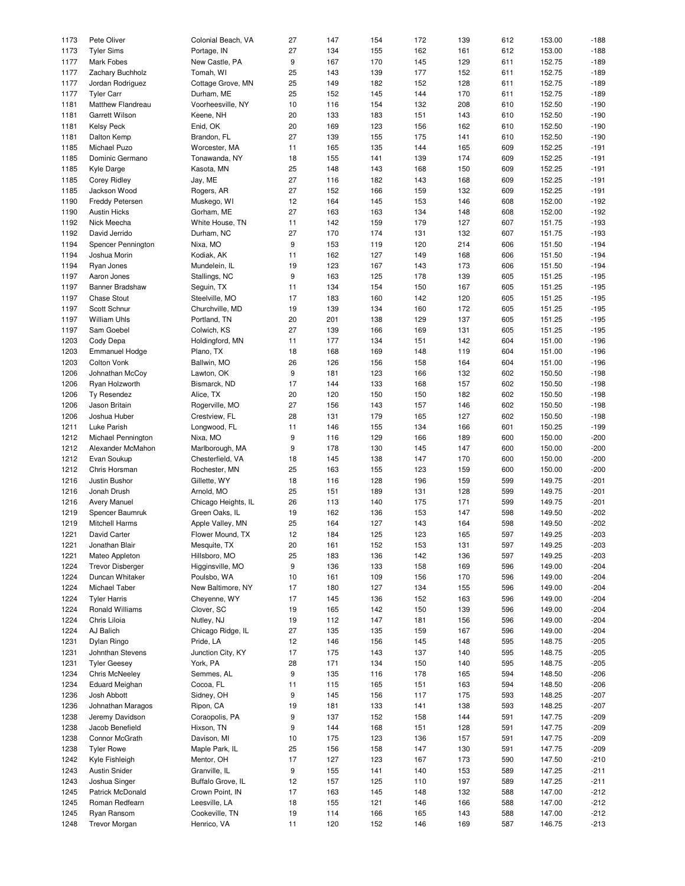| | | | | | | | | | | |
|---|---|---|---|---|---|---|---|---|---|---|
| 1173 | Pete Oliver | Colonial Beach, VA | 27 | 147 | 154 | 172 | 139 | 612 | 153.00 | -188 |
| 1173 | Tyler Sims | Portage, IN | 27 | 134 | 155 | 162 | 161 | 612 | 153.00 | -188 |
| 1177 | Mark Fobes | New Castle, PA | 9 | 167 | 170 | 145 | 129 | 611 | 152.75 | -189 |
| 1177 | Zachary Buchholz | Tomah, WI | 25 | 143 | 139 | 177 | 152 | 611 | 152.75 | -189 |
| 1177 | Jordan Rodriguez | Cottage Grove, MN | 25 | 149 | 182 | 152 | 128 | 611 | 152.75 | -189 |
| 1177 | Tyler Carr | Durham, ME | 25 | 152 | 145 | 144 | 170 | 611 | 152.75 | -189 |
| 1181 | Matthew Flandreau | Voorheesville, NY | 10 | 116 | 154 | 132 | 208 | 610 | 152.50 | -190 |
| 1181 | Garrett Wilson | Keene, NH | 20 | 133 | 183 | 151 | 143 | 610 | 152.50 | -190 |
| 1181 | Kelsy Peck | Enid, OK | 20 | 169 | 123 | 156 | 162 | 610 | 152.50 | -190 |
| 1181 | Dalton Kemp | Brandon, FL | 27 | 139 | 155 | 175 | 141 | 610 | 152.50 | -190 |
| 1185 | Michael Puzo | Worcester, MA | 11 | 165 | 135 | 144 | 165 | 609 | 152.25 | -191 |
| 1185 | Dominic Germano | Tonawanda, NY | 18 | 155 | 141 | 139 | 174 | 609 | 152.25 | -191 |
| 1185 | Kyle Darge | Kasota, MN | 25 | 148 | 143 | 168 | 150 | 609 | 152.25 | -191 |
| 1185 | Corey Ridley | Jay, ME | 27 | 116 | 182 | 143 | 168 | 609 | 152.25 | -191 |
| 1185 | Jackson Wood | Rogers, AR | 27 | 152 | 166 | 159 | 132 | 609 | 152.25 | -191 |
| 1190 | Freddy Petersen | Muskego, WI | 12 | 164 | 145 | 153 | 146 | 608 | 152.00 | -192 |
| 1190 | Austin Hicks | Gorham, ME | 27 | 163 | 163 | 134 | 148 | 608 | 152.00 | -192 |
| 1192 | Nick Meecha | White House, TN | 11 | 142 | 159 | 179 | 127 | 607 | 151.75 | -193 |
| 1192 | David Jerrido | Durham, NC | 27 | 170 | 174 | 131 | 132 | 607 | 151.75 | -193 |
| 1194 | Spencer Pennington | Nixa, MO | 9 | 153 | 119 | 120 | 214 | 606 | 151.50 | -194 |
| 1194 | Joshua Morin | Kodiak, AK | 11 | 162 | 127 | 149 | 168 | 606 | 151.50 | -194 |
| 1194 | Ryan Jones | Mundelein, IL | 19 | 123 | 167 | 143 | 173 | 606 | 151.50 | -194 |
| 1197 | Aaron Jones | Stallings, NC | 9 | 163 | 125 | 178 | 139 | 605 | 151.25 | -195 |
| 1197 | Banner Bradshaw | Seguin, TX | 11 | 134 | 154 | 150 | 167 | 605 | 151.25 | -195 |
| 1197 | Chase Stout | Steelville, MO | 17 | 183 | 160 | 142 | 120 | 605 | 151.25 | -195 |
| 1197 | Scott Schnur | Churchville, MD | 19 | 139 | 134 | 160 | 172 | 605 | 151.25 | -195 |
| 1197 | William Uhls | Portland, TN | 20 | 201 | 138 | 129 | 137 | 605 | 151.25 | -195 |
| 1197 | Sam Goebel | Colwich, KS | 27 | 139 | 166 | 169 | 131 | 605 | 151.25 | -195 |
| 1203 | Cody Depa | Holdingford, MN | 11 | 177 | 134 | 151 | 142 | 604 | 151.00 | -196 |
| 1203 | Emmanuel Hodge | Plano, TX | 18 | 168 | 169 | 148 | 119 | 604 | 151.00 | -196 |
| 1203 | Colton Vonk | Ballwin, MO | 26 | 126 | 156 | 158 | 164 | 604 | 151.00 | -196 |
| 1206 | Johnathan McCoy | Lawton, OK | 9 | 181 | 123 | 166 | 132 | 602 | 150.50 | -198 |
| 1206 | Ryan Holzworth | Bismarck, ND | 17 | 144 | 133 | 168 | 157 | 602 | 150.50 | -198 |
| 1206 | Ty Resendez | Alice, TX | 20 | 120 | 150 | 150 | 182 | 602 | 150.50 | -198 |
| 1206 | Jason Britain | Rogerville, MO | 27 | 156 | 143 | 157 | 146 | 602 | 150.50 | -198 |
| 1206 | Joshua Huber | Crestview, FL | 28 | 131 | 179 | 165 | 127 | 602 | 150.50 | -198 |
| 1211 | Luke Parish | Longwood, FL | 11 | 146 | 155 | 134 | 166 | 601 | 150.25 | -199 |
| 1212 | Michael Pennington | Nixa, MO | 9 | 116 | 129 | 166 | 189 | 600 | 150.00 | -200 |
| 1212 | Alexander McMahon | Marlborough, MA | 9 | 178 | 130 | 145 | 147 | 600 | 150.00 | -200 |
| 1212 | Evan Soukup | Chesterfield, VA | 18 | 145 | 138 | 147 | 170 | 600 | 150.00 | -200 |
| 1212 | Chris Horsman | Rochester, MN | 25 | 163 | 155 | 123 | 159 | 600 | 150.00 | -200 |
| 1216 | Justin Bushor | Gillette, WY | 18 | 116 | 128 | 196 | 159 | 599 | 149.75 | -201 |
| 1216 | Jonah Drush | Arnold, MO | 25 | 151 | 189 | 131 | 128 | 599 | 149.75 | -201 |
| 1216 | Avery Manuel | Chicago Heights, IL | 26 | 113 | 140 | 175 | 171 | 599 | 149.75 | -201 |
| 1219 | Spencer Baumruk | Green Oaks, IL | 19 | 162 | 136 | 153 | 147 | 598 | 149.50 | -202 |
| 1219 | Mitchell Harms | Apple Valley, MN | 25 | 164 | 127 | 143 | 164 | 598 | 149.50 | -202 |
| 1221 | David Carter | Flower Mound, TX | 12 | 184 | 125 | 123 | 165 | 597 | 149.25 | -203 |
| 1221 | Jonathan Blair | Mesquite, TX | 20 | 161 | 152 | 153 | 131 | 597 | 149.25 | -203 |
| 1221 | Mateo Appleton | Hillsboro, MO | 25 | 183 | 136 | 142 | 136 | 597 | 149.25 | -203 |
| 1224 | Trevor Disberger | Higginsville, MO | 9 | 136 | 133 | 158 | 169 | 596 | 149.00 | -204 |
| 1224 | Duncan Whitaker | Poulsbo, WA | 10 | 161 | 109 | 156 | 170 | 596 | 149.00 | -204 |
| 1224 | Michael Taber | New Baltimore, NY | 17 | 180 | 127 | 134 | 155 | 596 | 149.00 | -204 |
| 1224 | Tyler Harris | Cheyenne, WY | 17 | 145 | 136 | 152 | 163 | 596 | 149.00 | -204 |
| 1224 | Ronald Williams | Clover, SC | 19 | 165 | 142 | 150 | 139 | 596 | 149.00 | -204 |
| 1224 | Chris Liloia | Nutley, NJ | 19 | 112 | 147 | 181 | 156 | 596 | 149.00 | -204 |
| 1224 | AJ Balich | Chicago Ridge, IL | 27 | 135 | 135 | 159 | 167 | 596 | 149.00 | -204 |
| 1231 | Dylan Ringo | Pride, LA | 12 | 146 | 156 | 145 | 148 | 595 | 148.75 | -205 |
| 1231 | Johnthan Stevens | Junction City, KY | 17 | 175 | 143 | 137 | 140 | 595 | 148.75 | -205 |
| 1231 | Tyler Geesey | York, PA | 28 | 171 | 134 | 150 | 140 | 595 | 148.75 | -205 |
| 1234 | Chris McNeeley | Semmes, AL | 9 | 135 | 116 | 178 | 165 | 594 | 148.50 | -206 |
| 1234 | Eduard Meighan | Cocoa, FL | 11 | 115 | 165 | 151 | 163 | 594 | 148.50 | -206 |
| 1236 | Josh Abbott | Sidney, OH | 9 | 145 | 156 | 117 | 175 | 593 | 148.25 | -207 |
| 1236 | Johnathan Maragos | Ripon, CA | 19 | 181 | 133 | 141 | 138 | 593 | 148.25 | -207 |
| 1238 | Jeremy Davidson | Coraopolis, PA | 9 | 137 | 152 | 158 | 144 | 591 | 147.75 | -209 |
| 1238 | Jacob Benefield | Hixson, TN | 9 | 144 | 168 | 151 | 128 | 591 | 147.75 | -209 |
| 1238 | Connor McGrath | Davison, MI | 10 | 175 | 123 | 136 | 157 | 591 | 147.75 | -209 |
| 1238 | Tyler Rowe | Maple Park, IL | 25 | 156 | 158 | 147 | 130 | 591 | 147.75 | -209 |
| 1242 | Kyle Fishleigh | Mentor, OH | 17 | 127 | 123 | 167 | 173 | 590 | 147.50 | -210 |
| 1243 | Austin Snider | Granville, IL | 9 | 155 | 141 | 140 | 153 | 589 | 147.25 | -211 |
| 1243 | Joshua Singer | Buffalo Grove, IL | 12 | 157 | 125 | 110 | 197 | 589 | 147.25 | -211 |
| 1245 | Patrick McDonald | Crown Point, IN | 17 | 163 | 145 | 148 | 132 | 588 | 147.00 | -212 |
| 1245 | Roman Redfearn | Leesville, LA | 18 | 155 | 121 | 146 | 166 | 588 | 147.00 | -212 |
| 1245 | Ryan Ransom | Cookeville, TN | 19 | 114 | 166 | 165 | 143 | 588 | 147.00 | -212 |
| 1248 | Trevor Morgan | Henrico, VA | 11 | 120 | 152 | 146 | 169 | 587 | 146.75 | -213 |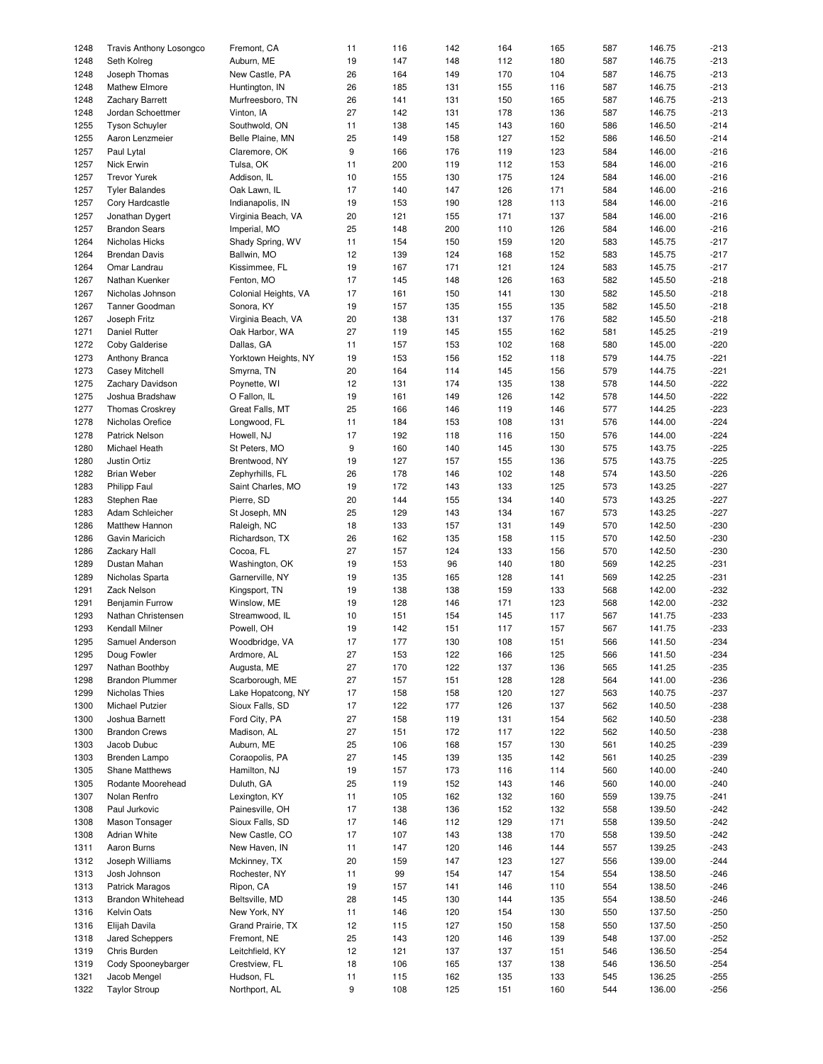| | | | | | | | | | | |
|---|---|---|---|---|---|---|---|---|---|---|
| 1248 | Travis Anthony Losongco | Fremont, CA | 11 | 116 | 142 | 164 | 165 | 587 | 146.75 | -213 |
| 1248 | Seth Kolreg | Auburn, ME | 19 | 147 | 148 | 112 | 180 | 587 | 146.75 | -213 |
| 1248 | Joseph Thomas | New Castle, PA | 26 | 164 | 149 | 170 | 104 | 587 | 146.75 | -213 |
| 1248 | Mathew Elmore | Huntington, IN | 26 | 185 | 131 | 155 | 116 | 587 | 146.75 | -213 |
| 1248 | Zachary Barrett | Murfreesboro, TN | 26 | 141 | 131 | 150 | 165 | 587 | 146.75 | -213 |
| 1248 | Jordan Schoettmer | Vinton, IA | 27 | 142 | 131 | 178 | 136 | 587 | 146.75 | -213 |
| 1255 | Tyson Schuyler | Southwold, ON | 11 | 138 | 145 | 143 | 160 | 586 | 146.50 | -214 |
| 1255 | Aaron Lenzmeier | Belle Plaine, MN | 25 | 149 | 158 | 127 | 152 | 586 | 146.50 | -214 |
| 1257 | Paul Lytal | Claremore, OK | 9 | 166 | 176 | 119 | 123 | 584 | 146.00 | -216 |
| 1257 | Nick Erwin | Tulsa, OK | 11 | 200 | 119 | 112 | 153 | 584 | 146.00 | -216 |
| 1257 | Trevor Yurek | Addison, IL | 10 | 155 | 130 | 175 | 124 | 584 | 146.00 | -216 |
| 1257 | Tyler Balandes | Oak Lawn, IL | 17 | 140 | 147 | 126 | 171 | 584 | 146.00 | -216 |
| 1257 | Cory Hardcastle | Indianapolis, IN | 19 | 153 | 190 | 128 | 113 | 584 | 146.00 | -216 |
| 1257 | Jonathan Dygert | Virginia Beach, VA | 20 | 121 | 155 | 171 | 137 | 584 | 146.00 | -216 |
| 1257 | Brandon Sears | Imperial, MO | 25 | 148 | 200 | 110 | 126 | 584 | 146.00 | -216 |
| 1264 | Nicholas Hicks | Shady Spring, WV | 11 | 154 | 150 | 159 | 120 | 583 | 145.75 | -217 |
| 1264 | Brendan Davis | Ballwin, MO | 12 | 139 | 124 | 168 | 152 | 583 | 145.75 | -217 |
| 1264 | Omar Landrau | Kissimmee, FL | 19 | 167 | 171 | 121 | 124 | 583 | 145.75 | -217 |
| 1267 | Nathan Kuenker | Fenton, MO | 17 | 145 | 148 | 126 | 163 | 582 | 145.50 | -218 |
| 1267 | Nicholas Johnson | Colonial Heights, VA | 17 | 161 | 150 | 141 | 130 | 582 | 145.50 | -218 |
| 1267 | Tanner Goodman | Sonora, KY | 19 | 157 | 135 | 155 | 135 | 582 | 145.50 | -218 |
| 1267 | Joseph Fritz | Virginia Beach, VA | 20 | 138 | 131 | 137 | 176 | 582 | 145.50 | -218 |
| 1271 | Daniel Rutter | Oak Harbor, WA | 27 | 119 | 145 | 155 | 162 | 581 | 145.25 | -219 |
| 1272 | Coby Galderise | Dallas, GA | 11 | 157 | 153 | 102 | 168 | 580 | 145.00 | -220 |
| 1273 | Anthony Branca | Yorktown Heights, NY | 19 | 153 | 156 | 152 | 118 | 579 | 144.75 | -221 |
| 1273 | Casey Mitchell | Smyrna, TN | 20 | 164 | 114 | 145 | 156 | 579 | 144.75 | -221 |
| 1275 | Zachary Davidson | Poynette, WI | 12 | 131 | 174 | 135 | 138 | 578 | 144.50 | -222 |
| 1275 | Joshua Bradshaw | O Fallon, IL | 19 | 161 | 149 | 126 | 142 | 578 | 144.50 | -222 |
| 1277 | Thomas Croskrey | Great Falls, MT | 25 | 166 | 146 | 119 | 146 | 577 | 144.25 | -223 |
| 1278 | Nicholas Orefice | Longwood, FL | 11 | 184 | 153 | 108 | 131 | 576 | 144.00 | -224 |
| 1278 | Patrick Nelson | Howell, NJ | 17 | 192 | 118 | 116 | 150 | 576 | 144.00 | -224 |
| 1280 | Michael Heath | St Peters, MO | 9 | 160 | 140 | 145 | 130 | 575 | 143.75 | -225 |
| 1280 | Justin Ortiz | Brentwood, NY | 19 | 127 | 157 | 155 | 136 | 575 | 143.75 | -225 |
| 1282 | Brian Weber | Zephyrhills, FL | 26 | 178 | 146 | 102 | 148 | 574 | 143.50 | -226 |
| 1283 | Philipp Faul | Saint Charles, MO | 19 | 172 | 143 | 133 | 125 | 573 | 143.25 | -227 |
| 1283 | Stephen Rae | Pierre, SD | 20 | 144 | 155 | 134 | 140 | 573 | 143.25 | -227 |
| 1283 | Adam Schleicher | St Joseph, MN | 25 | 129 | 143 | 134 | 167 | 573 | 143.25 | -227 |
| 1286 | Matthew Hannon | Raleigh, NC | 18 | 133 | 157 | 131 | 149 | 570 | 142.50 | -230 |
| 1286 | Gavin Maricich | Richardson, TX | 26 | 162 | 135 | 158 | 115 | 570 | 142.50 | -230 |
| 1286 | Zackary Hall | Cocoa, FL | 27 | 157 | 124 | 133 | 156 | 570 | 142.50 | -230 |
| 1289 | Dustan Mahan | Washington, OK | 19 | 153 | 96 | 140 | 180 | 569 | 142.25 | -231 |
| 1289 | Nicholas Sparta | Garnerville, NY | 19 | 135 | 165 | 128 | 141 | 569 | 142.25 | -231 |
| 1291 | Zack Nelson | Kingsport, TN | 19 | 138 | 138 | 159 | 133 | 568 | 142.00 | -232 |
| 1291 | Benjamin Furrow | Winslow, ME | 19 | 128 | 146 | 171 | 123 | 568 | 142.00 | -232 |
| 1293 | Nathan Christensen | Streamwood, IL | 10 | 151 | 154 | 145 | 117 | 567 | 141.75 | -233 |
| 1293 | Kendall Milner | Powell, OH | 19 | 142 | 151 | 117 | 157 | 567 | 141.75 | -233 |
| 1295 | Samuel Anderson | Woodbridge, VA | 17 | 177 | 130 | 108 | 151 | 566 | 141.50 | -234 |
| 1295 | Doug Fowler | Ardmore, AL | 27 | 153 | 122 | 166 | 125 | 566 | 141.50 | -234 |
| 1297 | Nathan Boothby | Augusta, ME | 27 | 170 | 122 | 137 | 136 | 565 | 141.25 | -235 |
| 1298 | Brandon Plummer | Scarborough, ME | 27 | 157 | 151 | 128 | 128 | 564 | 141.00 | -236 |
| 1299 | Nicholas Thies | Lake Hopatcong, NY | 17 | 158 | 158 | 120 | 127 | 563 | 140.75 | -237 |
| 1300 | Michael Putzier | Sioux Falls, SD | 17 | 122 | 177 | 126 | 137 | 562 | 140.50 | -238 |
| 1300 | Joshua Barnett | Ford City, PA | 27 | 158 | 119 | 131 | 154 | 562 | 140.50 | -238 |
| 1300 | Brandon Crews | Madison, AL | 27 | 151 | 172 | 117 | 122 | 562 | 140.50 | -238 |
| 1303 | Jacob Dubuc | Auburn, ME | 25 | 106 | 168 | 157 | 130 | 561 | 140.25 | -239 |
| 1303 | Brenden Lampo | Coraopolis, PA | 27 | 145 | 139 | 135 | 142 | 561 | 140.25 | -239 |
| 1305 | Shane Matthews | Hamilton, NJ | 19 | 157 | 173 | 116 | 114 | 560 | 140.00 | -240 |
| 1305 | Rodante Moorehead | Duluth, GA | 25 | 119 | 152 | 143 | 146 | 560 | 140.00 | -240 |
| 1307 | Nolan Renfro | Lexington, KY | 11 | 105 | 162 | 132 | 160 | 559 | 139.75 | -241 |
| 1308 | Paul Jurkovic | Painesville, OH | 17 | 138 | 136 | 152 | 132 | 558 | 139.50 | -242 |
| 1308 | Mason Tonsager | Sioux Falls, SD | 17 | 146 | 112 | 129 | 171 | 558 | 139.50 | -242 |
| 1308 | Adrian White | New Castle, CO | 17 | 107 | 143 | 138 | 170 | 558 | 139.50 | -242 |
| 1311 | Aaron Burns | New Haven, IN | 11 | 147 | 120 | 146 | 144 | 557 | 139.25 | -243 |
| 1312 | Joseph Williams | Mckinney, TX | 20 | 159 | 147 | 123 | 127 | 556 | 139.00 | -244 |
| 1313 | Josh Johnson | Rochester, NY | 11 | 99 | 154 | 147 | 154 | 554 | 138.50 | -246 |
| 1313 | Patrick Maragos | Ripon, CA | 19 | 157 | 141 | 146 | 110 | 554 | 138.50 | -246 |
| 1313 | Brandon Whitehead | Beltsville, MD | 28 | 145 | 130 | 144 | 135 | 554 | 138.50 | -246 |
| 1316 | Kelvin Oats | New York, NY | 11 | 146 | 120 | 154 | 130 | 550 | 137.50 | -250 |
| 1316 | Elijah Davila | Grand Prairie, TX | 12 | 115 | 127 | 150 | 158 | 550 | 137.50 | -250 |
| 1318 | Jared Scheppers | Fremont, NE | 25 | 143 | 120 | 146 | 139 | 548 | 137.00 | -252 |
| 1319 | Chris Burden | Leitchfield, KY | 12 | 121 | 137 | 137 | 151 | 546 | 136.50 | -254 |
| 1319 | Cody Spooneybarger | Crestview, FL | 18 | 106 | 165 | 137 | 138 | 546 | 136.50 | -254 |
| 1321 | Jacob Mengel | Hudson, FL | 11 | 115 | 162 | 135 | 133 | 545 | 136.25 | -255 |
| 1322 | Taylor Stroup | Northport, AL | 9 | 108 | 125 | 151 | 160 | 544 | 136.00 | -256 |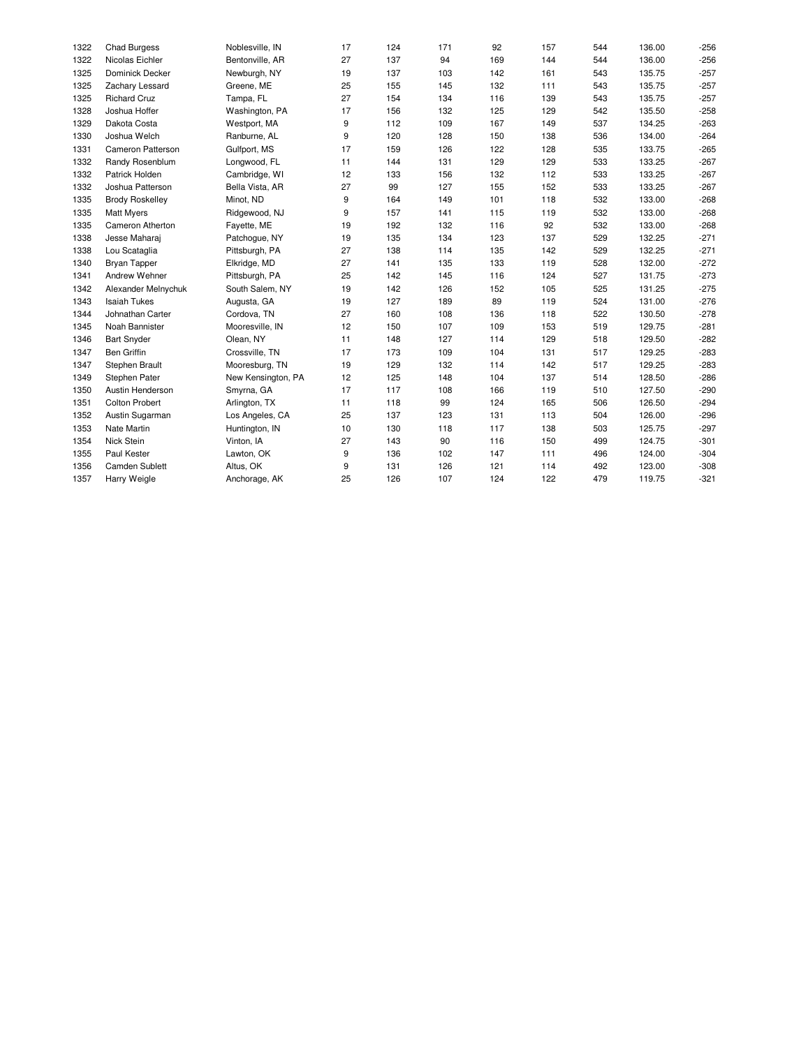| | | | | | | | | | | |
|---|---|---|---|---|---|---|---|---|---|---|
| 1322 | Chad Burgess | Noblesville, IN | 17 | 124 | 171 | 92 | 157 | 544 | 136.00 | -256 |
| 1322 | Nicolas Eichler | Bentonville, AR | 27 | 137 | 94 | 169 | 144 | 544 | 136.00 | -256 |
| 1325 | Dominick Decker | Newburgh, NY | 19 | 137 | 103 | 142 | 161 | 543 | 135.75 | -257 |
| 1325 | Zachary Lessard | Greene, ME | 25 | 155 | 145 | 132 | 111 | 543 | 135.75 | -257 |
| 1325 | Richard Cruz | Tampa, FL | 27 | 154 | 134 | 116 | 139 | 543 | 135.75 | -257 |
| 1328 | Joshua Hoffer | Washington, PA | 17 | 156 | 132 | 125 | 129 | 542 | 135.50 | -258 |
| 1329 | Dakota Costa | Westport, MA | 9 | 112 | 109 | 167 | 149 | 537 | 134.25 | -263 |
| 1330 | Joshua Welch | Ranburne, AL | 9 | 120 | 128 | 150 | 138 | 536 | 134.00 | -264 |
| 1331 | Cameron Patterson | Gulfport, MS | 17 | 159 | 126 | 122 | 128 | 535 | 133.75 | -265 |
| 1332 | Randy Rosenblum | Longwood, FL | 11 | 144 | 131 | 129 | 129 | 533 | 133.25 | -267 |
| 1332 | Patrick Holden | Cambridge, WI | 12 | 133 | 156 | 132 | 112 | 533 | 133.25 | -267 |
| 1332 | Joshua Patterson | Bella Vista, AR | 27 | 99 | 127 | 155 | 152 | 533 | 133.25 | -267 |
| 1335 | Brody Roskelley | Minot, ND | 9 | 164 | 149 | 101 | 118 | 532 | 133.00 | -268 |
| 1335 | Matt Myers | Ridgewood, NJ | 9 | 157 | 141 | 115 | 119 | 532 | 133.00 | -268 |
| 1335 | Cameron Atherton | Fayette, ME | 19 | 192 | 132 | 116 | 92 | 532 | 133.00 | -268 |
| 1338 | Jesse Maharaj | Patchogue, NY | 19 | 135 | 134 | 123 | 137 | 529 | 132.25 | -271 |
| 1338 | Lou Scataglia | Pittsburgh, PA | 27 | 138 | 114 | 135 | 142 | 529 | 132.25 | -271 |
| 1340 | Bryan Tapper | Elkridge, MD | 27 | 141 | 135 | 133 | 119 | 528 | 132.00 | -272 |
| 1341 | Andrew Wehner | Pittsburgh, PA | 25 | 142 | 145 | 116 | 124 | 527 | 131.75 | -273 |
| 1342 | Alexander Melnychuk | South Salem, NY | 19 | 142 | 126 | 152 | 105 | 525 | 131.25 | -275 |
| 1343 | Isaiah Tukes | Augusta, GA | 19 | 127 | 189 | 89 | 119 | 524 | 131.00 | -276 |
| 1344 | Johnathan Carter | Cordova, TN | 27 | 160 | 108 | 136 | 118 | 522 | 130.50 | -278 |
| 1345 | Noah Bannister | Mooresville, IN | 12 | 150 | 107 | 109 | 153 | 519 | 129.75 | -281 |
| 1346 | Bart Snyder | Olean, NY | 11 | 148 | 127 | 114 | 129 | 518 | 129.50 | -282 |
| 1347 | Ben Griffin | Crossville, TN | 17 | 173 | 109 | 104 | 131 | 517 | 129.25 | -283 |
| 1347 | Stephen Brault | Mooresburg, TN | 19 | 129 | 132 | 114 | 142 | 517 | 129.25 | -283 |
| 1349 | Stephen Pater | New Kensington, PA | 12 | 125 | 148 | 104 | 137 | 514 | 128.50 | -286 |
| 1350 | Austin Henderson | Smyrna, GA | 17 | 117 | 108 | 166 | 119 | 510 | 127.50 | -290 |
| 1351 | Colton Probert | Arlington, TX | 11 | 118 | 99 | 124 | 165 | 506 | 126.50 | -294 |
| 1352 | Austin Sugarman | Los Angeles, CA | 25 | 137 | 123 | 131 | 113 | 504 | 126.00 | -296 |
| 1353 | Nate Martin | Huntington, IN | 10 | 130 | 118 | 117 | 138 | 503 | 125.75 | -297 |
| 1354 | Nick Stein | Vinton, IA | 27 | 143 | 90 | 116 | 150 | 499 | 124.75 | -301 |
| 1355 | Paul Kester | Lawton, OK | 9 | 136 | 102 | 147 | 111 | 496 | 124.00 | -304 |
| 1356 | Camden Sublett | Altus, OK | 9 | 131 | 126 | 121 | 114 | 492 | 123.00 | -308 |
| 1357 | Harry Weigle | Anchorage, AK | 25 | 126 | 107 | 124 | 122 | 479 | 119.75 | -321 |